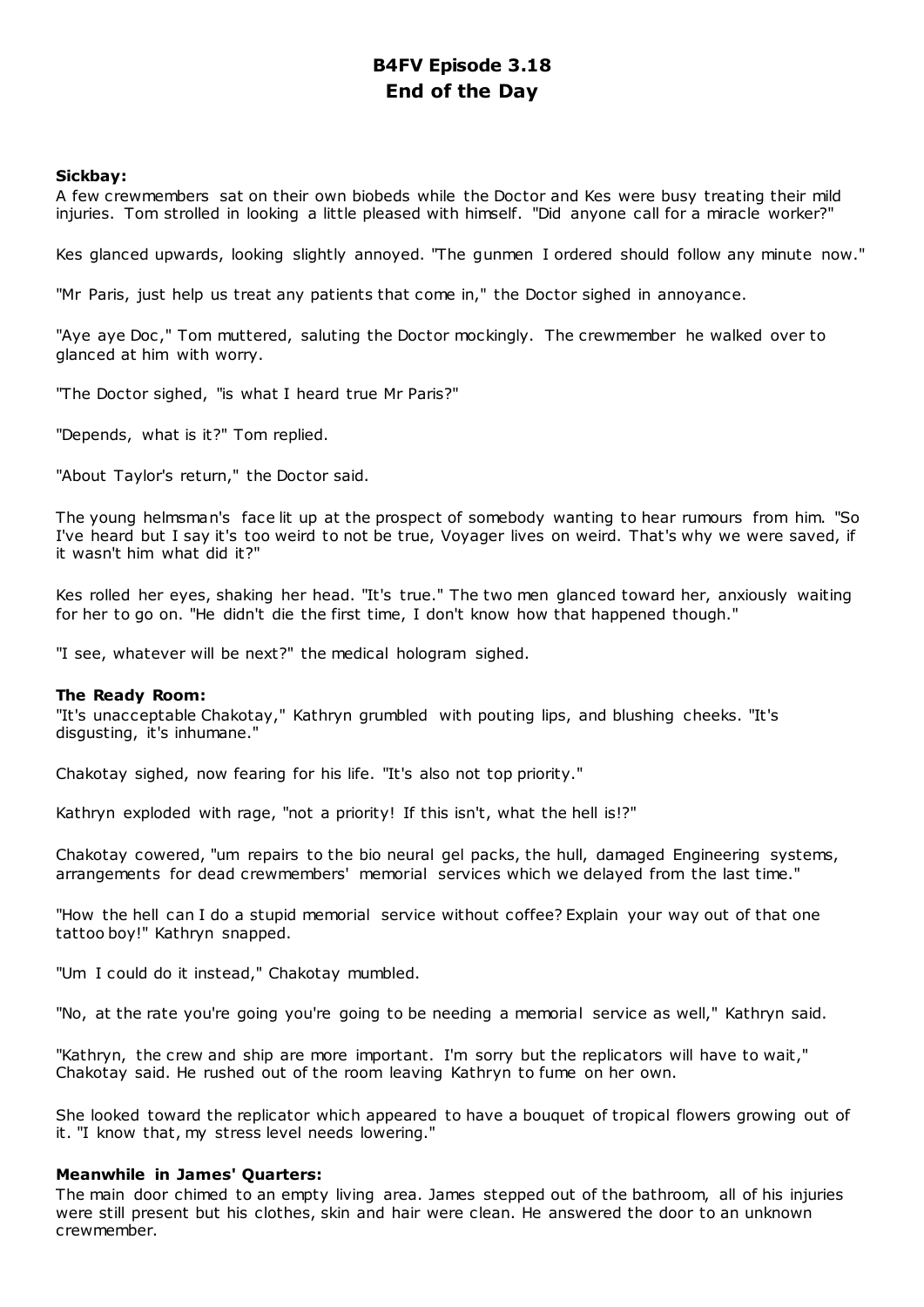# B4FV Episode 3.18
# End of the Day

**Sickbay:**
A few crewmembers sat on their own biobeds while the Doctor and Kes were busy treating their mild injuries. Tom strolled in looking a little pleased with himself. "Did anyone call for a miracle worker?"

Kes glanced upwards, looking slightly annoyed. "The gunmen I ordered should follow any minute now."

"Mr Paris, just help us treat any patients that come in," the Doctor sighed in annoyance.

"Aye aye Doc," Tom muttered, saluting the Doctor mockingly. The crewmember he walked over to glanced at him with worry.

"The Doctor sighed, "is what I heard true Mr Paris?"

"Depends, what is it?" Tom replied.

"About Taylor's return," the Doctor said.

The young helmsman's face lit up at the prospect of somebody wanting to hear rumours from him. "So I've heard but I say it's too weird to not be true, Voyager lives on weird. That's why we were saved, if it wasn't him what did it?"

Kes rolled her eyes, shaking her head. "It's true." The two men glanced toward her, anxiously waiting for her to go on. "He didn't die the first time, I don't know how that happened though."

"I see, whatever will be next?" the medical hologram sighed.

**The Ready Room:**
"It's unacceptable Chakotay," Kathryn grumbled with pouting lips, and blushing cheeks. "It's disgusting, it's inhumane."

Chakotay sighed, now fearing for his life. "It's also not top priority."

Kathryn exploded with rage, "not a priority! If this isn't, what the hell is!?"

Chakotay cowered, "um repairs to the bio neural gel packs, the hull, damaged Engineering systems, arrangements for dead crewmembers' memorial services which we delayed from the last time."

"How the hell can I do a stupid memorial service without coffee? Explain your way out of that one tattoo boy!" Kathryn snapped.

"Um I could do it instead," Chakotay mumbled.

"No, at the rate you're going you're going to be needing a memorial service as well," Kathryn said.

"Kathryn, the crew and ship are more important. I'm sorry but the replicators will have to wait," Chakotay said. He rushed out of the room leaving Kathryn to fume on her own.

She looked toward the replicator which appeared to have a bouquet of tropical flowers growing out of it. "I know that, my stress level needs lowering."

**Meanwhile in James' Quarters:**
The main door chimed to an empty living area. James stepped out of the bathroom, all of his injuries were still present but his clothes, skin and hair were clean. He answered the door to an unknown crewmember.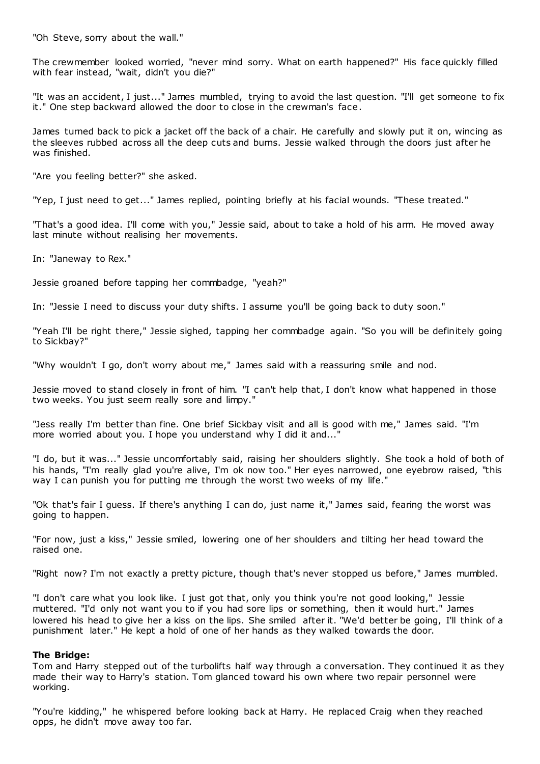"Oh Steve, sorry about the wall."

The crewmember looked worried, "never mind sorry. What on earth happened?" His face quickly filled with fear instead, "wait, didn't you die?"

"It was an accident, I just..." James mumbled, trying to avoid the last question. "I'll get someone to fix it." One step backward allowed the door to close in the crewman's face.

James turned back to pick a jacket off the back of a chair. He carefully and slowly put it on, wincing as the sleeves rubbed across all the deep cuts and burns. Jessie walked through the doors just after he was finished.

"Are you feeling better?" she asked.

"Yep, I just need to get..." James replied, pointing briefly at his facial wounds. "These treated."

"That's a good idea. I'll come with you," Jessie said, about to take a hold of his arm. He moved away last minute without realising her movements.

In: "Janeway to Rex."

Jessie groaned before tapping her commbadge, "yeah?"

In: "Jessie I need to discuss your duty shifts. I assume you'll be going back to duty soon."

"Yeah I'll be right there," Jessie sighed, tapping her commbadge again. "So you will be definitely going to Sickbay?"

"Why wouldn't I go, don't worry about me," James said with a reassuring smile and nod.

Jessie moved to stand closely in front of him. "I can't help that, I don't know what happened in those two weeks. You just seem really sore and limpy."

"Jess really I'm better than fine. One brief Sickbay visit and all is good with me," James said. "I'm more worried about you. I hope you understand why I did it and..."

"I do, but it was..." Jessie uncomfortably said, raising her shoulders slightly. She took a hold of both of his hands, "I'm really glad you're alive, I'm ok now too." Her eyes narrowed, one eyebrow raised, "this way I can punish you for putting me through the worst two weeks of my life."

"Ok that's fair I guess. If there's anything I can do, just name it," James said, fearing the worst was going to happen.

"For now, just a kiss," Jessie smiled, lowering one of her shoulders and tilting her head toward the raised one.

"Right now? I'm not exactly a pretty picture, though that's never stopped us before," James mumbled.

"I don't care what you look like. I just got that, only you think you're not good looking," Jessie muttered. "I'd only not want you to if you had sore lips or something, then it would hurt." James lowered his head to give her a kiss on the lips. She smiled after it. "We'd better be going, I'll think of a punishment later." He kept a hold of one of her hands as they walked towards the door.

**The Bridge:**
Tom and Harry stepped out of the turbolifts half way through a conversation. They continued it as they made their way to Harry's station. Tom glanced toward his own where two repair personnel were working.

"You're kidding," he whispered before looking back at Harry. He replaced Craig when they reached opps, he didn't move away too far.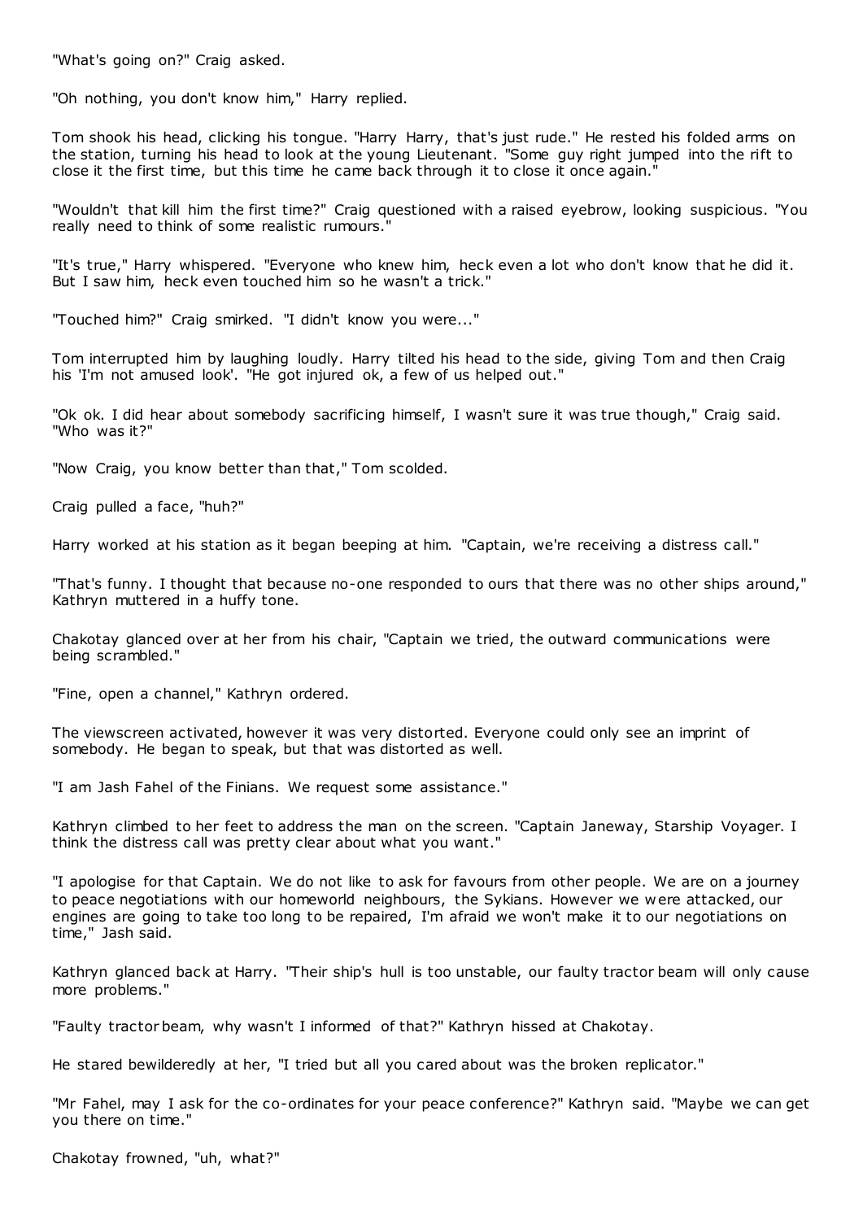"What's going on?" Craig asked.

"Oh nothing, you don't know him," Harry replied.

Tom shook his head, clicking his tongue. "Harry Harry, that's just rude." He rested his folded arms on the station, turning his head to look at the young Lieutenant. "Some guy right jumped into the rift to close it the first time, but this time he came back through it to close it once again."

"Wouldn't that kill him the first time?" Craig questioned with a raised eyebrow, looking suspicious. "You really need to think of some realistic rumours."

"It's true," Harry whispered. "Everyone who knew him, heck even a lot who don't know that he did it. But I saw him, heck even touched him so he wasn't a trick."

"Touched him?" Craig smirked. "I didn't know you were..."

Tom interrupted him by laughing loudly. Harry tilted his head to the side, giving Tom and then Craig his 'I'm not amused look'. "He got injured ok, a few of us helped out."

"Ok ok. I did hear about somebody sacrificing himself, I wasn't sure it was true though," Craig said. "Who was it?"

"Now Craig, you know better than that," Tom scolded.

Craig pulled a face, "huh?"

Harry worked at his station as it began beeping at him. "Captain, we're receiving a distress call."

"That's funny. I thought that because no-one responded to ours that there was no other ships around," Kathryn muttered in a huffy tone.

Chakotay glanced over at her from his chair, "Captain we tried, the outward communications were being scrambled."

"Fine, open a channel," Kathryn ordered.

The viewscreen activated, however it was very distorted. Everyone could only see an imprint of somebody. He began to speak, but that was distorted as well.

"I am Jash Fahel of the Finians. We request some assistance."

Kathryn climbed to her feet to address the man on the screen. "Captain Janeway, Starship Voyager. I think the distress call was pretty clear about what you want."

"I apologise for that Captain. We do not like to ask for favours from other people. We are on a journey to peace negotiations with our homeworld neighbours, the Sykians. However we were attacked, our engines are going to take too long to be repaired, I'm afraid we won't make it to our negotiations on time," Jash said.

Kathryn glanced back at Harry. "Their ship's hull is too unstable, our faulty tractor beam will only cause more problems."

"Faulty tractor beam, why wasn't I informed of that?" Kathryn hissed at Chakotay.

He stared bewilderedly at her, "I tried but all you cared about was the broken replicator."

"Mr Fahel, may I ask for the co-ordinates for your peace conference?" Kathryn said. "Maybe we can get you there on time."

Chakotay frowned, "uh, what?"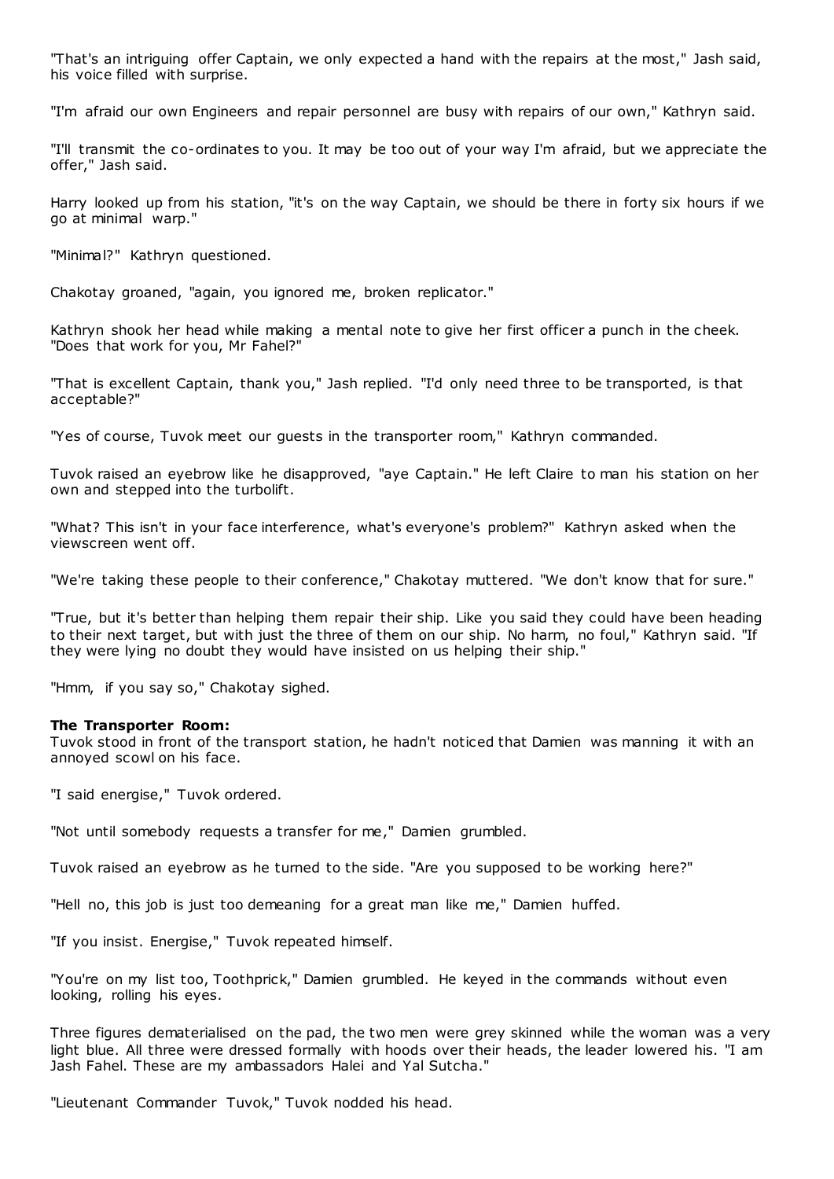"That's an intriguing offer Captain, we only expected a hand with the repairs at the most," Jash said, his voice filled with surprise.

"I'm afraid our own Engineers and repair personnel are busy with repairs of our own," Kathryn said.

"I'll transmit the co-ordinates to you. It may be too out of your way I'm afraid, but we appreciate the offer," Jash said.

Harry looked up from his station, "it's on the way Captain, we should be there in forty six hours if we go at minimal warp."

"Minimal?" Kathryn questioned.

Chakotay groaned, "again, you ignored me, broken replicator."

Kathryn shook her head while making a mental note to give her first officer a punch in the cheek. "Does that work for you, Mr Fahel?"

"That is excellent Captain, thank you," Jash replied. "I'd only need three to be transported, is that acceptable?"

"Yes of course, Tuvok meet our guests in the transporter room," Kathryn commanded.

Tuvok raised an eyebrow like he disapproved, "aye Captain." He left Claire to man his station on her own and stepped into the turbolift.

"What? This isn't in your face interference, what's everyone's problem?" Kathryn asked when the viewscreen went off.

"We're taking these people to their conference," Chakotay muttered. "We don't know that for sure."

"True, but it's better than helping them repair their ship. Like you said they could have been heading to their next target, but with just the three of them on our ship. No harm, no foul," Kathryn said. "If they were lying no doubt they would have insisted on us helping their ship."

"Hmm, if you say so," Chakotay sighed.

**The Transporter Room:**
Tuvok stood in front of the transport station, he hadn't noticed that Damien was manning it with an annoyed scowl on his face.

"I said energise," Tuvok ordered.

"Not until somebody requests a transfer for me," Damien grumbled.

Tuvok raised an eyebrow as he turned to the side. "Are you supposed to be working here?"

"Hell no, this job is just too demeaning for a great man like me," Damien huffed.

"If you insist. Energise," Tuvok repeated himself.

"You're on my list too, Toothprick," Damien grumbled. He keyed in the commands without even looking, rolling his eyes.

Three figures dematerialised on the pad, the two men were grey skinned while the woman was a very light blue. All three were dressed formally with hoods over their heads, the leader lowered his. "I am Jash Fahel. These are my ambassadors Halei and Yal Sutcha."

"Lieutenant Commander Tuvok," Tuvok nodded his head.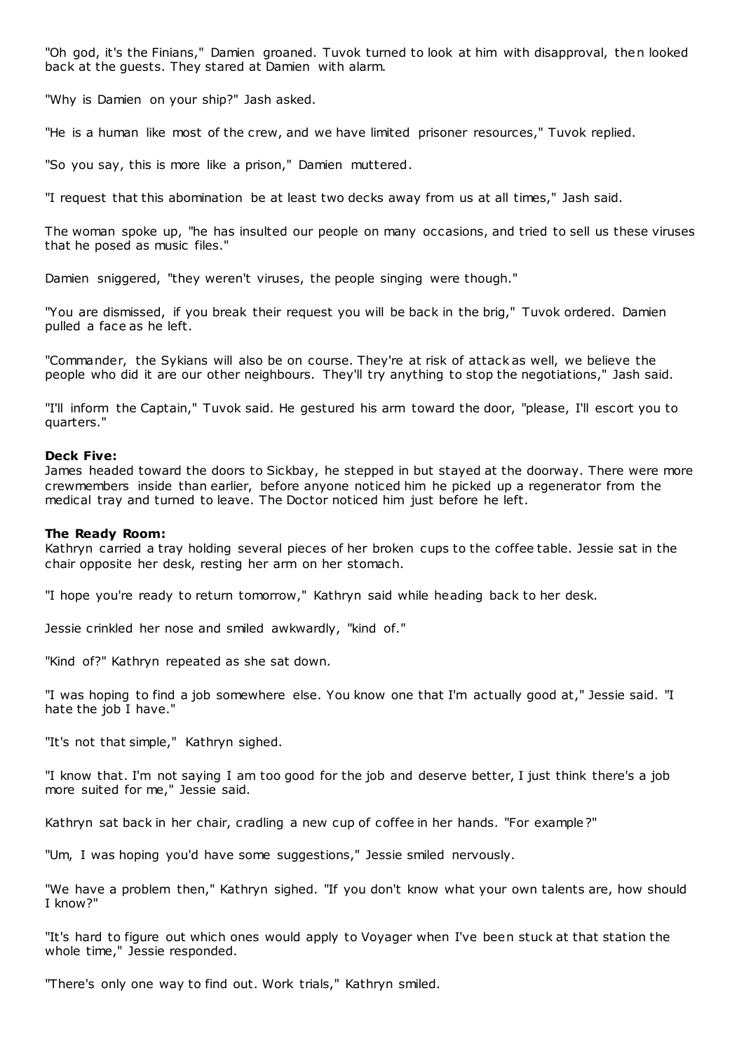"Oh god, it's the Finians," Damien groaned. Tuvok turned to look at him with disapproval, then looked back at the guests. They stared at Damien with alarm.

"Why is Damien on your ship?" Jash asked.

"He is a human like most of the crew, and we have limited prisoner resources," Tuvok replied.

"So you say, this is more like a prison," Damien muttered.

"I request that this abomination be at least two decks away from us at all times," Jash said.

The woman spoke up, "he has insulted our people on many occasions, and tried to sell us these viruses that he posed as music files."

Damien sniggered, "they weren't viruses, the people singing were though."

"You are dismissed, if you break their request you will be back in the brig," Tuvok ordered. Damien pulled a face as he left.

"Commander, the Sykians will also be on course. They're at risk of attack as well, we believe the people who did it are our other neighbours. They'll try anything to stop the negotiations," Jash said.

"I'll inform the Captain," Tuvok said. He gestured his arm toward the door, "please, I'll escort you to quarters."

**Deck Five:**
James headed toward the doors to Sickbay, he stepped in but stayed at the doorway. There were more crewmembers inside than earlier, before anyone noticed him he picked up a regenerator from the medical tray and turned to leave. The Doctor noticed him just before he left.

**The Ready Room:**
Kathryn carried a tray holding several pieces of her broken cups to the coffee table. Jessie sat in the chair opposite her desk, resting her arm on her stomach.

"I hope you're ready to return tomorrow," Kathryn said while heading back to her desk.

Jessie crinkled her nose and smiled awkwardly, "kind of."

"Kind of?" Kathryn repeated as she sat down.

"I was hoping to find a job somewhere else. You know one that I'm actually good at," Jessie said. "I hate the job I have."

"It's not that simple," Kathryn sighed.

"I know that. I'm not saying I am too good for the job and deserve better, I just think there's a job more suited for me," Jessie said.

Kathryn sat back in her chair, cradling a new cup of coffee in her hands. "For example?"

"Um, I was hoping you'd have some suggestions," Jessie smiled nervously.

"We have a problem then," Kathryn sighed. "If you don't know what your own talents are, how should I know?"

"It's hard to figure out which ones would apply to Voyager when I've been stuck at that station the whole time," Jessie responded.

"There's only one way to find out. Work trials," Kathryn smiled.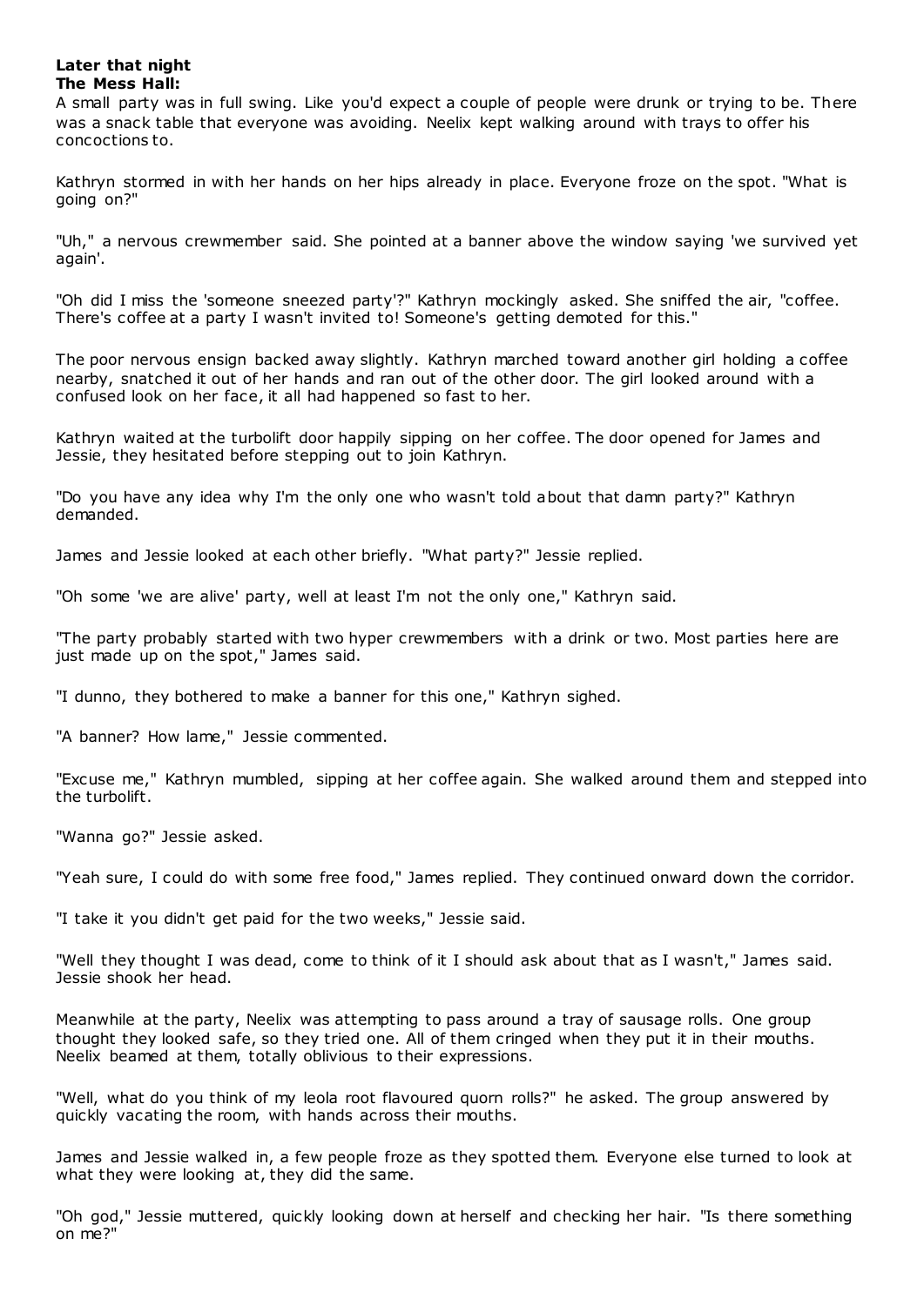**Later that night**
**The Mess Hall:**

A small party was in full swing. Like you'd expect a couple of people were drunk or trying to be. There was a snack table that everyone was avoiding. Neelix kept walking around with trays to offer his concoctions to.

Kathryn stormed in with her hands on her hips already in place. Everyone froze on the spot. "What is going on?"

"Uh," a nervous crewmember said. She pointed at a banner above the window saying 'we survived yet again'.

"Oh did I miss the 'someone sneezed party'?" Kathryn mockingly asked. She sniffed the air, "coffee. There's coffee at a party I wasn't invited to! Someone's getting demoted for this."

The poor nervous ensign backed away slightly. Kathryn marched toward another girl holding a coffee nearby, snatched it out of her hands and ran out of the other door. The girl looked around with a confused look on her face, it all had happened so fast to her.

Kathryn waited at the turbolift door happily sipping on her coffee. The door opened for James and Jessie, they hesitated before stepping out to join Kathryn.

"Do you have any idea why I'm the only one who wasn't told about that damn party?" Kathryn demanded.

James and Jessie looked at each other briefly. "What party?" Jessie replied.

"Oh some 'we are alive' party, well at least I'm not the only one," Kathryn said.

"The party probably started with two hyper crewmembers with a drink or two. Most parties here are just made up on the spot," James said.

"I dunno, they bothered to make a banner for this one," Kathryn sighed.

"A banner? How lame," Jessie commented.

"Excuse me," Kathryn mumbled, sipping at her coffee again. She walked around them and stepped into the turbolift.

"Wanna go?" Jessie asked.

"Yeah sure, I could do with some free food," James replied. They continued onward down the corridor.

"I take it you didn't get paid for the two weeks," Jessie said.

"Well they thought I was dead, come to think of it I should ask about that as I wasn't," James said. Jessie shook her head.

Meanwhile at the party, Neelix was attempting to pass around a tray of sausage rolls. One group thought they looked safe, so they tried one. All of them cringed when they put it in their mouths. Neelix beamed at them, totally oblivious to their expressions.

"Well, what do you think of my leola root flavoured quorn rolls?" he asked. The group answered by quickly vacating the room, with hands across their mouths.

James and Jessie walked in, a few people froze as they spotted them. Everyone else turned to look at what they were looking at, they did the same.

"Oh god," Jessie muttered, quickly looking down at herself and checking her hair. "Is there something on me?"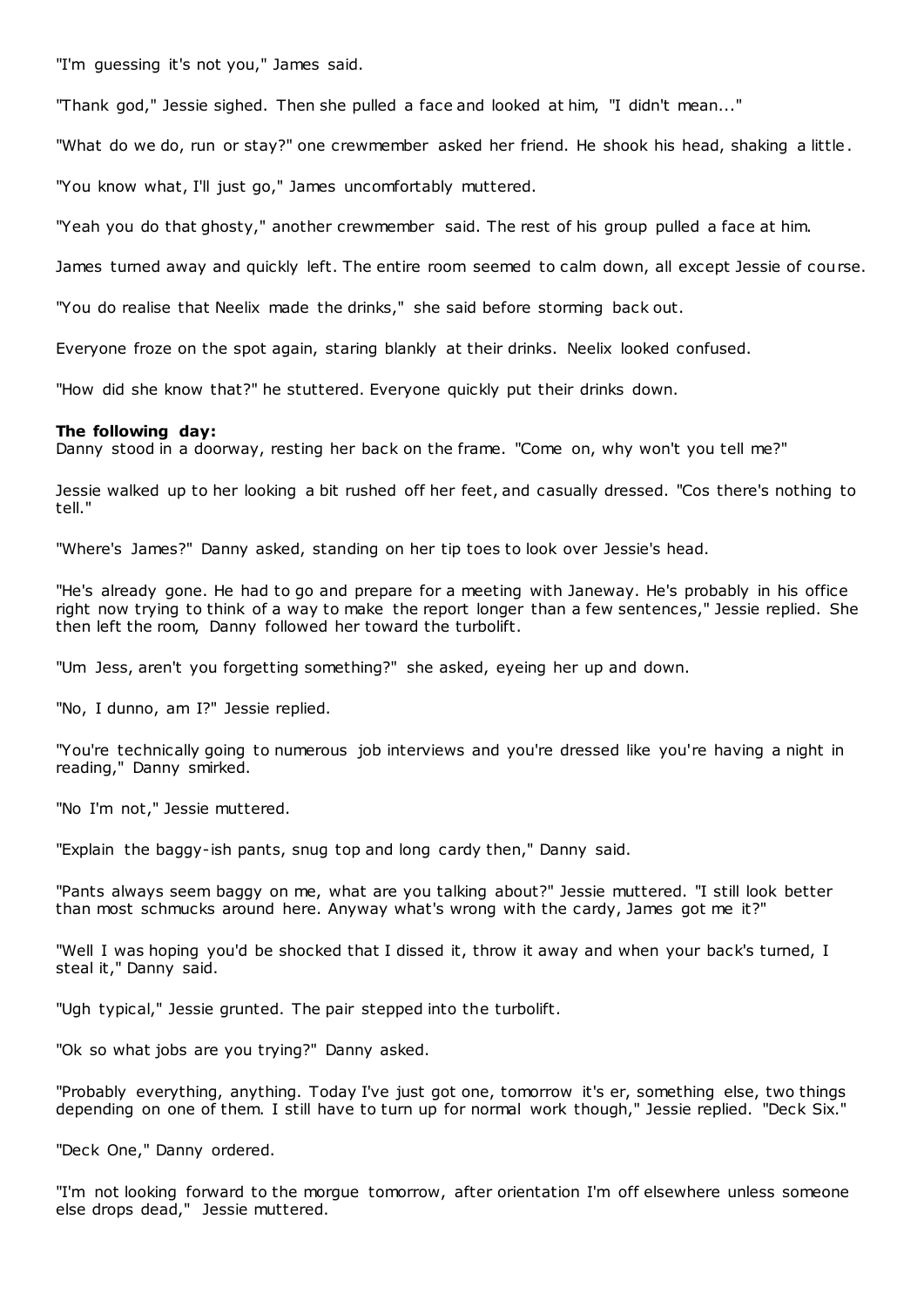"I'm guessing it's not you," James said.

"Thank god," Jessie sighed. Then she pulled a face and looked at him, "I didn't mean..."

"What do we do, run or stay?" one crewmember asked her friend. He shook his head, shaking a little.

"You know what, I'll just go," James uncomfortably muttered.

"Yeah you do that ghosty," another crewmember said. The rest of his group pulled a face at him.

James turned away and quickly left. The entire room seemed to calm down, all except Jessie of course.

"You do realise that Neelix made the drinks," she said before storming back out.

Everyone froze on the spot again, staring blankly at their drinks. Neelix looked confused.

"How did she know that?" he stuttered. Everyone quickly put their drinks down.

**The following day:**
Danny stood in a doorway, resting her back on the frame. "Come on, why won't you tell me?"

Jessie walked up to her looking a bit rushed off her feet, and casually dressed. "Cos there's nothing to tell."

"Where's James?" Danny asked, standing on her tip toes to look over Jessie's head.

"He's already gone. He had to go and prepare for a meeting with Janeway. He's probably in his office right now trying to think of a way to make the report longer than a few sentences," Jessie replied. She then left the room, Danny followed her toward the turbolift.

"Um Jess, aren't you forgetting something?" she asked, eyeing her up and down.

"No, I dunno, am I?" Jessie replied.

"You're technically going to numerous job interviews and you're dressed like you're having a night in reading," Danny smirked.

"No I'm not," Jessie muttered.

"Explain the baggy-ish pants, snug top and long cardy then," Danny said.

"Pants always seem baggy on me, what are you talking about?" Jessie muttered. "I still look better than most schmucks around here. Anyway what's wrong with the cardy, James got me it?"

"Well I was hoping you'd be shocked that I dissed it, throw it away and when your back's turned, I steal it," Danny said.

"Ugh typical," Jessie grunted. The pair stepped into the turbolift.

"Ok so what jobs are you trying?" Danny asked.

"Probably everything, anything. Today I've just got one, tomorrow it's er, something else, two things depending on one of them. I still have to turn up for normal work though," Jessie replied. "Deck Six."

"Deck One," Danny ordered.

"I'm not looking forward to the morgue tomorrow, after orientation I'm off elsewhere unless someone else drops dead," Jessie muttered.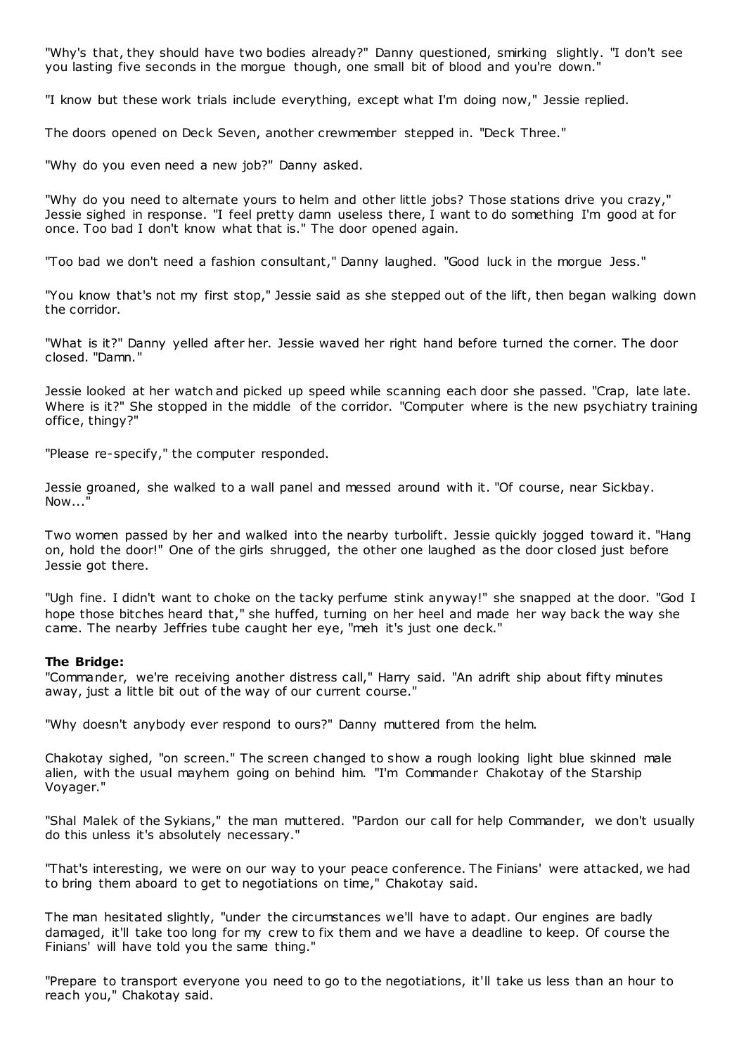"Why's that, they should have two bodies already?" Danny questioned, smirking slightly. "I don't see you lasting five seconds in the morgue though, one small bit of blood and you're down."

"I know but these work trials include everything, except what I'm doing now," Jessie replied.

The doors opened on Deck Seven, another crewmember stepped in. "Deck Three."

"Why do you even need a new job?" Danny asked.

"Why do you need to alternate yours to helm and other little jobs? Those stations drive you crazy," Jessie sighed in response. "I feel pretty damn useless there, I want to do something I'm good at for once. Too bad I don't know what that is." The door opened again.

"Too bad we don't need a fashion consultant," Danny laughed. "Good luck in the morgue Jess."

"You know that's not my first stop," Jessie said as she stepped out of the lift, then began walking down the corridor.

"What is it?" Danny yelled after her. Jessie waved her right hand before turned the corner. The door closed. "Damn."

Jessie looked at her watch and picked up speed while scanning each door she passed. "Crap, late late. Where is it?" She stopped in the middle of the corridor. "Computer where is the new psychiatry training office, thingy?"

"Please re-specify," the computer responded.

Jessie groaned, she walked to a wall panel and messed around with it. "Of course, near Sickbay. Now..."

Two women passed by her and walked into the nearby turbolift. Jessie quickly jogged toward it. "Hang on, hold the door!" One of the girls shrugged, the other one laughed as the door closed just before Jessie got there.

"Ugh fine. I didn't want to choke on the tacky perfume stink anyway!" she snapped at the door. "God I hope those bitches heard that," she huffed, turning on her heel and made her way back the way she came. The nearby Jeffries tube caught her eye, "meh it's just one deck."

**The Bridge:**
"Commander, we're receiving another distress call," Harry said. "An adrift ship about fifty minutes away, just a little bit out of the way of our current course."

"Why doesn't anybody ever respond to ours?" Danny muttered from the helm.

Chakotay sighed, "on screen." The screen changed to show a rough looking light blue skinned male alien, with the usual mayhem going on behind him. "I'm Commander Chakotay of the Starship Voyager."

"Shal Malek of the Sykians," the man muttered. "Pardon our call for help Commander, we don't usually do this unless it's absolutely necessary."

"That's interesting, we were on our way to your peace conference. The Finians' were attacked, we had to bring them aboard to get to negotiations on time," Chakotay said.

The man hesitated slightly, "under the circumstances we'll have to adapt. Our engines are badly damaged, it'll take too long for my crew to fix them and we have a deadline to keep. Of course the Finians' will have told you the same thing."

"Prepare to transport everyone you need to go to the negotiations, it'll take us less than an hour to reach you," Chakotay said.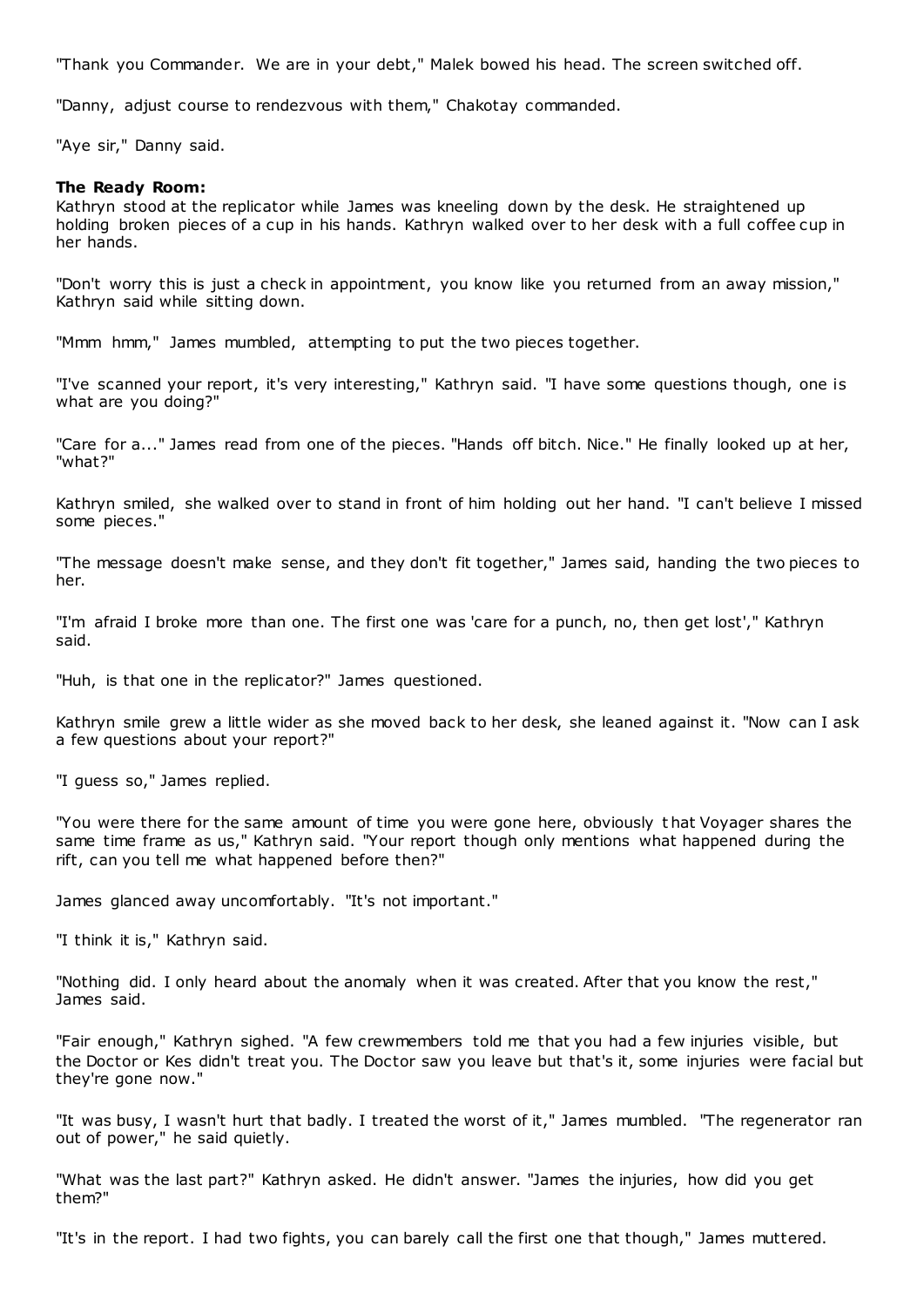"Thank you Commander. We are in your debt," Malek bowed his head. The screen switched off.

"Danny, adjust course to rendezvous with them," Chakotay commanded.

"Aye sir," Danny said.

**The Ready Room:**
Kathryn stood at the replicator while James was kneeling down by the desk. He straightened up holding broken pieces of a cup in his hands. Kathryn walked over to her desk with a full coffee cup in her hands.

"Don't worry this is just a check in appointment, you know like you returned from an away mission," Kathryn said while sitting down.

"Mmm hmm," James mumbled, attempting to put the two pieces together.

"I've scanned your report, it's very interesting," Kathryn said. "I have some questions though, one is what are you doing?"

"Care for a..." James read from one of the pieces. "Hands off bitch. Nice." He finally looked up at her, "what?"

Kathryn smiled, she walked over to stand in front of him holding out her hand. "I can't believe I missed some pieces."

"The message doesn't make sense, and they don't fit together," James said, handing the two pieces to her.

"I'm afraid I broke more than one. The first one was 'care for a punch, no, then get lost'," Kathryn said.

"Huh, is that one in the replicator?" James questioned.

Kathryn smile grew a little wider as she moved back to her desk, she leaned against it. "Now can I ask a few questions about your report?"

"I guess so," James replied.

"You were there for the same amount of time you were gone here, obviously that Voyager shares the same time frame as us," Kathryn said. "Your report though only mentions what happened during the rift, can you tell me what happened before then?"

James glanced away uncomfortably. "It's not important."

"I think it is," Kathryn said.

"Nothing did. I only heard about the anomaly when it was created. After that you know the rest," James said.

"Fair enough," Kathryn sighed. "A few crewmembers told me that you had a few injuries visible, but the Doctor or Kes didn't treat you. The Doctor saw you leave but that's it, some injuries were facial but they're gone now."

"It was busy, I wasn't hurt that badly. I treated the worst of it," James mumbled. "The regenerator ran out of power," he said quietly.

"What was the last part?" Kathryn asked. He didn't answer. "James the injuries, how did you get them?"

"It's in the report. I had two fights, you can barely call the first one that though," James muttered.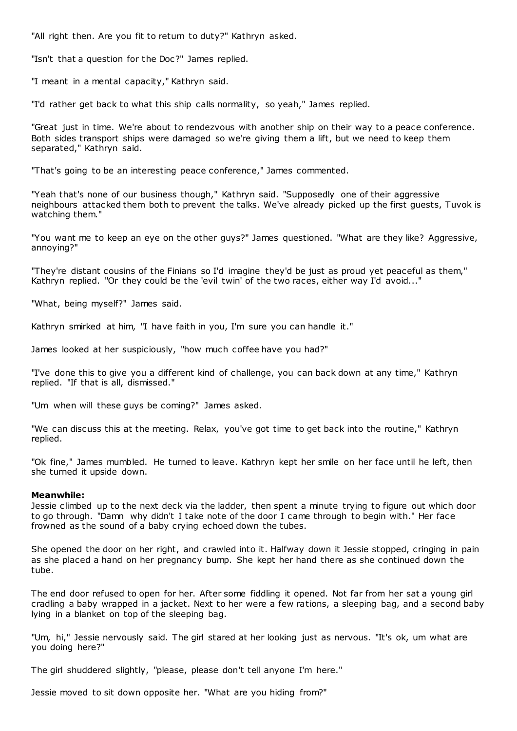"All right then. Are you fit to return to duty?" Kathryn asked.

"Isn't that a question for the Doc?" James replied.

"I meant in a mental capacity," Kathryn said.

"I'd rather get back to what this ship calls normality, so yeah," James replied.

"Great just in time. We're about to rendezvous with another ship on their way to a peace conference. Both sides transport ships were damaged so we're giving them a lift, but we need to keep them separated," Kathryn said.

"That's going to be an interesting peace conference," James commented.

"Yeah that's none of our business though," Kathryn said. "Supposedly one of their aggressive neighbours attacked them both to prevent the talks. We've already picked up the first guests, Tuvok is watching them."

"You want me to keep an eye on the other guys?" James questioned. "What are they like? Aggressive, annoying?"

"They're distant cousins of the Finians so I'd imagine they'd be just as proud yet peaceful as them," Kathryn replied. "Or they could be the 'evil twin' of the two races, either way I'd avoid..."

"What, being myself?" James said.

Kathryn smirked at him, "I have faith in you, I'm sure you can handle it."

James looked at her suspiciously, "how much coffee have you had?"

"I've done this to give you a different kind of challenge, you can back down at any time," Kathryn replied. "If that is all, dismissed."

"Um when will these guys be coming?" James asked.

"We can discuss this at the meeting. Relax, you've got time to get back into the routine," Kathryn replied.

"Ok fine," James mumbled. He turned to leave. Kathryn kept her smile on her face until he left, then she turned it upside down.

**Meanwhile:**
Jessie climbed up to the next deck via the ladder, then spent a minute trying to figure out which door to go through. "Damn why didn't I take note of the door I came through to begin with." Her face frowned as the sound of a baby crying echoed down the tubes.

She opened the door on her right, and crawled into it. Halfway down it Jessie stopped, cringing in pain as she placed a hand on her pregnancy bump. She kept her hand there as she continued down the tube.

The end door refused to open for her. After some fiddling it opened. Not far from her sat a young girl cradling a baby wrapped in a jacket. Next to her were a few rations, a sleeping bag, and a second baby lying in a blanket on top of the sleeping bag.

"Um, hi," Jessie nervously said. The girl stared at her looking just as nervous. "It's ok, um what are you doing here?"

The girl shuddered slightly, "please, please don't tell anyone I'm here."

Jessie moved to sit down opposite her. "What are you hiding from?"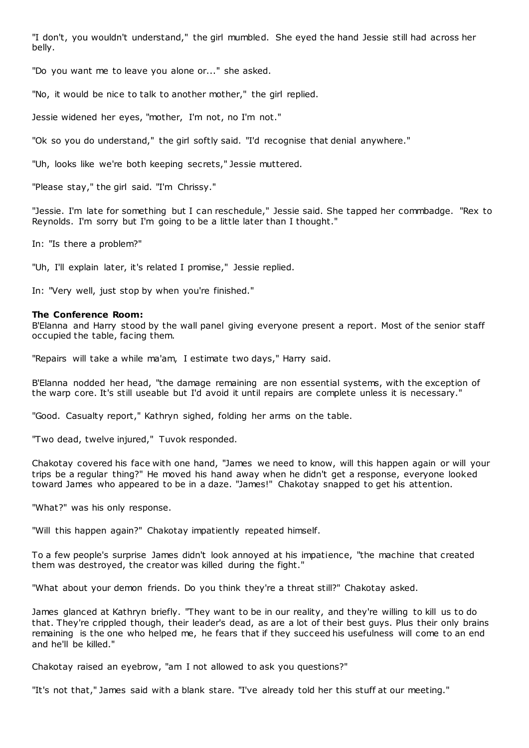"I don't, you wouldn't understand," the girl mumbled. She eyed the hand Jessie still had across her belly.

"Do you want me to leave you alone or..." she asked.

"No, it would be nice to talk to another mother," the girl replied.

Jessie widened her eyes, "mother, I'm not, no I'm not."

"Ok so you do understand," the girl softly said. "I'd recognise that denial anywhere."

"Uh, looks like we're both keeping secrets," Jessie muttered.

"Please stay," the girl said. "I'm Chrissy."

"Jessie. I'm late for something but I can reschedule," Jessie said. She tapped her commbadge. "Rex to Reynolds. I'm sorry but I'm going to be a little later than I thought."

In: "Is there a problem?"

"Uh, I'll explain later, it's related I promise," Jessie replied.

In: "Very well, just stop by when you're finished."

**The Conference Room:**
B'Elanna and Harry stood by the wall panel giving everyone present a report. Most of the senior staff occupied the table, facing them.

"Repairs will take a while ma'am, I estimate two days," Harry said.

B'Elanna nodded her head, "the damage remaining are non essential systems, with the exception of the warp core. It's still useable but I'd avoid it until repairs are complete unless it is necessary."

"Good. Casualty report," Kathryn sighed, folding her arms on the table.

"Two dead, twelve injured," Tuvok responded.

Chakotay covered his face with one hand, "James we need to know, will this happen again or will your trips be a regular thing?" He moved his hand away when he didn't get a response, everyone looked toward James who appeared to be in a daze. "James!" Chakotay snapped to get his attention.

"What?" was his only response.

"Will this happen again?" Chakotay impatiently repeated himself.

To a few people's surprise James didn't look annoyed at his impatience, "the machine that created them was destroyed, the creator was killed during the fight."

"What about your demon friends. Do you think they're a threat still?" Chakotay asked.

James glanced at Kathryn briefly. "They want to be in our reality, and they're willing to kill us to do that. They're crippled though, their leader's dead, as are a lot of their best guys. Plus their only brains remaining is the one who helped me, he fears that if they succeed his usefulness will come to an end and he'll be killed."

Chakotay raised an eyebrow, "am I not allowed to ask you questions?"

"It's not that," James said with a blank stare. "I've already told her this stuff at our meeting."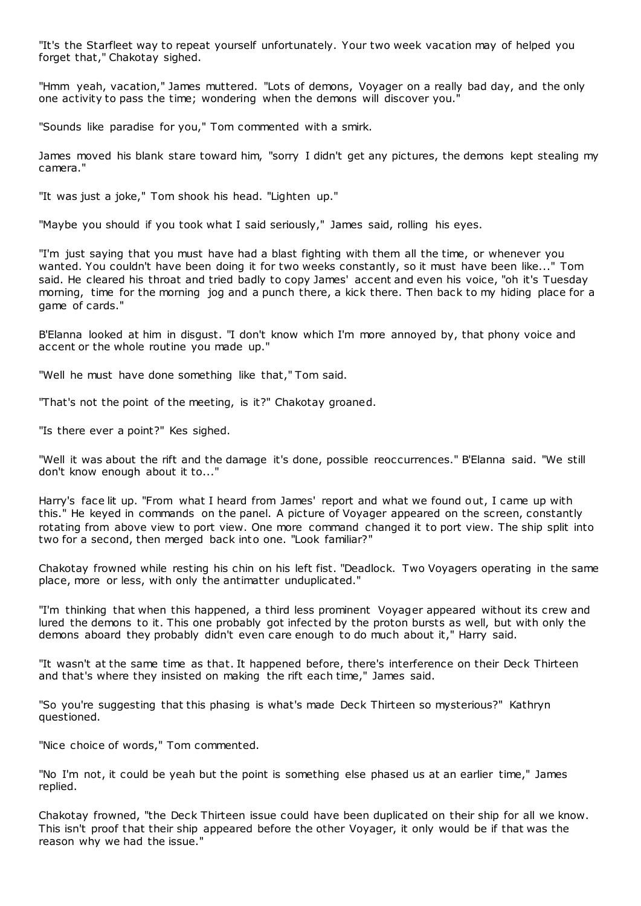"It's the Starfleet way to repeat yourself unfortunately. Your two week vacation may of helped you forget that," Chakotay sighed.

"Hmm yeah, vacation," James muttered. "Lots of demons, Voyager on a really bad day, and the only one activity to pass the time; wondering when the demons will discover you."

"Sounds like paradise for you," Tom commented with a smirk.

James moved his blank stare toward him, "sorry I didn't get any pictures, the demons kept stealing my camera."

"It was just a joke," Tom shook his head. "Lighten up."

"Maybe you should if you took what I said seriously," James said, rolling his eyes.

"I'm just saying that you must have had a blast fighting with them all the time, or whenever you wanted. You couldn't have been doing it for two weeks constantly, so it must have been like..." Tom said. He cleared his throat and tried badly to copy James' accent and even his voice, "oh it's Tuesday morning, time for the morning jog and a punch there, a kick there. Then back to my hiding place for a game of cards."

B'Elanna looked at him in disgust. "I don't know which I'm more annoyed by, that phony voice and accent or the whole routine you made up."

"Well he must have done something like that," Tom said.

"That's not the point of the meeting, is it?" Chakotay groaned.

"Is there ever a point?" Kes sighed.

"Well it was about the rift and the damage it's done, possible reoccurrences." B'Elanna said. "We still don't know enough about it to..."

Harry's face lit up. "From what I heard from James' report and what we found out, I came up with this." He keyed in commands on the panel. A picture of Voyager appeared on the screen, constantly rotating from above view to port view. One more command changed it to port view. The ship split into two for a second, then merged back into one. "Look familiar?"

Chakotay frowned while resting his chin on his left fist. "Deadlock. Two Voyagers operating in the same place, more or less, with only the antimatter unduplicated."

"I'm thinking that when this happened, a third less prominent Voyager appeared without its crew and lured the demons to it. This one probably got infected by the proton bursts as well, but with only the demons aboard they probably didn't even care enough to do much about it," Harry said.

"It wasn't at the same time as that. It happened before, there's interference on their Deck Thirteen and that's where they insisted on making the rift each time," James said.

"So you're suggesting that this phasing is what's made Deck Thirteen so mysterious?" Kathryn questioned.

"Nice choice of words," Tom commented.

"No I'm not, it could be yeah but the point is something else phased us at an earlier time," James replied.

Chakotay frowned, "the Deck Thirteen issue could have been duplicated on their ship for all we know. This isn't proof that their ship appeared before the other Voyager, it only would be if that was the reason why we had the issue."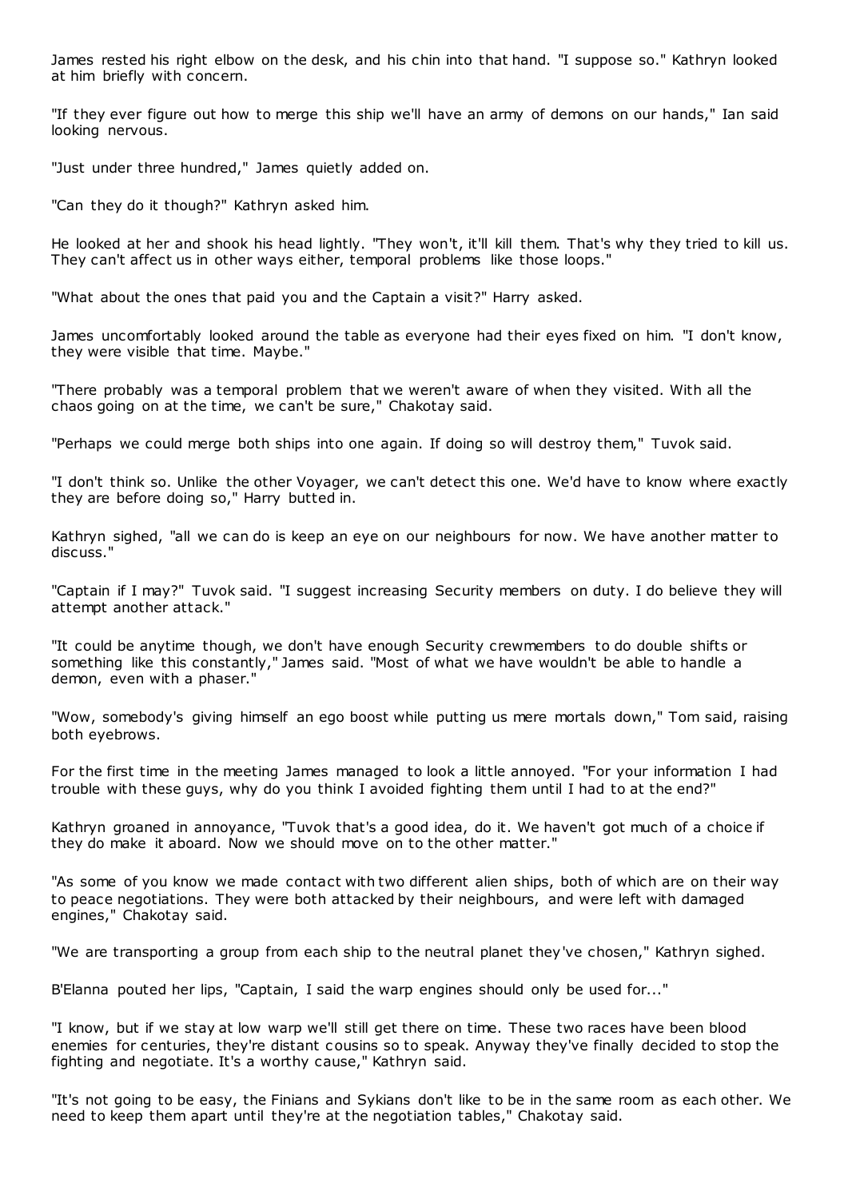James rested his right elbow on the desk, and his chin into that hand. "I suppose so." Kathryn looked at him briefly with concern.

"If they ever figure out how to merge this ship we'll have an army of demons on our hands," Ian said looking nervous.

"Just under three hundred," James quietly added on.

"Can they do it though?" Kathryn asked him.

He looked at her and shook his head lightly. "They won't, it'll kill them. That's why they tried to kill us. They can't affect us in other ways either, temporal problems like those loops."

"What about the ones that paid you and the Captain a visit?" Harry asked.

James uncomfortably looked around the table as everyone had their eyes fixed on him. "I don't know, they were visible that time. Maybe."

"There probably was a temporal problem that we weren't aware of when they visited. With all the chaos going on at the time, we can't be sure," Chakotay said.

"Perhaps we could merge both ships into one again. If doing so will destroy them," Tuvok said.

"I don't think so. Unlike the other Voyager, we can't detect this one. We'd have to know where exactly they are before doing so," Harry butted in.

Kathryn sighed, "all we can do is keep an eye on our neighbours for now. We have another matter to discuss."

"Captain if I may?" Tuvok said. "I suggest increasing Security members on duty. I do believe they will attempt another attack."

"It could be anytime though, we don't have enough Security crewmembers to do double shifts or something like this constantly," James said. "Most of what we have wouldn't be able to handle a demon, even with a phaser."

"Wow, somebody's giving himself an ego boost while putting us mere mortals down," Tom said, raising both eyebrows.

For the first time in the meeting James managed to look a little annoyed. "For your information I had trouble with these guys, why do you think I avoided fighting them until I had to at the end?"

Kathryn groaned in annoyance, "Tuvok that's a good idea, do it. We haven't got much of a choice if they do make it aboard. Now we should move on to the other matter."

"As some of you know we made contact with two different alien ships, both of which are on their way to peace negotiations. They were both attacked by their neighbours, and were left with damaged engines," Chakotay said.

"We are transporting a group from each ship to the neutral planet they've chosen," Kathryn sighed.

B'Elanna pouted her lips, "Captain, I said the warp engines should only be used for..."

"I know, but if we stay at low warp we'll still get there on time. These two races have been blood enemies for centuries, they're distant cousins so to speak. Anyway they've finally decided to stop the fighting and negotiate. It's a worthy cause," Kathryn said.

"It's not going to be easy, the Finians and Sykians don't like to be in the same room as each other. We need to keep them apart until they're at the negotiation tables," Chakotay said.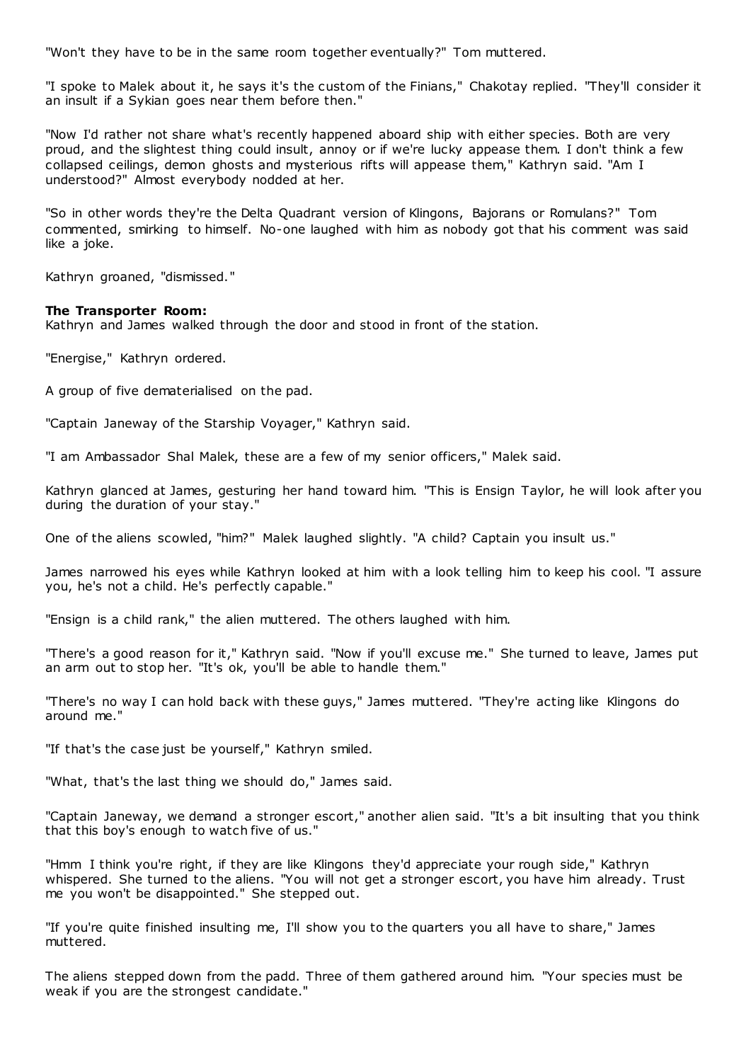"Won't they have to be in the same room together eventually?" Tom muttered.

"I spoke to Malek about it, he says it's the custom of the Finians," Chakotay replied. "They'll consider it an insult if a Sykian goes near them before then."

"Now I'd rather not share what's recently happened aboard ship with either species. Both are very proud, and the slightest thing could insult, annoy or if we're lucky appease them. I don't think a few collapsed ceilings, demon ghosts and mysterious rifts will appease them," Kathryn said. "Am I understood?" Almost everybody nodded at her.

"So in other words they're the Delta Quadrant version of Klingons, Bajorans or Romulans?" Tom commented, smirking to himself. No-one laughed with him as nobody got that his comment was said like a joke.

Kathryn groaned, "dismissed."

**The Transporter Room:**
Kathryn and James walked through the door and stood in front of the station.

"Energise," Kathryn ordered.

A group of five dematerialised on the pad.

"Captain Janeway of the Starship Voyager," Kathryn said.

"I am Ambassador Shal Malek, these are a few of my senior officers," Malek said.

Kathryn glanced at James, gesturing her hand toward him. "This is Ensign Taylor, he will look after you during the duration of your stay."

One of the aliens scowled, "him?" Malek laughed slightly. "A child? Captain you insult us."

James narrowed his eyes while Kathryn looked at him with a look telling him to keep his cool. "I assure you, he's not a child. He's perfectly capable."

"Ensign is a child rank," the alien muttered. The others laughed with him.

"There's a good reason for it," Kathryn said. "Now if you'll excuse me." She turned to leave, James put an arm out to stop her. "It's ok, you'll be able to handle them."

"There's no way I can hold back with these guys," James muttered. "They're acting like Klingons do around me."

"If that's the case just be yourself," Kathryn smiled.

"What, that's the last thing we should do," James said.

"Captain Janeway, we demand a stronger escort," another alien said. "It's a bit insulting that you think that this boy's enough to watch five of us."

"Hmm I think you're right, if they are like Klingons they'd appreciate your rough side," Kathryn whispered. She turned to the aliens. "You will not get a stronger escort, you have him already. Trust me you won't be disappointed." She stepped out.

"If you're quite finished insulting me, I'll show you to the quarters you all have to share," James muttered.

The aliens stepped down from the padd. Three of them gathered around him. "Your species must be weak if you are the strongest candidate."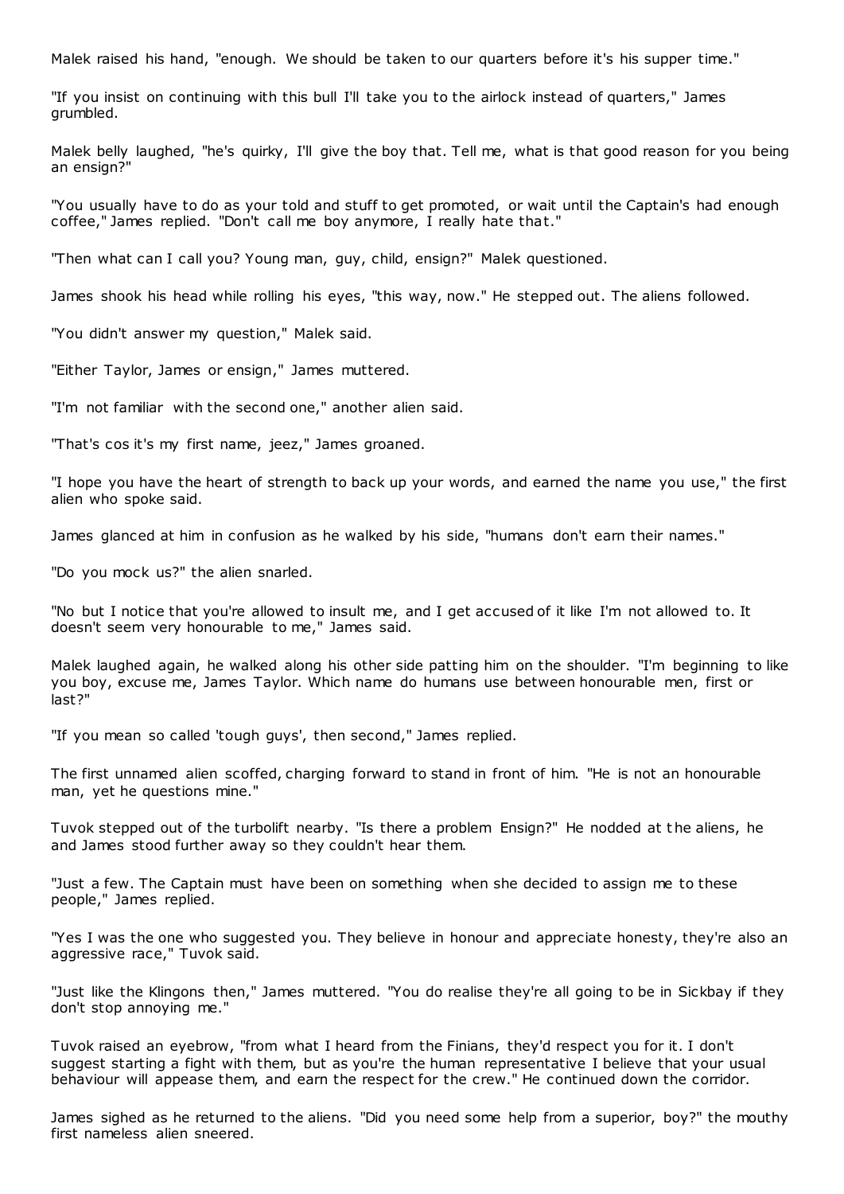Malek raised his hand, "enough. We should be taken to our quarters before it's his supper time."

"If you insist on continuing with this bull I'll take you to the airlock instead of quarters," James grumbled.

Malek belly laughed, "he's quirky, I'll give the boy that. Tell me, what is that good reason for you being an ensign?"

"You usually have to do as your told and stuff to get promoted, or wait until the Captain's had enough coffee," James replied. "Don't call me boy anymore, I really hate that."

"Then what can I call you? Young man, guy, child, ensign?" Malek questioned.

James shook his head while rolling his eyes, "this way, now." He stepped out. The aliens followed.

"You didn't answer my question," Malek said.

"Either Taylor, James or ensign," James muttered.

"I'm not familiar with the second one," another alien said.

"That's cos it's my first name, jeez," James groaned.

"I hope you have the heart of strength to back up your words, and earned the name you use," the first alien who spoke said.

James glanced at him in confusion as he walked by his side, "humans don't earn their names."

"Do you mock us?" the alien snarled.

"No but I notice that you're allowed to insult me, and I get accused of it like I'm not allowed to. It doesn't seem very honourable to me," James said.

Malek laughed again, he walked along his other side patting him on the shoulder. "I'm beginning to like you boy, excuse me, James Taylor. Which name do humans use between honourable men, first or last?"

"If you mean so called 'tough guys', then second," James replied.

The first unnamed alien scoffed, charging forward to stand in front of him. "He is not an honourable man, yet he questions mine."

Tuvok stepped out of the turbolift nearby. "Is there a problem Ensign?" He nodded at the aliens, he and James stood further away so they couldn't hear them.

"Just a few. The Captain must have been on something when she decided to assign me to these people," James replied.

"Yes I was the one who suggested you. They believe in honour and appreciate honesty, they're also an aggressive race," Tuvok said.

"Just like the Klingons then," James muttered. "You do realise they're all going to be in Sickbay if they don't stop annoying me."

Tuvok raised an eyebrow, "from what I heard from the Finians, they'd respect you for it. I don't suggest starting a fight with them, but as you're the human representative I believe that your usual behaviour will appease them, and earn the respect for the crew." He continued down the corridor.

James sighed as he returned to the aliens. "Did you need some help from a superior, boy?" the mouthy first nameless alien sneered.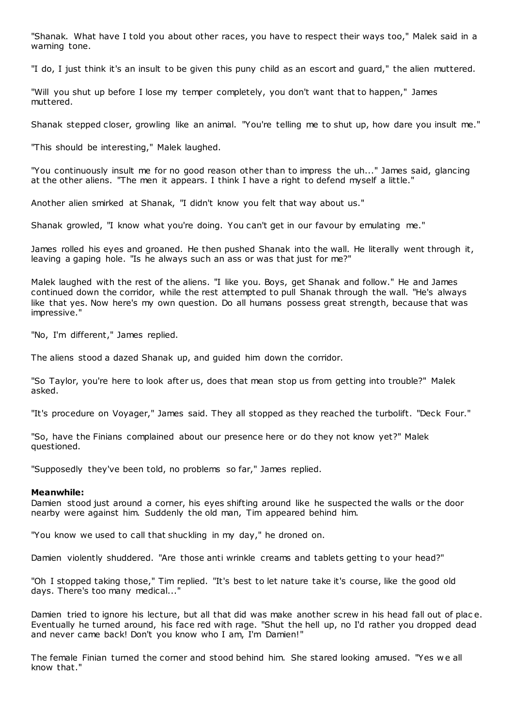"Shanak. What have I told you about other races, you have to respect their ways too," Malek said in a warning tone.

"I do, I just think it's an insult to be given this puny child as an escort and guard," the alien muttered.

"Will you shut up before I lose my temper completely, you don't want that to happen," James muttered.

Shanak stepped closer, growling like an animal. "You're telling me to shut up, how dare you insult me."

"This should be interesting," Malek laughed.

"You continuously insult me for no good reason other than to impress the uh..." James said, glancing at the other aliens. "The men it appears. I think I have a right to defend myself a little."

Another alien smirked at Shanak, "I didn't know you felt that way about us."

Shanak growled, "I know what you're doing. You can't get in our favour by emulating me."

James rolled his eyes and groaned. He then pushed Shanak into the wall. He literally went through it, leaving a gaping hole. "Is he always such an ass or was that just for me?"

Malek laughed with the rest of the aliens. "I like you. Boys, get Shanak and follow." He and James continued down the corridor, while the rest attempted to pull Shanak through the wall. "He's always like that yes. Now here's my own question. Do all humans possess great strength, because that was impressive."

"No, I'm different," James replied.

The aliens stood a dazed Shanak up, and guided him down the corridor.

"So Taylor, you're here to look after us, does that mean stop us from getting into trouble?" Malek asked.

"It's procedure on Voyager," James said. They all stopped as they reached the turbolift. "Deck Four."

"So, have the Finians complained about our presence here or do they not know yet?" Malek questioned.

"Supposedly they've been told, no problems so far," James replied.

**Meanwhile:**
Damien stood just around a corner, his eyes shifting around like he suspected the walls or the door nearby were against him. Suddenly the old man, Tim appeared behind him.

"You know we used to call that shuckling in my day," he droned on.

Damien violently shuddered. "Are those anti wrinkle creams and tablets getting to your head?"

"Oh I stopped taking those," Tim replied. "It's best to let nature take it's course, like the good old days. There's too many medical..."

Damien tried to ignore his lecture, but all that did was make another screw in his head fall out of place. Eventually he turned around, his face red with rage. "Shut the hell up, no I'd rather you dropped dead and never came back! Don't you know who I am, I'm Damien!"

The female Finian turned the corner and stood behind him. She stared looking amused. "Yes we all know that."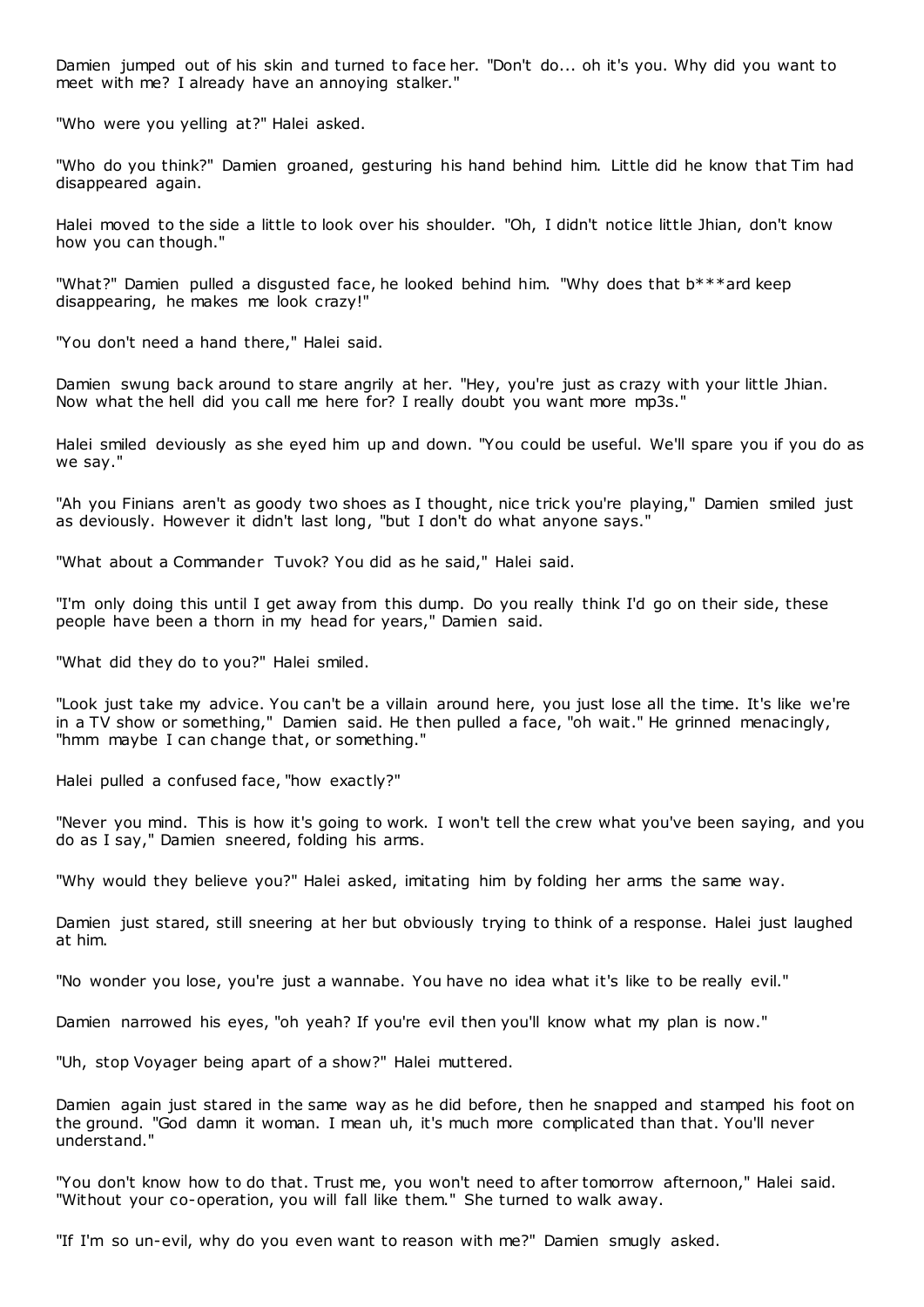Damien jumped out of his skin and turned to face her. "Don't do... oh it's you. Why did you want to meet with me? I already have an annoying stalker."

"Who were you yelling at?" Halei asked.

"Who do you think?" Damien groaned, gesturing his hand behind him. Little did he know that Tim had disappeared again.

Halei moved to the side a little to look over his shoulder. "Oh, I didn't notice little Jhian, don't know how you can though."

"What?" Damien pulled a disgusted face, he looked behind him. "Why does that b***ard keep disappearing, he makes me look crazy!"

"You don't need a hand there," Halei said.

Damien swung back around to stare angrily at her. "Hey, you're just as crazy with your little Jhian. Now what the hell did you call me here for? I really doubt you want more mp3s."

Halei smiled deviously as she eyed him up and down. "You could be useful. We'll spare you if you do as we say."

"Ah you Finians aren't as goody two shoes as I thought, nice trick you're playing," Damien smiled just as deviously. However it didn't last long, "but I don't do what anyone says."

"What about a Commander Tuvok? You did as he said," Halei said.

"I'm only doing this until I get away from this dump. Do you really think I'd go on their side, these people have been a thorn in my head for years," Damien said.

"What did they do to you?" Halei smiled.

"Look just take my advice. You can't be a villain around here, you just lose all the time. It's like we're in a TV show or something," Damien said. He then pulled a face, "oh wait." He grinned menacingly, "hmm maybe I can change that, or something."

Halei pulled a confused face, "how exactly?"

"Never you mind. This is how it's going to work. I won't tell the crew what you've been saying, and you do as I say," Damien sneered, folding his arms.

"Why would they believe you?" Halei asked, imitating him by folding her arms the same way.

Damien just stared, still sneering at her but obviously trying to think of a response. Halei just laughed at him.

"No wonder you lose, you're just a wannabe. You have no idea what it's like to be really evil."

Damien narrowed his eyes, "oh yeah? If you're evil then you'll know what my plan is now."

"Uh, stop Voyager being apart of a show?" Halei muttered.

Damien again just stared in the same way as he did before, then he snapped and stamped his foot on the ground. "God damn it woman. I mean uh, it's much more complicated than that. You'll never understand."

"You don't know how to do that. Trust me, you won't need to after tomorrow afternoon," Halei said. "Without your co-operation, you will fall like them." She turned to walk away.

"If I'm so un-evil, why do you even want to reason with me?" Damien smugly asked.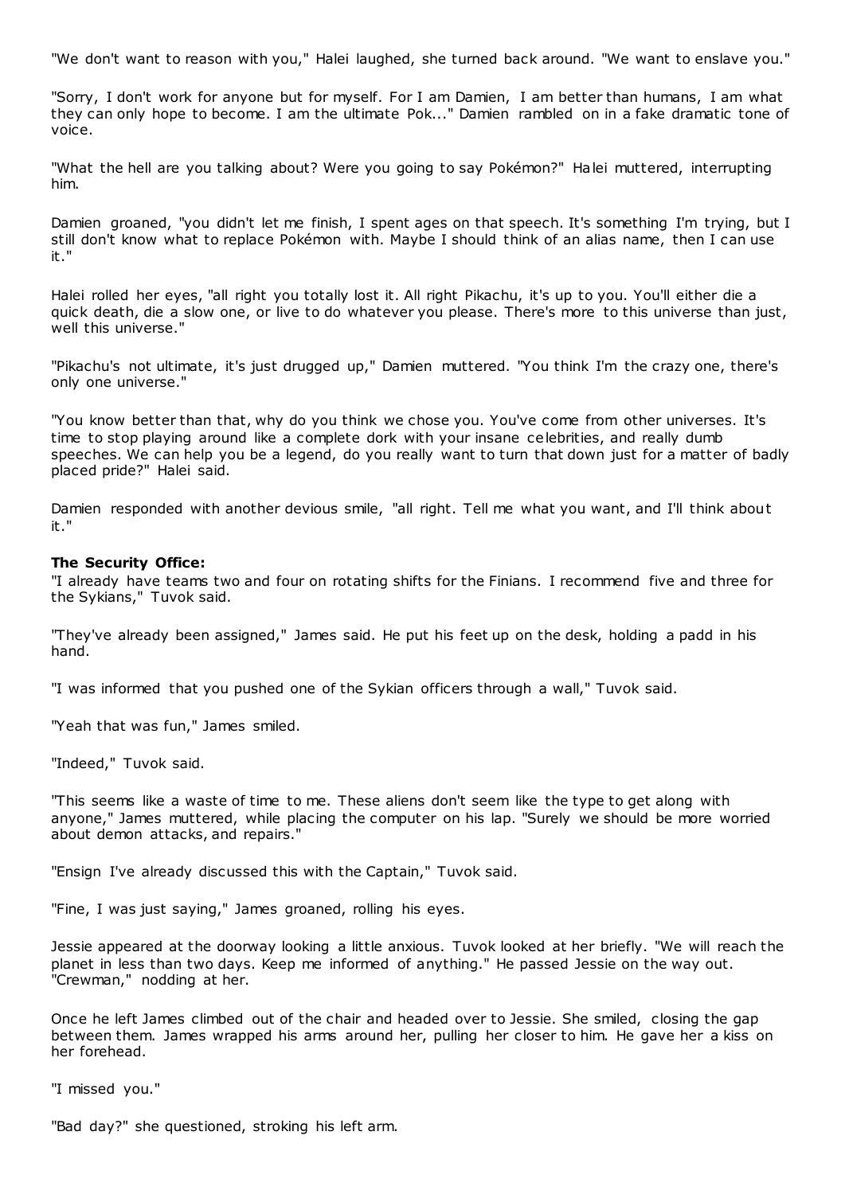"We don't want to reason with you," Halei laughed, she turned back around. "We want to enslave you."

"Sorry, I don't work for anyone but for myself. For I am Damien, I am better than humans, I am what they can only hope to become. I am the ultimate Pok..." Damien rambled on in a fake dramatic tone of voice.

"What the hell are you talking about? Were you going to say Pokémon?" Halei muttered, interrupting him.

Damien groaned, "you didn't let me finish, I spent ages on that speech. It's something I'm trying, but I still don't know what to replace Pokémon with. Maybe I should think of an alias name, then I can use it."

Halei rolled her eyes, "all right you totally lost it. All right Pikachu, it's up to you. You'll either die a quick death, die a slow one, or live to do whatever you please. There's more to this universe than just, well this universe."

"Pikachu's not ultimate, it's just drugged up," Damien muttered. "You think I'm the crazy one, there's only one universe."

"You know better than that, why do you think we chose you. You've come from other universes. It's time to stop playing around like a complete dork with your insane celebrities, and really dumb speeches. We can help you be a legend, do you really want to turn that down just for a matter of badly placed pride?" Halei said.

Damien responded with another devious smile, "all right. Tell me what you want, and I'll think about it."

**The Security Office:**

"I already have teams two and four on rotating shifts for the Finians. I recommend five and three for the Sykians," Tuvok said.

"They've already been assigned," James said. He put his feet up on the desk, holding a padd in his hand.

"I was informed that you pushed one of the Sykian officers through a wall," Tuvok said.

"Yeah that was fun," James smiled.

"Indeed," Tuvok said.

"This seems like a waste of time to me. These aliens don't seem like the type to get along with anyone," James muttered, while placing the computer on his lap. "Surely we should be more worried about demon attacks, and repairs."

"Ensign I've already discussed this with the Captain," Tuvok said.

"Fine, I was just saying," James groaned, rolling his eyes.

Jessie appeared at the doorway looking a little anxious. Tuvok looked at her briefly. "We will reach the planet in less than two days. Keep me informed of anything." He passed Jessie on the way out. "Crewman," nodding at her.

Once he left James climbed out of the chair and headed over to Jessie. She smiled, closing the gap between them. James wrapped his arms around her, pulling her closer to him. He gave her a kiss on her forehead.

"I missed you."

"Bad day?" she questioned, stroking his left arm.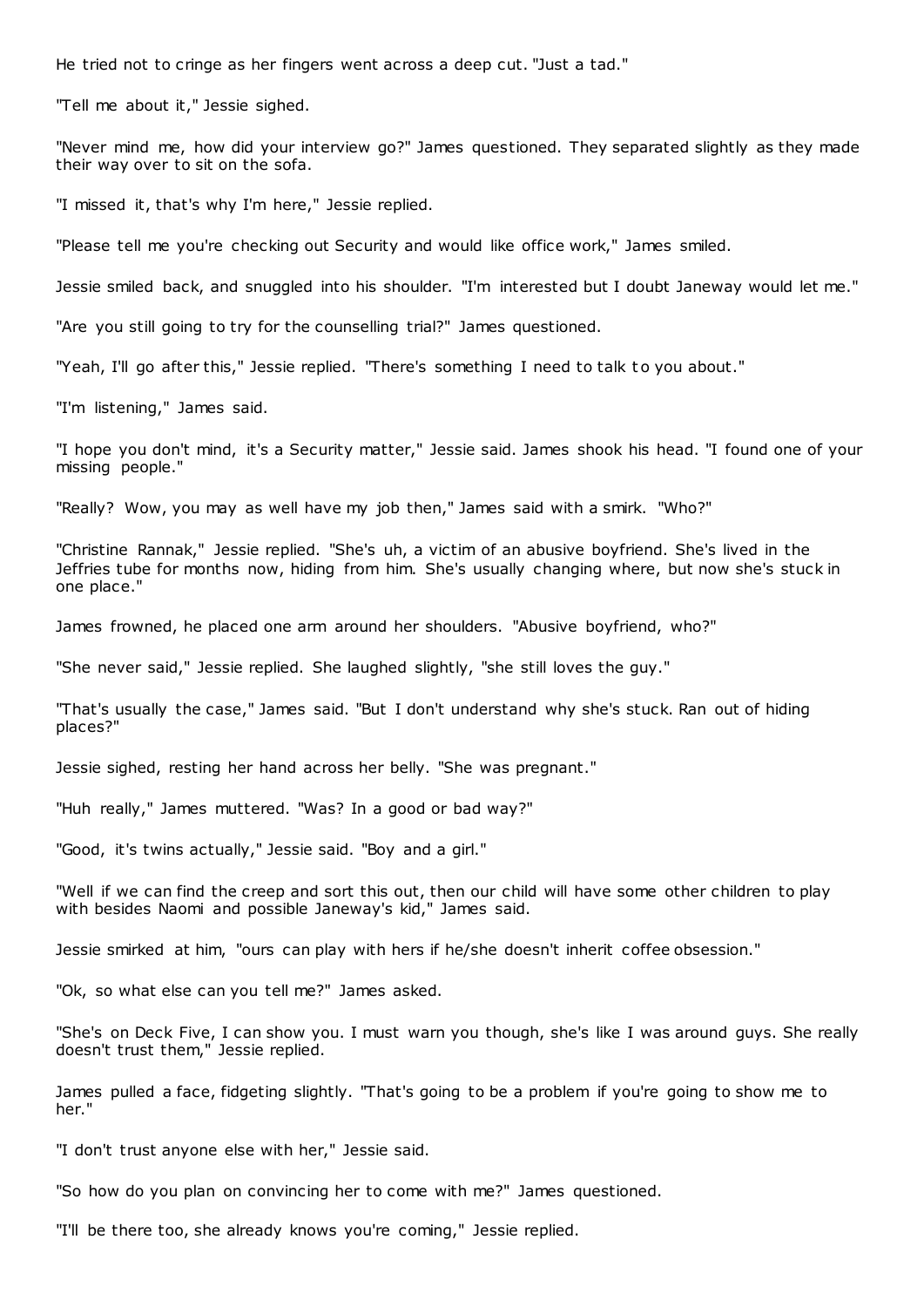He tried not to cringe as her fingers went across a deep cut. "Just a tad."

"Tell me about it," Jessie sighed.

"Never mind me, how did your interview go?" James questioned. They separated slightly as they made their way over to sit on the sofa.

"I missed it, that's why I'm here," Jessie replied.

"Please tell me you're checking out Security and would like office work," James smiled.

Jessie smiled back, and snuggled into his shoulder. "I'm interested but I doubt Janeway would let me."

"Are you still going to try for the counselling trial?" James questioned.

"Yeah, I'll go after this," Jessie replied. "There's something I need to talk to you about."

"I'm listening," James said.

"I hope you don't mind, it's a Security matter," Jessie said. James shook his head. "I found one of your missing people."

"Really? Wow, you may as well have my job then," James said with a smirk. "Who?"

"Christine Rannak," Jessie replied. "She's uh, a victim of an abusive boyfriend. She's lived in the Jeffries tube for months now, hiding from him. She's usually changing where, but now she's stuck in one place."

James frowned, he placed one arm around her shoulders. "Abusive boyfriend, who?"

"She never said," Jessie replied. She laughed slightly, "she still loves the guy."

"That's usually the case," James said. "But I don't understand why she's stuck. Ran out of hiding places?"

Jessie sighed, resting her hand across her belly. "She was pregnant."

"Huh really," James muttered. "Was? In a good or bad way?"

"Good, it's twins actually," Jessie said. "Boy and a girl."

"Well if we can find the creep and sort this out, then our child will have some other children to play with besides Naomi and possible Janeway's kid," James said.

Jessie smirked at him, "ours can play with hers if he/she doesn't inherit coffee obsession."

"Ok, so what else can you tell me?" James asked.

"She's on Deck Five, I can show you. I must warn you though, she's like I was around guys. She really doesn't trust them," Jessie replied.

James pulled a face, fidgeting slightly. "That's going to be a problem if you're going to show me to her."

"I don't trust anyone else with her," Jessie said.

"So how do you plan on convincing her to come with me?" James questioned.

"I'll be there too, she already knows you're coming," Jessie replied.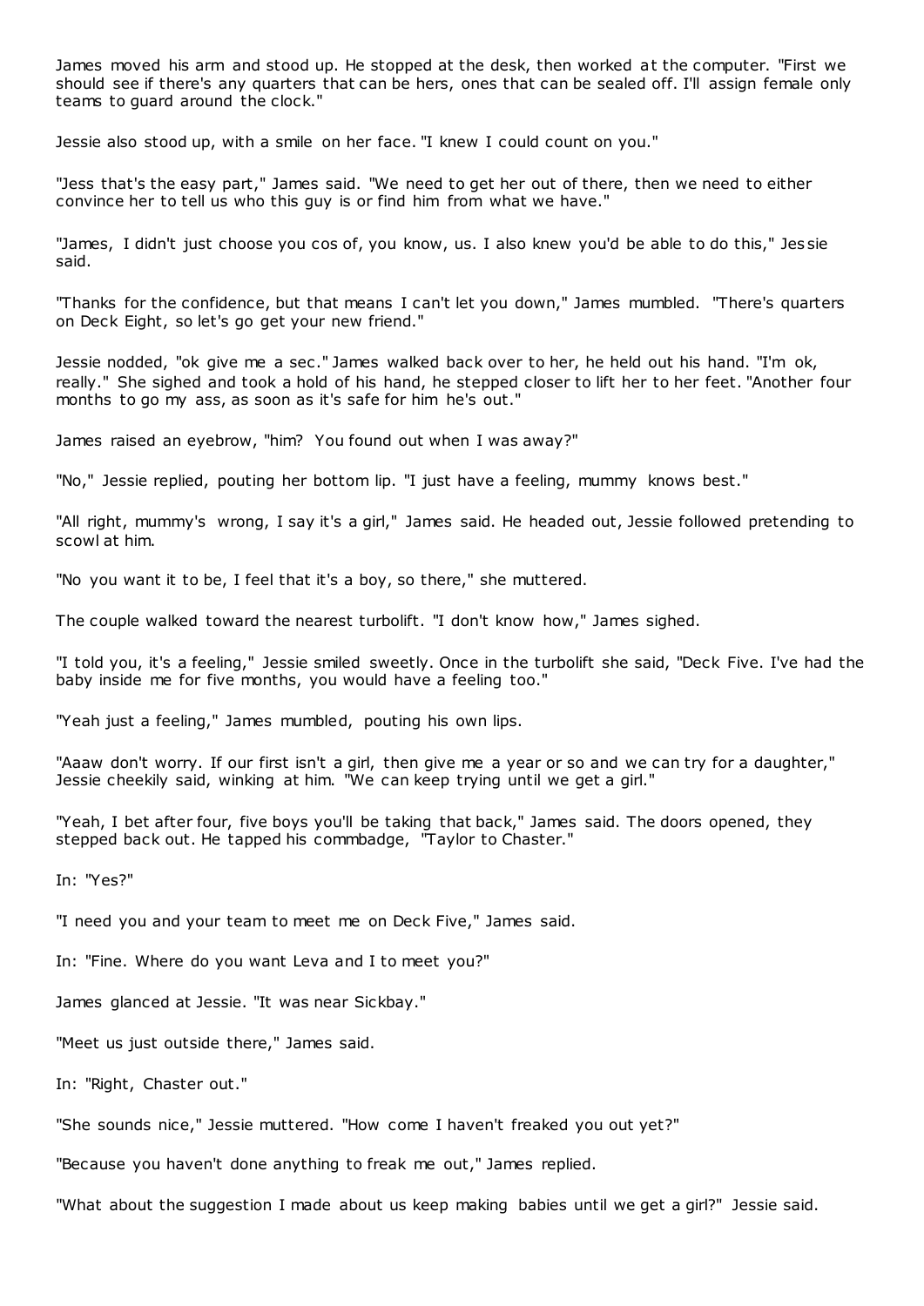James moved his arm and stood up. He stopped at the desk, then worked at the computer. "First we should see if there's any quarters that can be hers, ones that can be sealed off. I'll assign female only teams to guard around the clock."

Jessie also stood up, with a smile on her face. "I knew I could count on you."

"Jess that's the easy part," James said. "We need to get her out of there, then we need to either convince her to tell us who this guy is or find him from what we have."

"James, I didn't just choose you cos of, you know, us. I also knew you'd be able to do this," Jessie said.

"Thanks for the confidence, but that means I can't let you down," James mumbled. "There's quarters on Deck Eight, so let's go get your new friend."

Jessie nodded, "ok give me a sec." James walked back over to her, he held out his hand. "I'm ok, really." She sighed and took a hold of his hand, he stepped closer to lift her to her feet. "Another four months to go my ass, as soon as it's safe for him he's out."

James raised an eyebrow, "him? You found out when I was away?"

"No," Jessie replied, pouting her bottom lip. "I just have a feeling, mummy knows best."

"All right, mummy's wrong, I say it's a girl," James said. He headed out, Jessie followed pretending to scowl at him.

"No you want it to be, I feel that it's a boy, so there," she muttered.

The couple walked toward the nearest turbolift. "I don't know how," James sighed.

"I told you, it's a feeling," Jessie smiled sweetly. Once in the turbolift she said, "Deck Five. I've had the baby inside me for five months, you would have a feeling too."

"Yeah just a feeling," James mumbled, pouting his own lips.

"Aaaw don't worry. If our first isn't a girl, then give me a year or so and we can try for a daughter," Jessie cheekily said, winking at him. "We can keep trying until we get a girl."

"Yeah, I bet after four, five boys you'll be taking that back," James said. The doors opened, they stepped back out. He tapped his commbadge, "Taylor to Chaster."

In: "Yes?"

"I need you and your team to meet me on Deck Five," James said.

In: "Fine. Where do you want Leva and I to meet you?"

James glanced at Jessie. "It was near Sickbay."

"Meet us just outside there," James said.

In: "Right, Chaster out."

"She sounds nice," Jessie muttered. "How come I haven't freaked you out yet?"

"Because you haven't done anything to freak me out," James replied.

"What about the suggestion I made about us keep making babies until we get a girl?" Jessie said.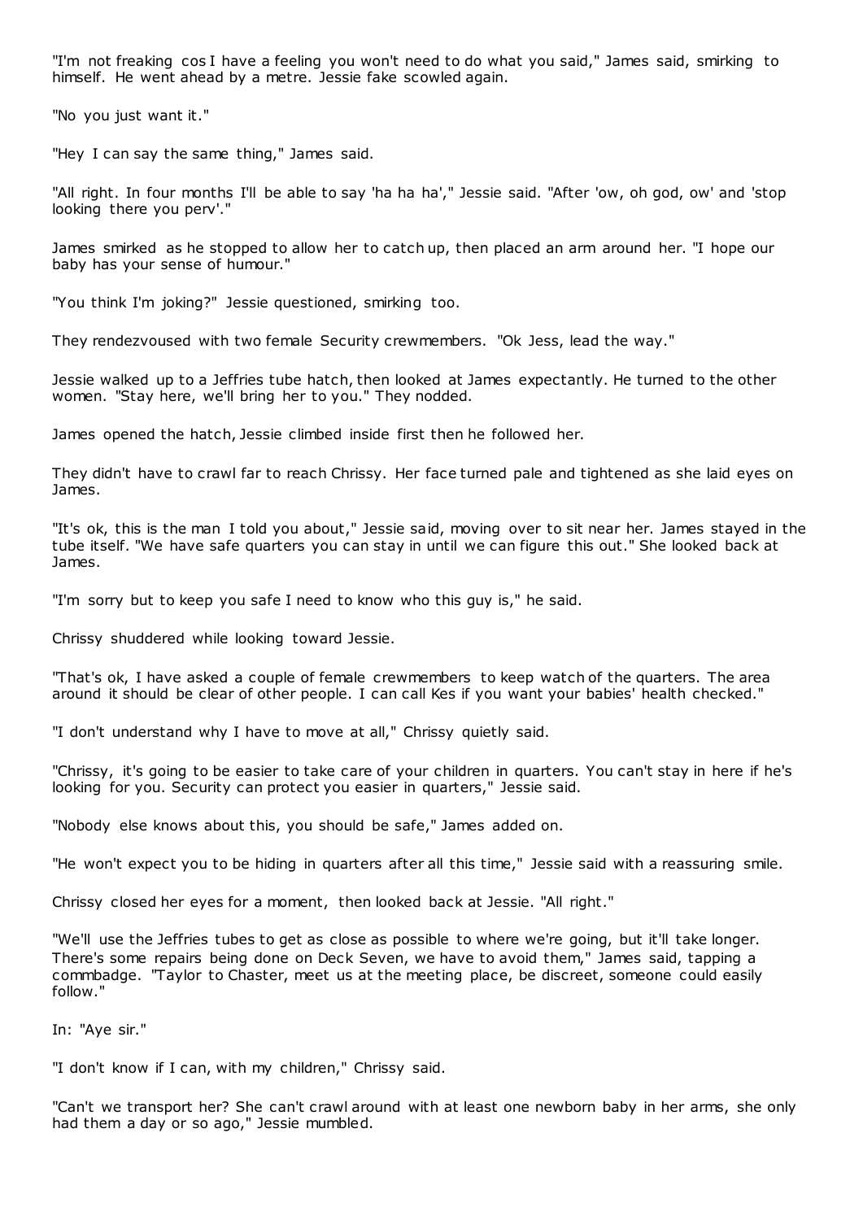"I'm not freaking cos I have a feeling you won't need to do what you said," James said, smirking to himself. He went ahead by a metre. Jessie fake scowled again.

"No you just want it."

"Hey I can say the same thing," James said.

"All right. In four months I'll be able to say 'ha ha ha'," Jessie said. "After 'ow, oh god, ow' and 'stop looking there you perv'."

James smirked as he stopped to allow her to catch up, then placed an arm around her. "I hope our baby has your sense of humour."

"You think I'm joking?" Jessie questioned, smirking too.

They rendezvoused with two female Security crewmembers. "Ok Jess, lead the way."

Jessie walked up to a Jeffries tube hatch, then looked at James expectantly. He turned to the other women. "Stay here, we'll bring her to you." They nodded.

James opened the hatch, Jessie climbed inside first then he followed her.

They didn't have to crawl far to reach Chrissy. Her face turned pale and tightened as she laid eyes on James.

"It's ok, this is the man I told you about," Jessie said, moving over to sit near her. James stayed in the tube itself. "We have safe quarters you can stay in until we can figure this out." She looked back at James.

"I'm sorry but to keep you safe I need to know who this guy is," he said.

Chrissy shuddered while looking toward Jessie.

"That's ok, I have asked a couple of female crewmembers to keep watch of the quarters. The area around it should be clear of other people. I can call Kes if you want your babies' health checked."

"I don't understand why I have to move at all," Chrissy quietly said.

"Chrissy, it's going to be easier to take care of your children in quarters. You can't stay in here if he's looking for you. Security can protect you easier in quarters," Jessie said.

"Nobody else knows about this, you should be safe," James added on.

"He won't expect you to be hiding in quarters after all this time," Jessie said with a reassuring smile.

Chrissy closed her eyes for a moment, then looked back at Jessie. "All right."

"We'll use the Jeffries tubes to get as close as possible to where we're going, but it'll take longer. There's some repairs being done on Deck Seven, we have to avoid them," James said, tapping a commbadge. "Taylor to Chaster, meet us at the meeting place, be discreet, someone could easily follow."

In: "Aye sir."

"I don't know if I can, with my children," Chrissy said.

"Can't we transport her? She can't crawl around with at least one newborn baby in her arms, she only had them a day or so ago," Jessie mumbled.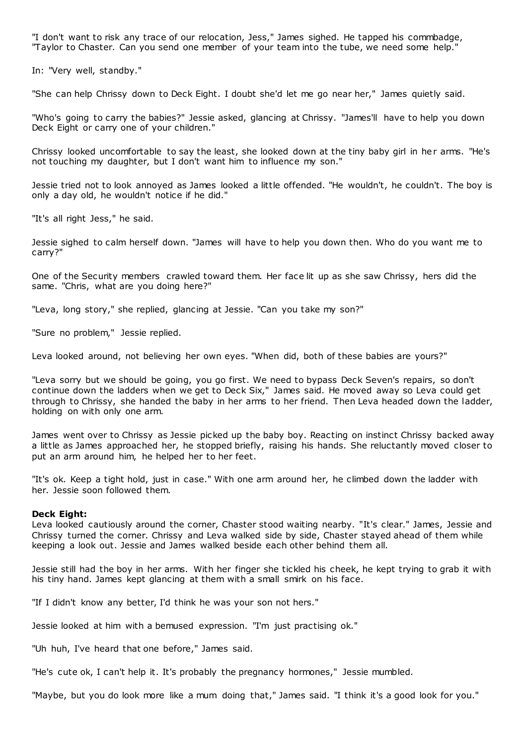"I don't want to risk any trace of our relocation, Jess," James sighed. He tapped his commbadge, "Taylor to Chaster. Can you send one member of your team into the tube, we need some help."

In: "Very well, standby."

"She can help Chrissy down to Deck Eight. I doubt she'd let me go near her," James quietly said.

"Who's going to carry the babies?" Jessie asked, glancing at Chrissy. "James'll have to help you down Deck Eight or carry one of your children."

Chrissy looked uncomfortable to say the least, she looked down at the tiny baby girl in her arms. "He's not touching my daughter, but I don't want him to influence my son."

Jessie tried not to look annoyed as James looked a little offended. "He wouldn't, he couldn't. The boy is only a day old, he wouldn't notice if he did."

"It's all right Jess," he said.

Jessie sighed to calm herself down. "James will have to help you down then. Who do you want me to carry?"

One of the Security members crawled toward them. Her face lit up as she saw Chrissy, hers did the same. "Chris, what are you doing here?"

"Leva, long story," she replied, glancing at Jessie. "Can you take my son?"

"Sure no problem," Jessie replied.

Leva looked around, not believing her own eyes. "When did, both of these babies are yours?"

"Leva sorry but we should be going, you go first. We need to bypass Deck Seven's repairs, so don't continue down the ladders when we get to Deck Six," James said. He moved away so Leva could get through to Chrissy, she handed the baby in her arms to her friend. Then Leva headed down the ladder, holding on with only one arm.

James went over to Chrissy as Jessie picked up the baby boy. Reacting on instinct Chrissy backed away a little as James approached her, he stopped briefly, raising his hands. She reluctantly moved closer to put an arm around him, he helped her to her feet.

"It's ok. Keep a tight hold, just in case." With one arm around her, he climbed down the ladder with her. Jessie soon followed them.

**Deck Eight:**
Leva looked cautiously around the corner, Chaster stood waiting nearby. "It's clear." James, Jessie and Chrissy turned the corner. Chrissy and Leva walked side by side, Chaster stayed ahead of them while keeping a look out. Jessie and James walked beside each other behind them all.

Jessie still had the boy in her arms. With her finger she tickled his cheek, he kept trying to grab it with his tiny hand. James kept glancing at them with a small smirk on his face.

"If I didn't know any better, I'd think he was your son not hers."

Jessie looked at him with a bemused expression. "I'm just practising ok."

"Uh huh, I've heard that one before," James said.

"He's cute ok, I can't help it. It's probably the pregnancy hormones," Jessie mumbled.

"Maybe, but you do look more like a mum doing that," James said. "I think it's a good look for you."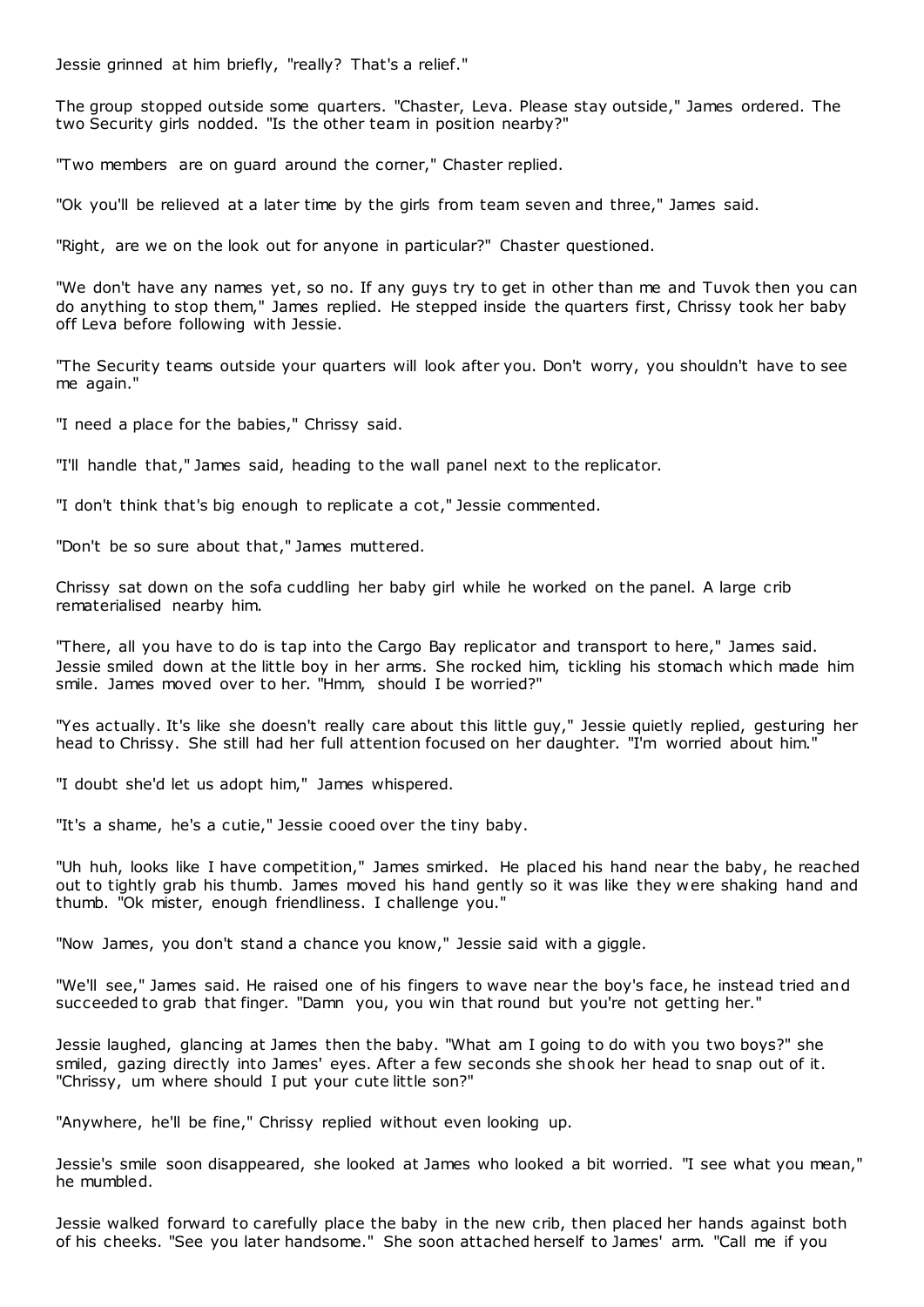Jessie grinned at him briefly, "really? That's a relief."

The group stopped outside some quarters. "Chaster, Leva. Please stay outside," James ordered. The two Security girls nodded. "Is the other team in position nearby?"

"Two members are on guard around the corner," Chaster replied.

"Ok you'll be relieved at a later time by the girls from team seven and three," James said.

"Right, are we on the look out for anyone in particular?" Chaster questioned.

"We don't have any names yet, so no. If any guys try to get in other than me and Tuvok then you can do anything to stop them," James replied. He stepped inside the quarters first, Chrissy took her baby off Leva before following with Jessie.

"The Security teams outside your quarters will look after you. Don't worry, you shouldn't have to see me again."

"I need a place for the babies," Chrissy said.

"I'll handle that," James said, heading to the wall panel next to the replicator.

"I don't think that's big enough to replicate a cot," Jessie commented.

"Don't be so sure about that," James muttered.

Chrissy sat down on the sofa cuddling her baby girl while he worked on the panel. A large crib rematerialised nearby him.

"There, all you have to do is tap into the Cargo Bay replicator and transport to here," James said. Jessie smiled down at the little boy in her arms. She rocked him, tickling his stomach which made him smile. James moved over to her. "Hmm, should I be worried?"

"Yes actually. It's like she doesn't really care about this little guy," Jessie quietly replied, gesturing her head to Chrissy. She still had her full attention focused on her daughter. "I'm worried about him."

"I doubt she'd let us adopt him," James whispered.

"It's a shame, he's a cutie," Jessie cooed over the tiny baby.

"Uh huh, looks like I have competition," James smirked. He placed his hand near the baby, he reached out to tightly grab his thumb. James moved his hand gently so it was like they were shaking hand and thumb. "Ok mister, enough friendliness. I challenge you."

"Now James, you don't stand a chance you know," Jessie said with a giggle.

"We'll see," James said. He raised one of his fingers to wave near the boy's face, he instead tried and succeeded to grab that finger. "Damn you, you win that round but you're not getting her."

Jessie laughed, glancing at James then the baby. "What am I going to do with you two boys?" she smiled, gazing directly into James' eyes. After a few seconds she shook her head to snap out of it. "Chrissy, um where should I put your cute little son?"

"Anywhere, he'll be fine," Chrissy replied without even looking up.

Jessie's smile soon disappeared, she looked at James who looked a bit worried. "I see what you mean," he mumbled.

Jessie walked forward to carefully place the baby in the new crib, then placed her hands against both of his cheeks. "See you later handsome." She soon attached herself to James' arm. "Call me if you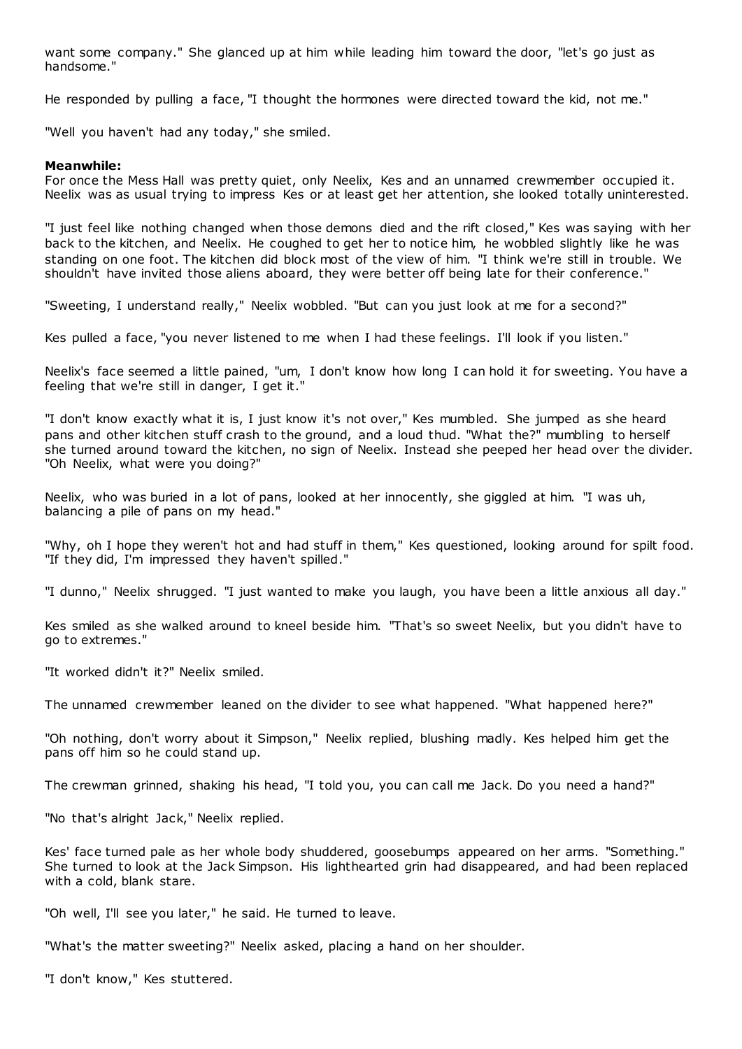want some company." She glanced up at him while leading him toward the door, "let's go just as handsome."

He responded by pulling a face, "I thought the hormones were directed toward the kid, not me."

"Well you haven't had any today," she smiled.

**Meanwhile:**
For once the Mess Hall was pretty quiet, only Neelix, Kes and an unnamed crewmember occupied it. Neelix was as usual trying to impress Kes or at least get her attention, she looked totally uninterested.

"I just feel like nothing changed when those demons died and the rift closed," Kes was saying with her back to the kitchen, and Neelix. He coughed to get her to notice him, he wobbled slightly like he was standing on one foot. The kitchen did block most of the view of him. "I think we're still in trouble. We shouldn't have invited those aliens aboard, they were better off being late for their conference."

"Sweeting, I understand really," Neelix wobbled. "But can you just look at me for a second?"

Kes pulled a face, "you never listened to me when I had these feelings. I'll look if you listen."

Neelix's face seemed a little pained, "um, I don't know how long I can hold it for sweeting. You have a feeling that we're still in danger, I get it."

"I don't know exactly what it is, I just know it's not over," Kes mumbled. She jumped as she heard pans and other kitchen stuff crash to the ground, and a loud thud. "What the?" mumbling to herself she turned around toward the kitchen, no sign of Neelix. Instead she peeped her head over the divider. "Oh Neelix, what were you doing?"

Neelix, who was buried in a lot of pans, looked at her innocently, she giggled at him. "I was uh, balancing a pile of pans on my head."

"Why, oh I hope they weren't hot and had stuff in them," Kes questioned, looking around for spilt food. "If they did, I'm impressed they haven't spilled."

"I dunno," Neelix shrugged. "I just wanted to make you laugh, you have been a little anxious all day."

Kes smiled as she walked around to kneel beside him. "That's so sweet Neelix, but you didn't have to go to extremes."

"It worked didn't it?" Neelix smiled.

The unnamed crewmember leaned on the divider to see what happened. "What happened here?"

"Oh nothing, don't worry about it Simpson," Neelix replied, blushing madly. Kes helped him get the pans off him so he could stand up.

The crewman grinned, shaking his head, "I told you, you can call me Jack. Do you need a hand?"

"No that's alright Jack," Neelix replied.

Kes' face turned pale as her whole body shuddered, goosebumps appeared on her arms. "Something." She turned to look at the Jack Simpson. His lighthearted grin had disappeared, and had been replaced with a cold, blank stare.

"Oh well, I'll see you later," he said. He turned to leave.

"What's the matter sweeting?" Neelix asked, placing a hand on her shoulder.

"I don't know," Kes stuttered.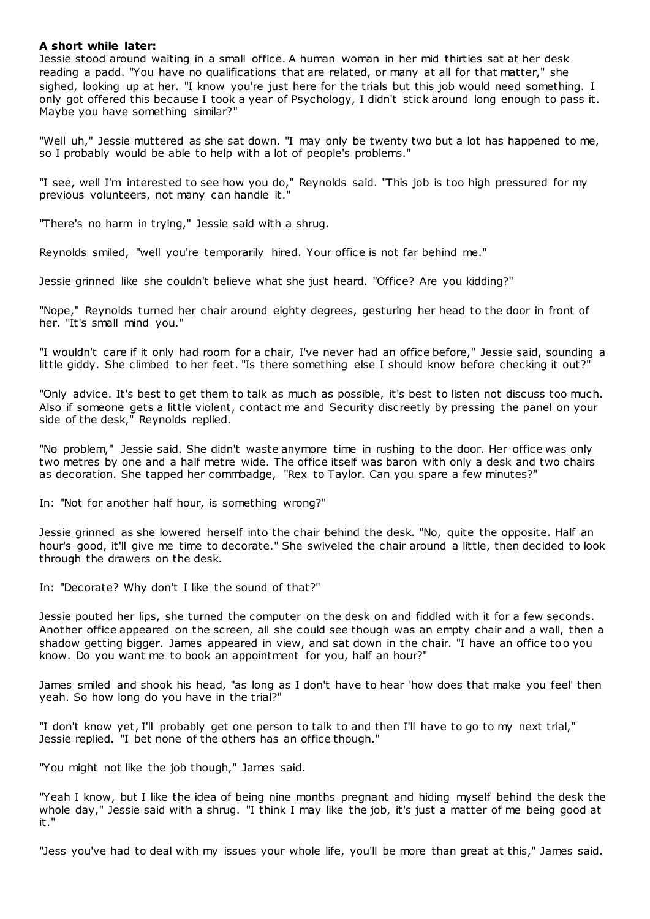**A short while later:**

Jessie stood around waiting in a small office. A human woman in her mid thirties sat at her desk reading a padd. "You have no qualifications that are related, or many at all for that matter," she sighed, looking up at her. "I know you're just here for the trials but this job would need something. I only got offered this because I took a year of Psychology, I didn't stick around long enough to pass it. Maybe you have something similar?"

"Well uh," Jessie muttered as she sat down. "I may only be twenty two but a lot has happened to me, so I probably would be able to help with a lot of people's problems."

"I see, well I'm interested to see how you do," Reynolds said. "This job is too high pressured for my previous volunteers, not many can handle it."

"There's no harm in trying," Jessie said with a shrug.

Reynolds smiled, "well you're temporarily hired. Your office is not far behind me."

Jessie grinned like she couldn't believe what she just heard. "Office? Are you kidding?"

"Nope," Reynolds turned her chair around eighty degrees, gesturing her head to the door in front of her. "It's small mind you."

"I wouldn't care if it only had room for a chair, I've never had an office before," Jessie said, sounding a little giddy. She climbed to her feet. "Is there something else I should know before checking it out?"

"Only advice. It's best to get them to talk as much as possible, it's best to listen not discuss too much. Also if someone gets a little violent, contact me and Security discreetly by pressing the panel on your side of the desk," Reynolds replied.

"No problem," Jessie said. She didn't waste anymore time in rushing to the door. Her office was only two metres by one and a half metre wide. The office itself was baron with only a desk and two chairs as decoration. She tapped her commbadge, "Rex to Taylor. Can you spare a few minutes?"

In: "Not for another half hour, is something wrong?"

Jessie grinned as she lowered herself into the chair behind the desk. "No, quite the opposite. Half an hour's good, it'll give me time to decorate." She swiveled the chair around a little, then decided to look through the drawers on the desk.

In: "Decorate? Why don't I like the sound of that?"

Jessie pouted her lips, she turned the computer on the desk on and fiddled with it for a few seconds. Another office appeared on the screen, all she could see though was an empty chair and a wall, then a shadow getting bigger. James appeared in view, and sat down in the chair. "I have an office too you know. Do you want me to book an appointment for you, half an hour?"

James smiled and shook his head, "as long as I don't have to hear 'how does that make you feel' then yeah. So how long do you have in the trial?"

"I don't know yet, I'll probably get one person to talk to and then I'll have to go to my next trial," Jessie replied. "I bet none of the others has an office though."

"You might not like the job though," James said.

"Yeah I know, but I like the idea of being nine months pregnant and hiding myself behind the desk the whole day," Jessie said with a shrug. "I think I may like the job, it's just a matter of me being good at it."

"Jess you've had to deal with my issues your whole life, you'll be more than great at this," James said.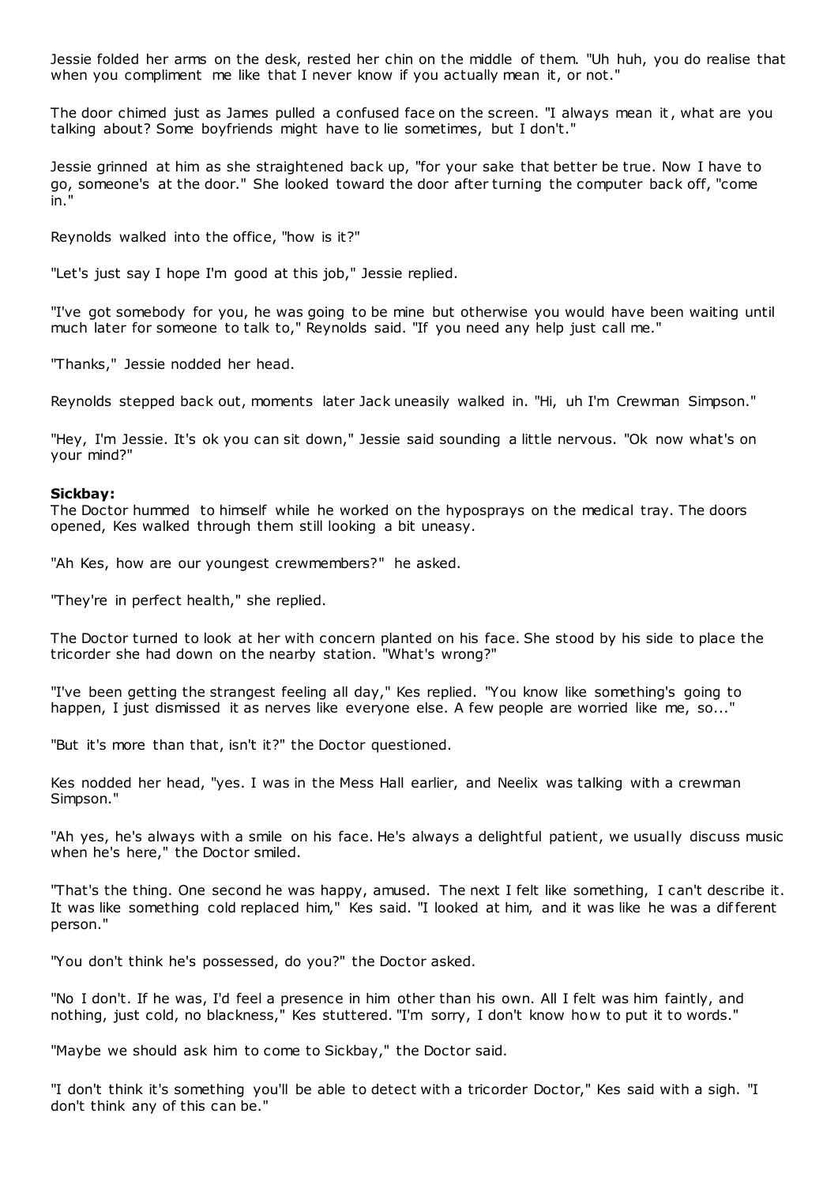Jessie folded her arms on the desk, rested her chin on the middle of them. "Uh huh, you do realise that when you compliment me like that I never know if you actually mean it, or not."

The door chimed just as James pulled a confused face on the screen. "I always mean it, what are you talking about? Some boyfriends might have to lie sometimes, but I don't."

Jessie grinned at him as she straightened back up, "for your sake that better be true. Now I have to go, someone's at the door." She looked toward the door after turning the computer back off, "come in."

Reynolds walked into the office, "how is it?"

"Let's just say I hope I'm good at this job," Jessie replied.

"I've got somebody for you, he was going to be mine but otherwise you would have been waiting until much later for someone to talk to," Reynolds said. "If you need any help just call me."

"Thanks," Jessie nodded her head.

Reynolds stepped back out, moments later Jack uneasily walked in. "Hi, uh I'm Crewman Simpson."

"Hey, I'm Jessie. It's ok you can sit down," Jessie said sounding a little nervous. "Ok now what's on your mind?"

**Sickbay:**
The Doctor hummed to himself while he worked on the hyposprays on the medical tray. The doors opened, Kes walked through them still looking a bit uneasy.

"Ah Kes, how are our youngest crewmembers?" he asked.

"They're in perfect health," she replied.

The Doctor turned to look at her with concern planted on his face. She stood by his side to place the tricorder she had down on the nearby station. "What's wrong?"

"I've been getting the strangest feeling all day," Kes replied. "You know like something's going to happen, I just dismissed it as nerves like everyone else. A few people are worried like me, so..."

"But it's more than that, isn't it?" the Doctor questioned.

Kes nodded her head, "yes. I was in the Mess Hall earlier, and Neelix was talking with a crewman Simpson."

"Ah yes, he's always with a smile on his face. He's always a delightful patient, we usually discuss music when he's here," the Doctor smiled.

"That's the thing. One second he was happy, amused. The next I felt like something, I can't describe it. It was like something cold replaced him," Kes said. "I looked at him, and it was like he was a different person."

"You don't think he's possessed, do you?" the Doctor asked.

"No I don't. If he was, I'd feel a presence in him other than his own. All I felt was him faintly, and nothing, just cold, no blackness," Kes stuttered. "I'm sorry, I don't know how to put it to words."

"Maybe we should ask him to come to Sickbay," the Doctor said.

"I don't think it's something you'll be able to detect with a tricorder Doctor," Kes said with a sigh. "I don't think any of this can be."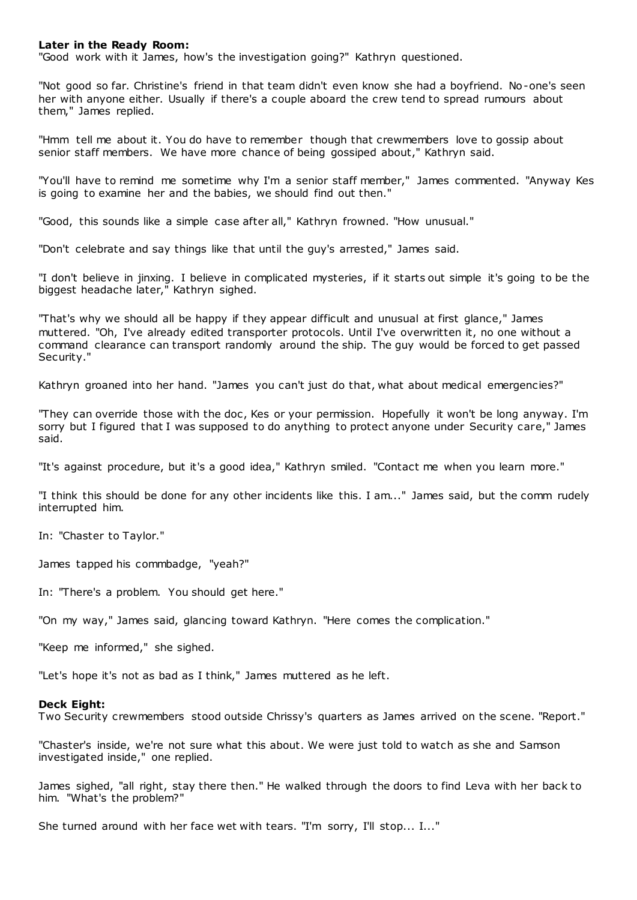**Later in the Ready Room:**
"Good work with it James, how's the investigation going?" Kathryn questioned.

"Not good so far. Christine's friend in that team didn't even know she had a boyfriend. No-one's seen her with anyone either. Usually if there's a couple aboard the crew tend to spread rumours about them," James replied.

"Hmm tell me about it. You do have to remember though that crewmembers love to gossip about senior staff members. We have more chance of being gossiped about," Kathryn said.

"You'll have to remind me sometime why I'm a senior staff member," James commented. "Anyway Kes is going to examine her and the babies, we should find out then."

"Good, this sounds like a simple case after all," Kathryn frowned. "How unusual."

"Don't celebrate and say things like that until the guy's arrested," James said.

"I don't believe in jinxing. I believe in complicated mysteries, if it starts out simple it's going to be the biggest headache later," Kathryn sighed.

"That's why we should all be happy if they appear difficult and unusual at first glance," James muttered. "Oh, I've already edited transporter protocols. Until I've overwritten it, no one without a command clearance can transport randomly around the ship. The guy would be forced to get passed Security."

Kathryn groaned into her hand. "James you can't just do that, what about medical emergencies?"

"They can override those with the doc, Kes or your permission. Hopefully it won't be long anyway. I'm sorry but I figured that I was supposed to do anything to protect anyone under Security care," James said.

"It's against procedure, but it's a good idea," Kathryn smiled. "Contact me when you learn more."

"I think this should be done for any other incidents like this. I am..." James said, but the comm rudely interrupted him.

In: "Chaster to Taylor."

James tapped his commbadge, "yeah?"

In: "There's a problem. You should get here."

"On my way," James said, glancing toward Kathryn. "Here comes the complication."

"Keep me informed," she sighed.

"Let's hope it's not as bad as I think," James muttered as he left.

**Deck Eight:**
Two Security crewmembers stood outside Chrissy's quarters as James arrived on the scene. "Report."

"Chaster's inside, we're not sure what this about. We were just told to watch as she and Samson investigated inside," one replied.

James sighed, "all right, stay there then." He walked through the doors to find Leva with her back to him. "What's the problem?"

She turned around with her face wet with tears. "I'm sorry, I'll stop... I..."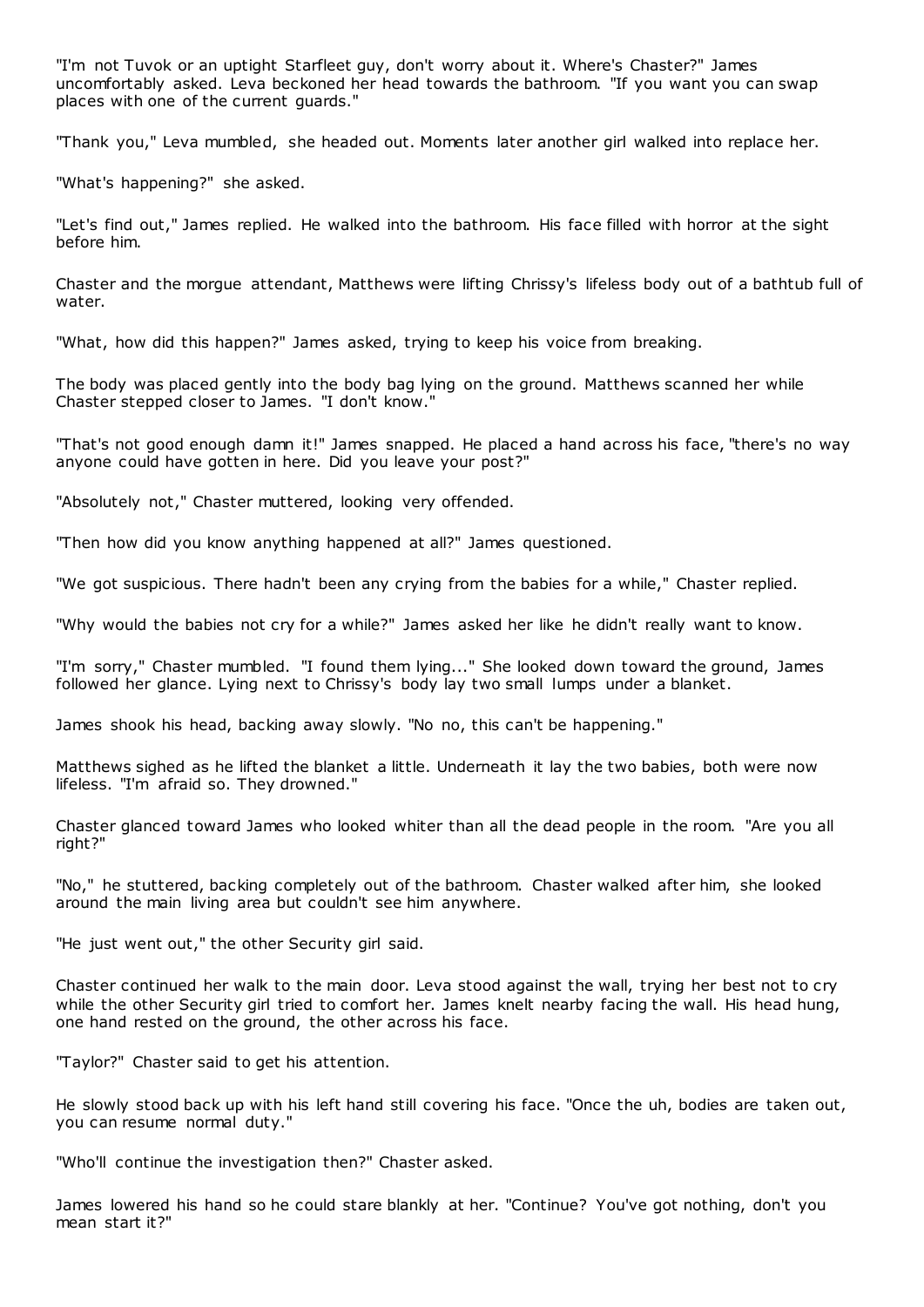"I'm not Tuvok or an uptight Starfleet guy, don't worry about it. Where's Chaster?" James uncomfortably asked. Leva beckoned her head towards the bathroom. "If you want you can swap places with one of the current guards."

"Thank you," Leva mumbled, she headed out. Moments later another girl walked into replace her.

"What's happening?" she asked.

"Let's find out," James replied. He walked into the bathroom. His face filled with horror at the sight before him.

Chaster and the morgue attendant, Matthews were lifting Chrissy's lifeless body out of a bathtub full of water.

"What, how did this happen?" James asked, trying to keep his voice from breaking.

The body was placed gently into the body bag lying on the ground. Matthews scanned her while Chaster stepped closer to James. "I don't know."

"That's not good enough damn it!" James snapped. He placed a hand across his face, "there's no way anyone could have gotten in here. Did you leave your post?"

"Absolutely not," Chaster muttered, looking very offended.

"Then how did you know anything happened at all?" James questioned.

"We got suspicious. There hadn't been any crying from the babies for a while," Chaster replied.

"Why would the babies not cry for a while?" James asked her like he didn't really want to know.

"I'm sorry," Chaster mumbled. "I found them lying..." She looked down toward the ground, James followed her glance. Lying next to Chrissy's body lay two small lumps under a blanket.

James shook his head, backing away slowly. "No no, this can't be happening."

Matthews sighed as he lifted the blanket a little. Underneath it lay the two babies, both were now lifeless. "I'm afraid so. They drowned."

Chaster glanced toward James who looked whiter than all the dead people in the room. "Are you all right?"

"No," he stuttered, backing completely out of the bathroom. Chaster walked after him, she looked around the main living area but couldn't see him anywhere.

"He just went out," the other Security girl said.

Chaster continued her walk to the main door. Leva stood against the wall, trying her best not to cry while the other Security girl tried to comfort her. James knelt nearby facing the wall. His head hung, one hand rested on the ground, the other across his face.

"Taylor?" Chaster said to get his attention.

He slowly stood back up with his left hand still covering his face. "Once the uh, bodies are taken out, you can resume normal duty."

"Who'll continue the investigation then?" Chaster asked.

James lowered his hand so he could stare blankly at her. "Continue? You've got nothing, don't you mean start it?"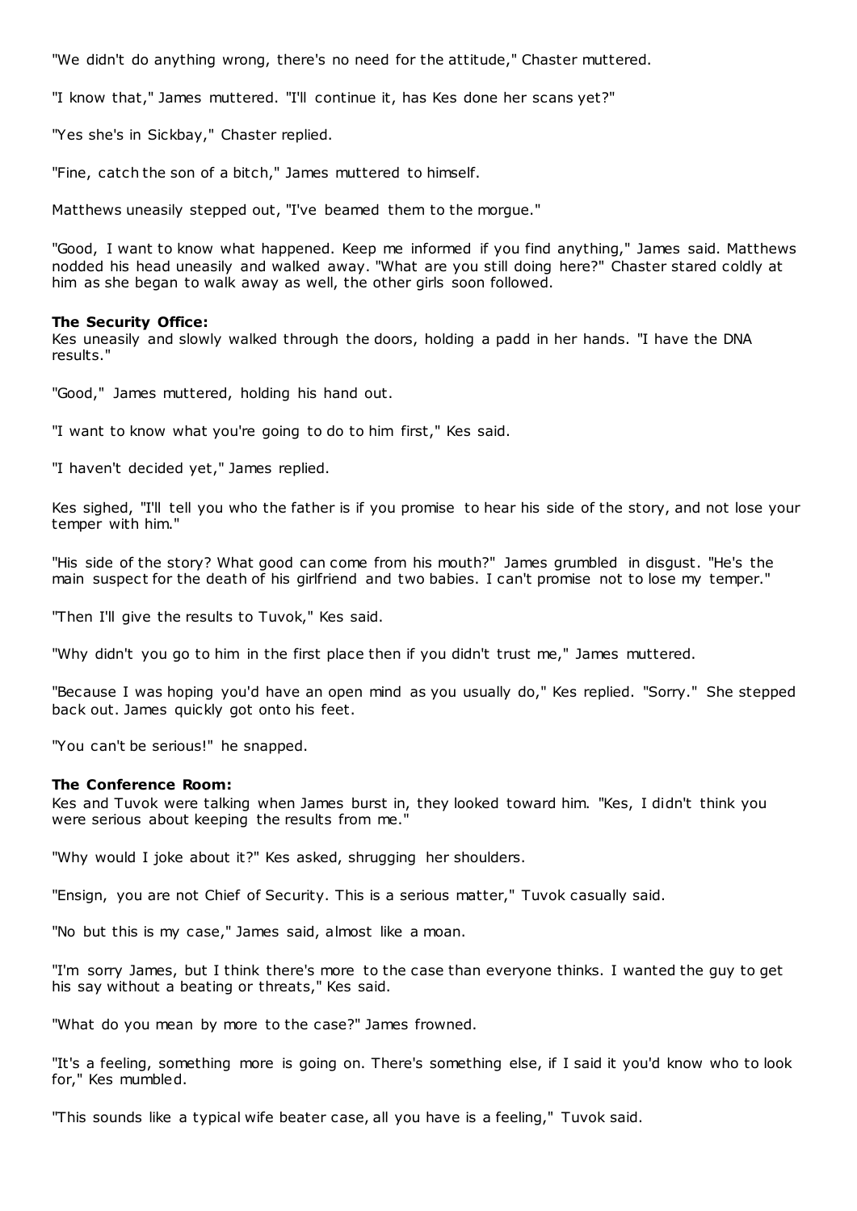"We didn't do anything wrong, there's no need for the attitude," Chaster muttered.

"I know that," James muttered. "I'll continue it, has Kes done her scans yet?"

"Yes she's in Sickbay," Chaster replied.

"Fine, catch the son of a bitch," James muttered to himself.

Matthews uneasily stepped out, "I've beamed them to the morgue."

"Good, I want to know what happened. Keep me informed if you find anything," James said. Matthews nodded his head uneasily and walked away. "What are you still doing here?" Chaster stared coldly at him as she began to walk away as well, the other girls soon followed.

**The Security Office:**
Kes uneasily and slowly walked through the doors, holding a padd in her hands. "I have the DNA results."

"Good," James muttered, holding his hand out.

"I want to know what you're going to do to him first," Kes said.

"I haven't decided yet," James replied.

Kes sighed, "I'll tell you who the father is if you promise to hear his side of the story, and not lose your temper with him."

"His side of the story? What good can come from his mouth?" James grumbled in disgust. "He's the main suspect for the death of his girlfriend and two babies. I can't promise not to lose my temper."

"Then I'll give the results to Tuvok," Kes said.

"Why didn't you go to him in the first place then if you didn't trust me," James muttered.

"Because I was hoping you'd have an open mind as you usually do," Kes replied. "Sorry." She stepped back out. James quickly got onto his feet.

"You can't be serious!" he snapped.

**The Conference Room:**
Kes and Tuvok were talking when James burst in, they looked toward him. "Kes, I didn't think you were serious about keeping the results from me."

"Why would I joke about it?" Kes asked, shrugging her shoulders.

"Ensign, you are not Chief of Security. This is a serious matter," Tuvok casually said.

"No but this is my case," James said, almost like a moan.

"I'm sorry James, but I think there's more to the case than everyone thinks. I wanted the guy to get his say without a beating or threats," Kes said.

"What do you mean by more to the case?" James frowned.

"It's a feeling, something more is going on. There's something else, if I said it you'd know who to look for," Kes mumbled.

"This sounds like a typical wife beater case, all you have is a feeling," Tuvok said.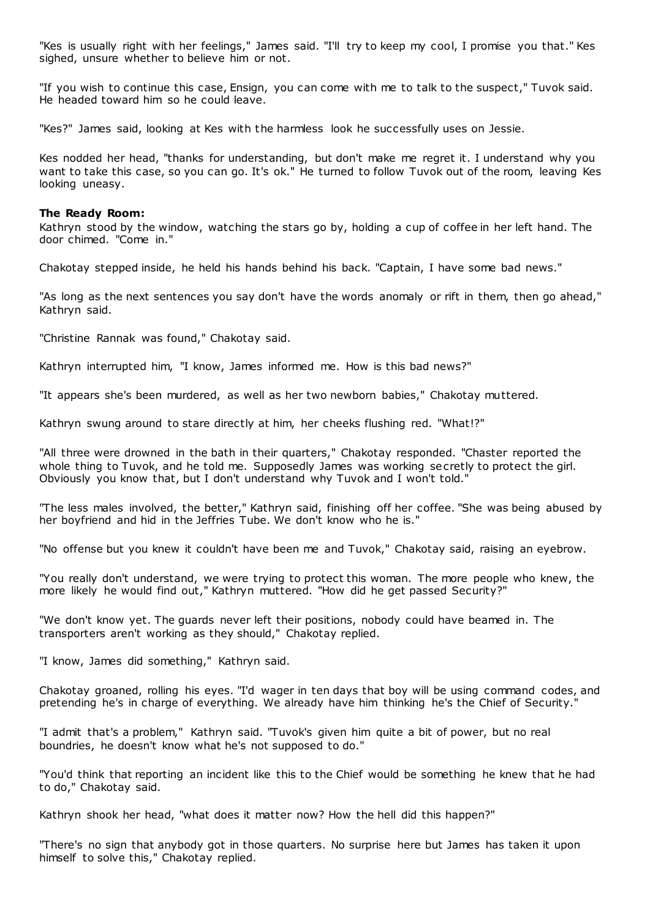"Kes is usually right with her feelings," James said. "I'll try to keep my cool, I promise you that." Kes sighed, unsure whether to believe him or not.

"If you wish to continue this case, Ensign, you can come with me to talk to the suspect," Tuvok said. He headed toward him so he could leave.

"Kes?" James said, looking at Kes with the harmless look he successfully uses on Jessie.

Kes nodded her head, "thanks for understanding, but don't make me regret it. I understand why you want to take this case, so you can go. It's ok." He turned to follow Tuvok out of the room, leaving Kes looking uneasy.

**The Ready Room:**

Kathryn stood by the window, watching the stars go by, holding a cup of coffee in her left hand. The door chimed. "Come in."

Chakotay stepped inside, he held his hands behind his back. "Captain, I have some bad news."

"As long as the next sentences you say don't have the words anomaly or rift in them, then go ahead," Kathryn said.

"Christine Rannak was found," Chakotay said.

Kathryn interrupted him, "I know, James informed me. How is this bad news?"

"It appears she's been murdered, as well as her two newborn babies," Chakotay muttered.

Kathryn swung around to stare directly at him, her cheeks flushing red. "What!?"

"All three were drowned in the bath in their quarters," Chakotay responded. "Chaster reported the whole thing to Tuvok, and he told me. Supposedly James was working secretly to protect the girl. Obviously you know that, but I don't understand why Tuvok and I won't told."

"The less males involved, the better," Kathryn said, finishing off her coffee. "She was being abused by her boyfriend and hid in the Jeffries Tube. We don't know who he is."

"No offense but you knew it couldn't have been me and Tuvok," Chakotay said, raising an eyebrow.

"You really don't understand, we were trying to protect this woman. The more people who knew, the more likely he would find out," Kathryn muttered. "How did he get passed Security?"

"We don't know yet. The guards never left their positions, nobody could have beamed in. The transporters aren't working as they should," Chakotay replied.

"I know, James did something," Kathryn said.

Chakotay groaned, rolling his eyes. "I'd wager in ten days that boy will be using command codes, and pretending he's in charge of everything. We already have him thinking he's the Chief of Security."

"I admit that's a problem," Kathryn said. "Tuvok's given him quite a bit of power, but no real boundries, he doesn't know what he's not supposed to do."

"You'd think that reporting an incident like this to the Chief would be something he knew that he had to do," Chakotay said.

Kathryn shook her head, "what does it matter now? How the hell did this happen?"

"There's no sign that anybody got in those quarters. No surprise here but James has taken it upon himself to solve this," Chakotay replied.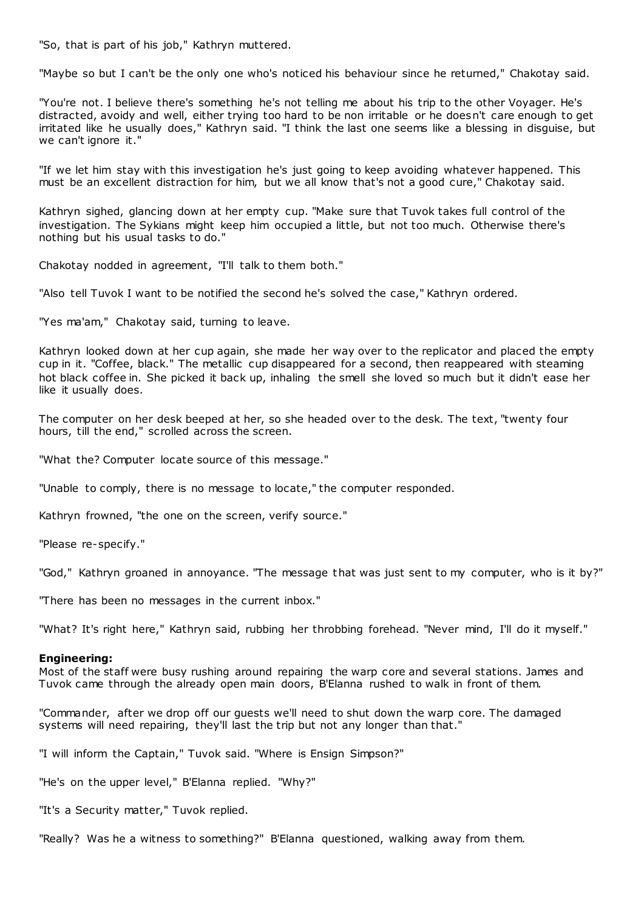"So, that is part of his job," Kathryn muttered.

"Maybe so but I can't be the only one who's noticed his behaviour since he returned," Chakotay said.

"You're not. I believe there's something he's not telling me about his trip to the other Voyager. He's distracted, avoidy and well, either trying too hard to be non irritable or he doesn't care enough to get irritated like he usually does," Kathryn said. "I think the last one seems like a blessing in disguise, but we can't ignore it."

"If we let him stay with this investigation he's just going to keep avoiding whatever happened. This must be an excellent distraction for him, but we all know that's not a good cure," Chakotay said.

Kathryn sighed, glancing down at her empty cup. "Make sure that Tuvok takes full control of the investigation. The Sykians might keep him occupied a little, but not too much. Otherwise there's nothing but his usual tasks to do."

Chakotay nodded in agreement, "I'll talk to them both."

"Also tell Tuvok I want to be notified the second he's solved the case," Kathryn ordered.

"Yes ma'am," Chakotay said, turning to leave.

Kathryn looked down at her cup again, she made her way over to the replicator and placed the empty cup in it. "Coffee, black." The metallic cup disappeared for a second, then reappeared with steaming hot black coffee in. She picked it back up, inhaling the smell she loved so much but it didn't ease her like it usually does.

The computer on her desk beeped at her, so she headed over to the desk. The text, "twenty four hours, till the end," scrolled across the screen.

"What the? Computer locate source of this message."

"Unable to comply, there is no message to locate," the computer responded.

Kathryn frowned, "the one on the screen, verify source."

"Please re-specify."

"God," Kathryn groaned in annoyance. "The message that was just sent to my computer, who is it by?"

"There has been no messages in the current inbox."

"What? It's right here," Kathryn said, rubbing her throbbing forehead. "Never mind, I'll do it myself."

**Engineering:**
Most of the staff were busy rushing around repairing the warp core and several stations. James and Tuvok came through the already open main doors, B'Elanna rushed to walk in front of them.

"Commander, after we drop off our guests we'll need to shut down the warp core. The damaged systems will need repairing, they'll last the trip but not any longer than that."

"I will inform the Captain," Tuvok said. "Where is Ensign Simpson?"

"He's on the upper level," B'Elanna replied. "Why?"

"It's a Security matter," Tuvok replied.

"Really? Was he a witness to something?" B'Elanna questioned, walking away from them.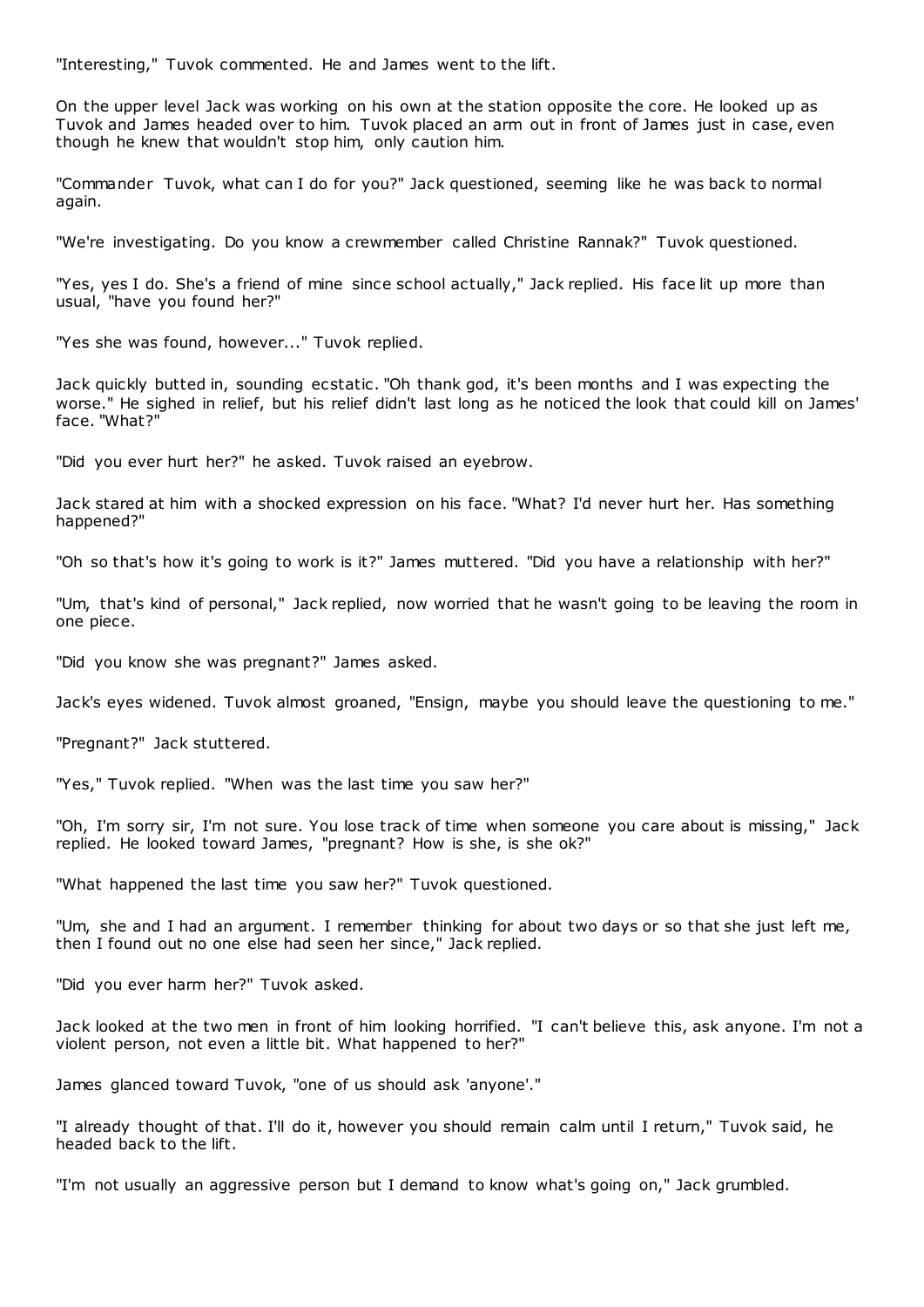"Interesting," Tuvok commented. He and James went to the lift.

On the upper level Jack was working on his own at the station opposite the core. He looked up as Tuvok and James headed over to him. Tuvok placed an arm out in front of James just in case, even though he knew that wouldn't stop him, only caution him.

"Commander Tuvok, what can I do for you?" Jack questioned, seeming like he was back to normal again.

"We're investigating. Do you know a crewmember called Christine Rannak?" Tuvok questioned.

"Yes, yes I do. She's a friend of mine since school actually," Jack replied. His face lit up more than usual, "have you found her?"

"Yes she was found, however..." Tuvok replied.

Jack quickly butted in, sounding ecstatic. "Oh thank god, it's been months and I was expecting the worse." He sighed in relief, but his relief didn't last long as he noticed the look that could kill on James' face. "What?"

"Did you ever hurt her?" he asked. Tuvok raised an eyebrow.

Jack stared at him with a shocked expression on his face. "What? I'd never hurt her. Has something happened?"

"Oh so that's how it's going to work is it?" James muttered. "Did you have a relationship with her?"

"Um, that's kind of personal," Jack replied, now worried that he wasn't going to be leaving the room in one piece.

"Did you know she was pregnant?" James asked.

Jack's eyes widened. Tuvok almost groaned, "Ensign, maybe you should leave the questioning to me."

"Pregnant?" Jack stuttered.

"Yes," Tuvok replied. "When was the last time you saw her?"

"Oh, I'm sorry sir, I'm not sure. You lose track of time when someone you care about is missing," Jack replied. He looked toward James, "pregnant? How is she, is she ok?"

"What happened the last time you saw her?" Tuvok questioned.

"Um, she and I had an argument. I remember thinking for about two days or so that she just left me, then I found out no one else had seen her since," Jack replied.

"Did you ever harm her?" Tuvok asked.

Jack looked at the two men in front of him looking horrified. "I can't believe this, ask anyone. I'm not a violent person, not even a little bit. What happened to her?"

James glanced toward Tuvok, "one of us should ask 'anyone'."

"I already thought of that. I'll do it, however you should remain calm until I return," Tuvok said, he headed back to the lift.

"I'm not usually an aggressive person but I demand to know what's going on," Jack grumbled.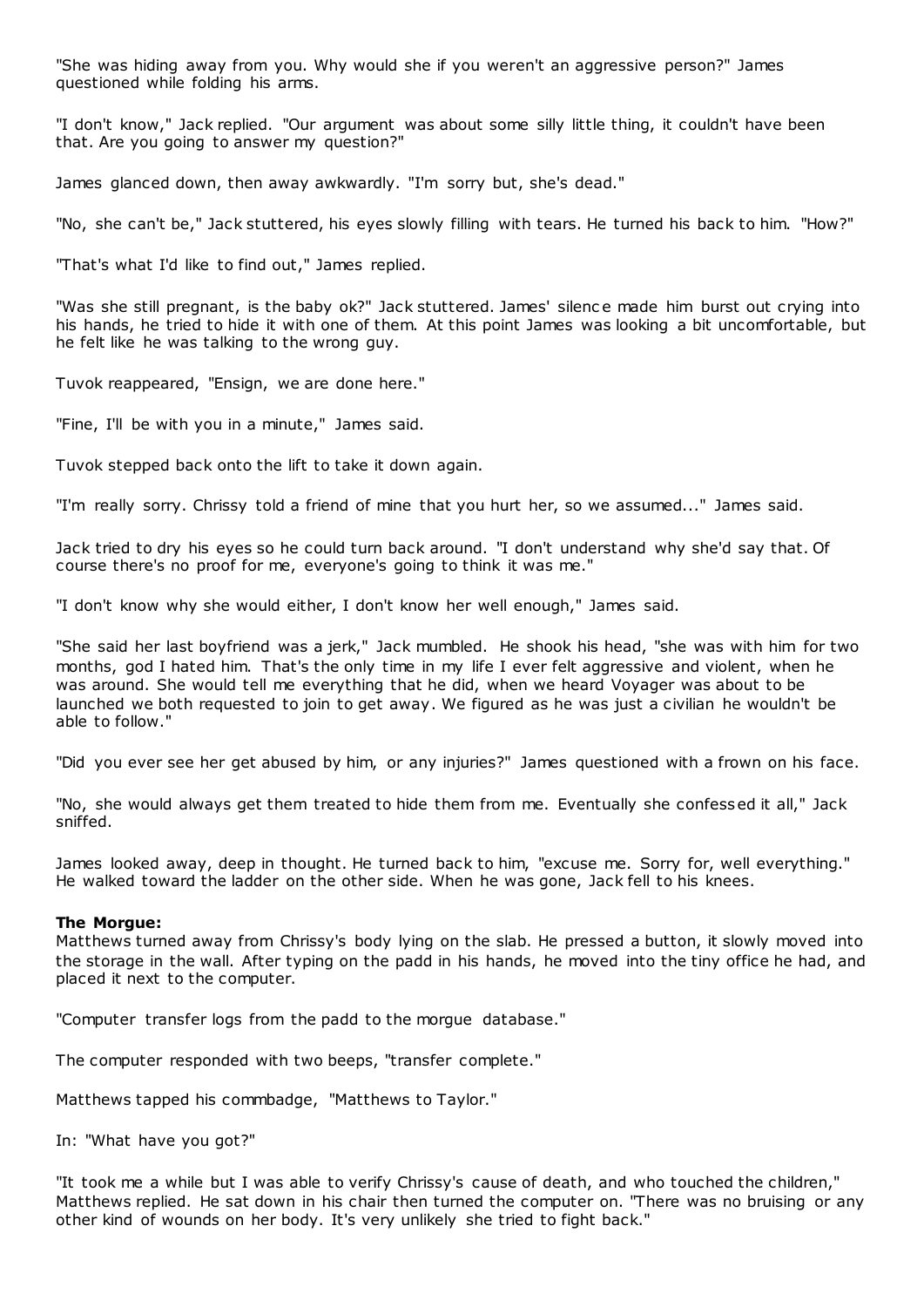"She was hiding away from you. Why would she if you weren't an aggressive person?" James questioned while folding his arms.

"I don't know," Jack replied. "Our argument was about some silly little thing, it couldn't have been that. Are you going to answer my question?"

James glanced down, then away awkwardly. "I'm sorry but, she's dead."

"No, she can't be," Jack stuttered, his eyes slowly filling with tears. He turned his back to him. "How?"

"That's what I'd like to find out," James replied.

"Was she still pregnant, is the baby ok?" Jack stuttered. James' silence made him burst out crying into his hands, he tried to hide it with one of them. At this point James was looking a bit uncomfortable, but he felt like he was talking to the wrong guy.

Tuvok reappeared, "Ensign, we are done here."

"Fine, I'll be with you in a minute," James said.

Tuvok stepped back onto the lift to take it down again.

"I'm really sorry. Chrissy told a friend of mine that you hurt her, so we assumed..." James said.

Jack tried to dry his eyes so he could turn back around. "I don't understand why she'd say that. Of course there's no proof for me, everyone's going to think it was me."

"I don't know why she would either, I don't know her well enough," James said.

"She said her last boyfriend was a jerk," Jack mumbled. He shook his head, "she was with him for two months, god I hated him. That's the only time in my life I ever felt aggressive and violent, when he was around. She would tell me everything that he did, when we heard Voyager was about to be launched we both requested to join to get away. We figured as he was just a civilian he wouldn't be able to follow."

"Did you ever see her get abused by him, or any injuries?" James questioned with a frown on his face.

"No, she would always get them treated to hide them from me. Eventually she confessed it all," Jack sniffed.

James looked away, deep in thought. He turned back to him, "excuse me. Sorry for, well everything." He walked toward the ladder on the other side. When he was gone, Jack fell to his knees.

**The Morgue:**
Matthews turned away from Chrissy's body lying on the slab. He pressed a button, it slowly moved into the storage in the wall. After typing on the padd in his hands, he moved into the tiny office he had, and placed it next to the computer.

"Computer transfer logs from the padd to the morgue database."

The computer responded with two beeps, "transfer complete."

Matthews tapped his commbadge, "Matthews to Taylor."

In: "What have you got?"

"It took me a while but I was able to verify Chrissy's cause of death, and who touched the children," Matthews replied. He sat down in his chair then turned the computer on. "There was no bruising or any other kind of wounds on her body. It's very unlikely she tried to fight back."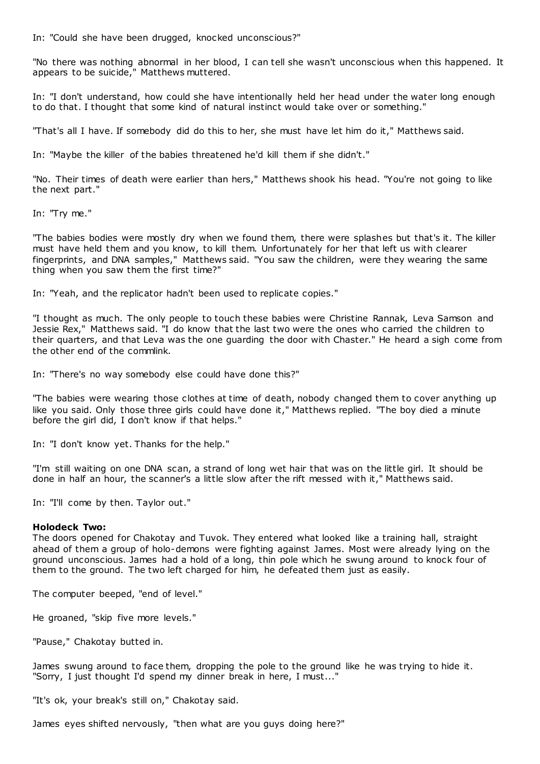In: "Could she have been drugged, knocked unconscious?"

"No there was nothing abnormal in her blood, I can tell she wasn't unconscious when this happened. It appears to be suicide," Matthews muttered.

In: "I don't understand, how could she have intentionally held her head under the water long enough to do that. I thought that some kind of natural instinct would take over or something."

"That's all I have. If somebody did do this to her, she must have let him do it," Matthews said.

In: "Maybe the killer of the babies threatened he'd kill them if she didn't."

"No. Their times of death were earlier than hers," Matthews shook his head. "You're not going to like the next part."

In: "Try me."

"The babies bodies were mostly dry when we found them, there were splashes but that's it. The killer must have held them and you know, to kill them. Unfortunately for her that left us with clearer fingerprints, and DNA samples," Matthews said. "You saw the children, were they wearing the same thing when you saw them the first time?"

In: "Yeah, and the replicator hadn't been used to replicate copies."

"I thought as much. The only people to touch these babies were Christine Rannak, Leva Samson and Jessie Rex," Matthews said. "I do know that the last two were the ones who carried the children to their quarters, and that Leva was the one guarding the door with Chaster." He heard a sigh come from the other end of the commlink.

In: "There's no way somebody else could have done this?"

"The babies were wearing those clothes at time of death, nobody changed them to cover anything up like you said. Only those three girls could have done it," Matthews replied. "The boy died a minute before the girl did, I don't know if that helps."

In: "I don't know yet. Thanks for the help."

"I'm still waiting on one DNA scan, a strand of long wet hair that was on the little girl. It should be done in half an hour, the scanner's a little slow after the rift messed with it," Matthews said.

In: "I'll come by then. Taylor out."

**Holodeck Two:**
The doors opened for Chakotay and Tuvok. They entered what looked like a training hall, straight ahead of them a group of holo-demons were fighting against James. Most were already lying on the ground unconscious. James had a hold of a long, thin pole which he swung around to knock four of them to the ground. The two left charged for him, he defeated them just as easily.

The computer beeped, "end of level."

He groaned, "skip five more levels."

"Pause," Chakotay butted in.

James swung around to face them, dropping the pole to the ground like he was trying to hide it. "Sorry, I just thought I'd spend my dinner break in here, I must..."

"It's ok, your break's still on," Chakotay said.

James eyes shifted nervously, "then what are you guys doing here?"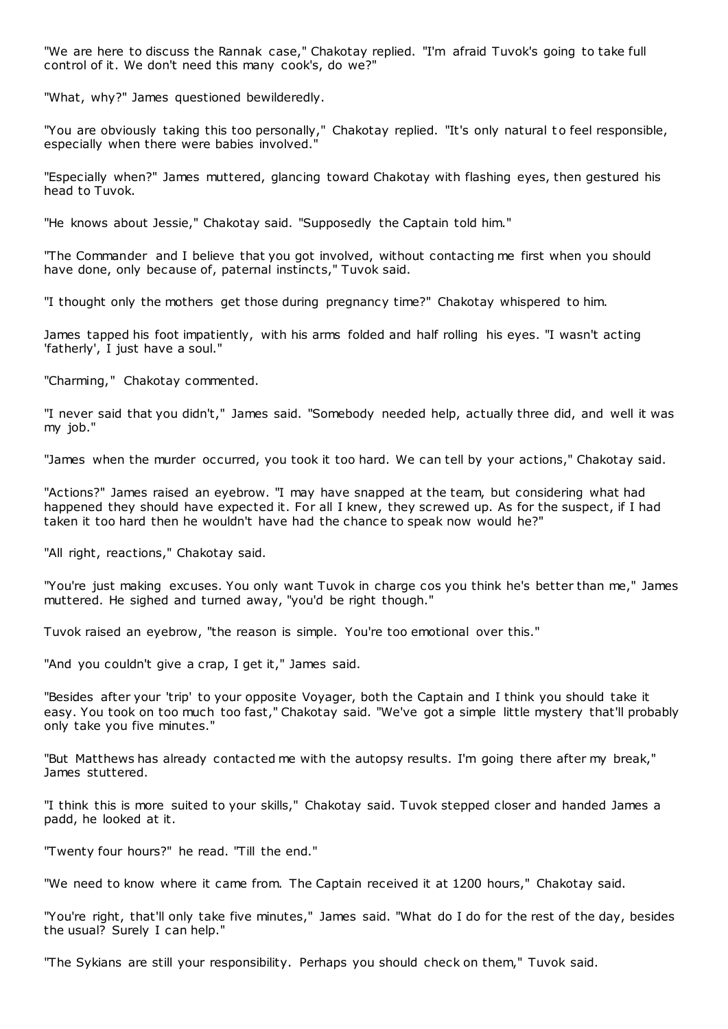"We are here to discuss the Rannak case," Chakotay replied. "I'm afraid Tuvok's going to take full control of it. We don't need this many cook's, do we?"

"What, why?" James questioned bewilderedly.

"You are obviously taking this too personally," Chakotay replied. "It's only natural to feel responsible, especially when there were babies involved."

"Especially when?" James muttered, glancing toward Chakotay with flashing eyes, then gestured his head to Tuvok.

"He knows about Jessie," Chakotay said. "Supposedly the Captain told him."

"The Commander and I believe that you got involved, without contacting me first when you should have done, only because of, paternal instincts," Tuvok said.

"I thought only the mothers get those during pregnancy time?" Chakotay whispered to him.

James tapped his foot impatiently, with his arms folded and half rolling his eyes. "I wasn't acting 'fatherly', I just have a soul."

"Charming," Chakotay commented.

"I never said that you didn't," James said. "Somebody needed help, actually three did, and well it was my job."

"James when the murder occurred, you took it too hard. We can tell by your actions," Chakotay said.

"Actions?" James raised an eyebrow. "I may have snapped at the team, but considering what had happened they should have expected it. For all I knew, they screwed up. As for the suspect, if I had taken it too hard then he wouldn't have had the chance to speak now would he?"

"All right, reactions," Chakotay said.

"You're just making excuses. You only want Tuvok in charge cos you think he's better than me," James muttered. He sighed and turned away, "you'd be right though."

Tuvok raised an eyebrow, "the reason is simple. You're too emotional over this."

"And you couldn't give a crap, I get it," James said.

"Besides after your 'trip' to your opposite Voyager, both the Captain and I think you should take it easy. You took on too much too fast," Chakotay said. "We've got a simple little mystery that'll probably only take you five minutes."

"But Matthews has already contacted me with the autopsy results. I'm going there after my break," James stuttered.

"I think this is more suited to your skills," Chakotay said. Tuvok stepped closer and handed James a padd, he looked at it.

"Twenty four hours?" he read. "Till the end."

"We need to know where it came from. The Captain received it at 1200 hours," Chakotay said.

"You're right, that'll only take five minutes," James said. "What do I do for the rest of the day, besides the usual? Surely I can help."

"The Sykians are still your responsibility. Perhaps you should check on them," Tuvok said.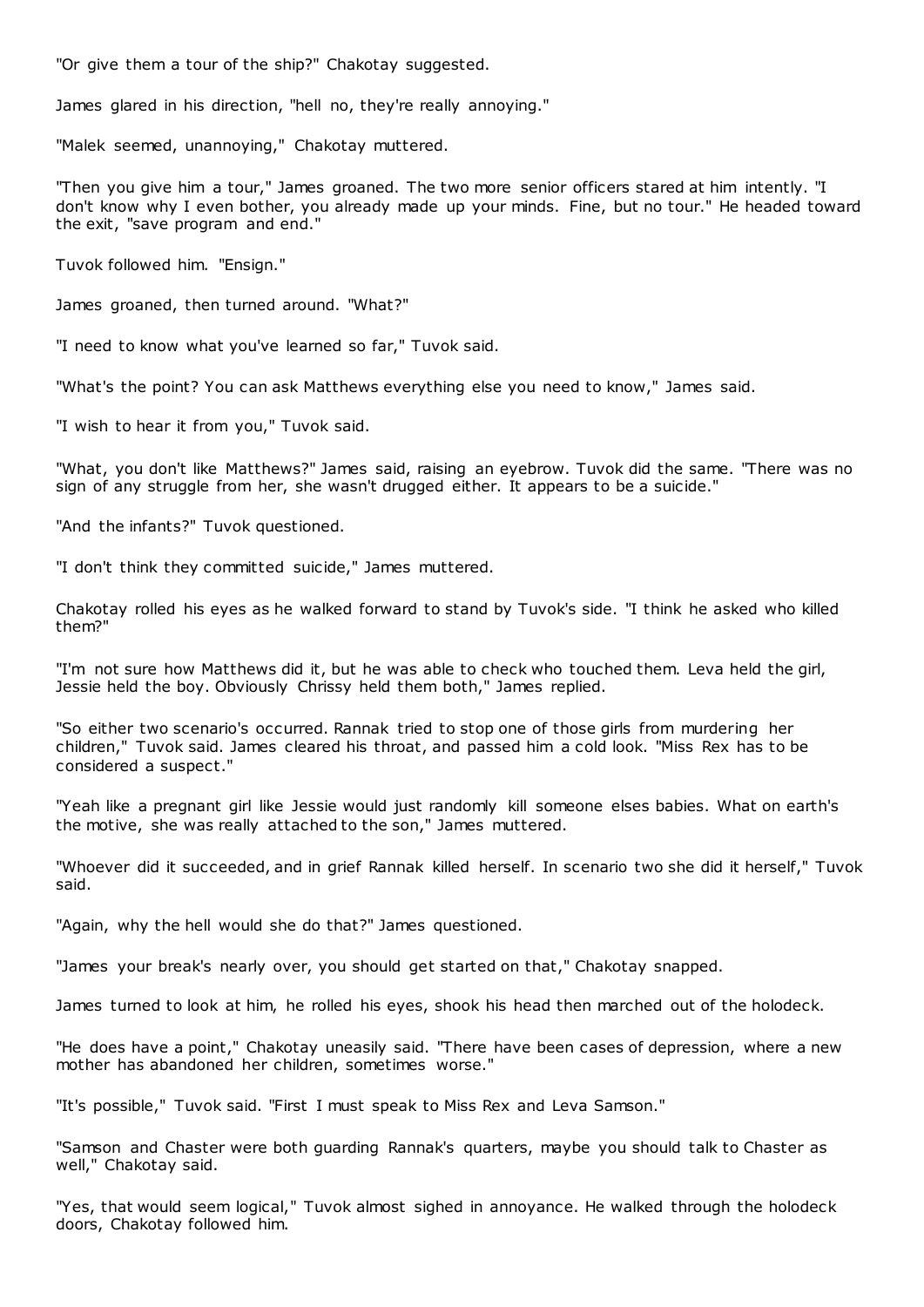"Or give them a tour of the ship?" Chakotay suggested.

James glared in his direction, "hell no, they're really annoying."

"Malek seemed, unannoying," Chakotay muttered.

"Then you give him a tour," James groaned. The two more senior officers stared at him intently. "I don't know why I even bother, you already made up your minds. Fine, but no tour." He headed toward the exit, "save program and end."

Tuvok followed him. "Ensign."

James groaned, then turned around. "What?"

"I need to know what you've learned so far," Tuvok said.

"What's the point? You can ask Matthews everything else you need to know," James said.

"I wish to hear it from you," Tuvok said.

"What, you don't like Matthews?" James said, raising an eyebrow. Tuvok did the same. "There was no sign of any struggle from her, she wasn't drugged either. It appears to be a suicide."

"And the infants?" Tuvok questioned.

"I don't think they committed suicide," James muttered.

Chakotay rolled his eyes as he walked forward to stand by Tuvok's side. "I think he asked who killed them?"

"I'm not sure how Matthews did it, but he was able to check who touched them. Leva held the girl, Jessie held the boy. Obviously Chrissy held them both," James replied.

"So either two scenario's occurred. Rannak tried to stop one of those girls from murdering her children," Tuvok said. James cleared his throat, and passed him a cold look. "Miss Rex has to be considered a suspect."

"Yeah like a pregnant girl like Jessie would just randomly kill someone elses babies. What on earth's the motive, she was really attached to the son," James muttered.

"Whoever did it succeeded, and in grief Rannak killed herself. In scenario two she did it herself," Tuvok said.

"Again, why the hell would she do that?" James questioned.

"James your break's nearly over, you should get started on that," Chakotay snapped.

James turned to look at him, he rolled his eyes, shook his head then marched out of the holodeck.

"He does have a point," Chakotay uneasily said. "There have been cases of depression, where a new mother has abandoned her children, sometimes worse."

"It's possible," Tuvok said. "First I must speak to Miss Rex and Leva Samson."

"Samson and Chaster were both guarding Rannak's quarters, maybe you should talk to Chaster as well," Chakotay said.

"Yes, that would seem logical," Tuvok almost sighed in annoyance. He walked through the holodeck doors, Chakotay followed him.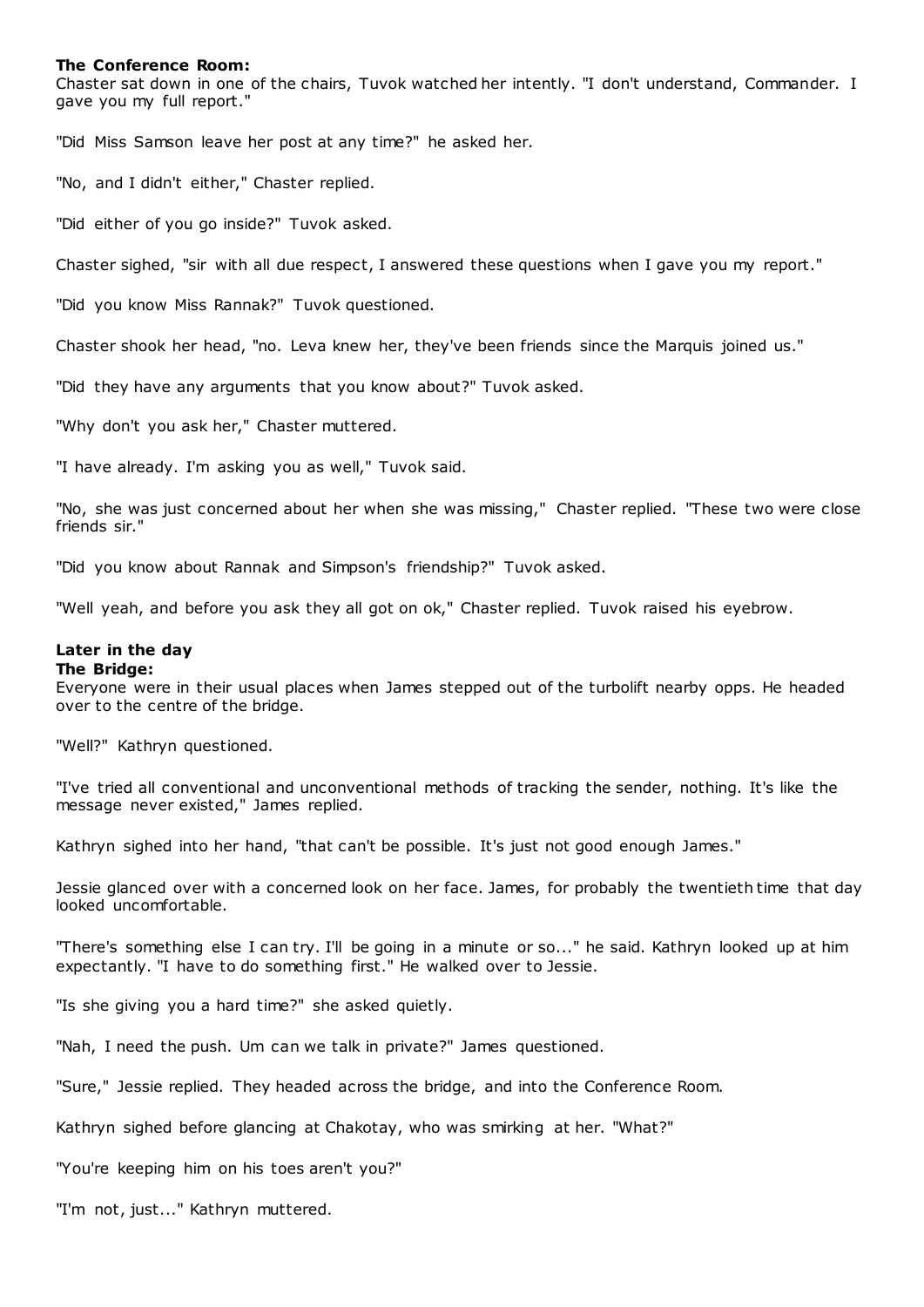**The Conference Room:**
Chaster sat down in one of the chairs, Tuvok watched her intently. "I don't understand, Commander. I gave you my full report."

"Did Miss Samson leave her post at any time?" he asked her.

"No, and I didn't either," Chaster replied.

"Did either of you go inside?" Tuvok asked.

Chaster sighed, "sir with all due respect, I answered these questions when I gave you my report."

"Did you know Miss Rannak?" Tuvok questioned.

Chaster shook her head, "no. Leva knew her, they've been friends since the Marquis joined us."

"Did they have any arguments that you know about?" Tuvok asked.

"Why don't you ask her," Chaster muttered.

"I have already. I'm asking you as well," Tuvok said.

"No, she was just concerned about her when she was missing," Chaster replied. "These two were close friends sir."

"Did you know about Rannak and Simpson's friendship?" Tuvok asked.

"Well yeah, and before you ask they all got on ok," Chaster replied. Tuvok raised his eyebrow.

**Later in the day**
**The Bridge:**
Everyone were in their usual places when James stepped out of the turbolift nearby opps. He headed over to the centre of the bridge.

"Well?" Kathryn questioned.

"I've tried all conventional and unconventional methods of tracking the sender, nothing. It's like the message never existed," James replied.

Kathryn sighed into her hand, "that can't be possible. It's just not good enough James."

Jessie glanced over with a concerned look on her face. James, for probably the twentieth time that day looked uncomfortable.

"There's something else I can try. I'll be going in a minute or so..." he said. Kathryn looked up at him expectantly. "I have to do something first." He walked over to Jessie.

"Is she giving you a hard time?" she asked quietly.

"Nah, I need the push. Um can we talk in private?" James questioned.

"Sure," Jessie replied. They headed across the bridge, and into the Conference Room.

Kathryn sighed before glancing at Chakotay, who was smirking at her. "What?"

"You're keeping him on his toes aren't you?"

"I'm not, just..." Kathryn muttered.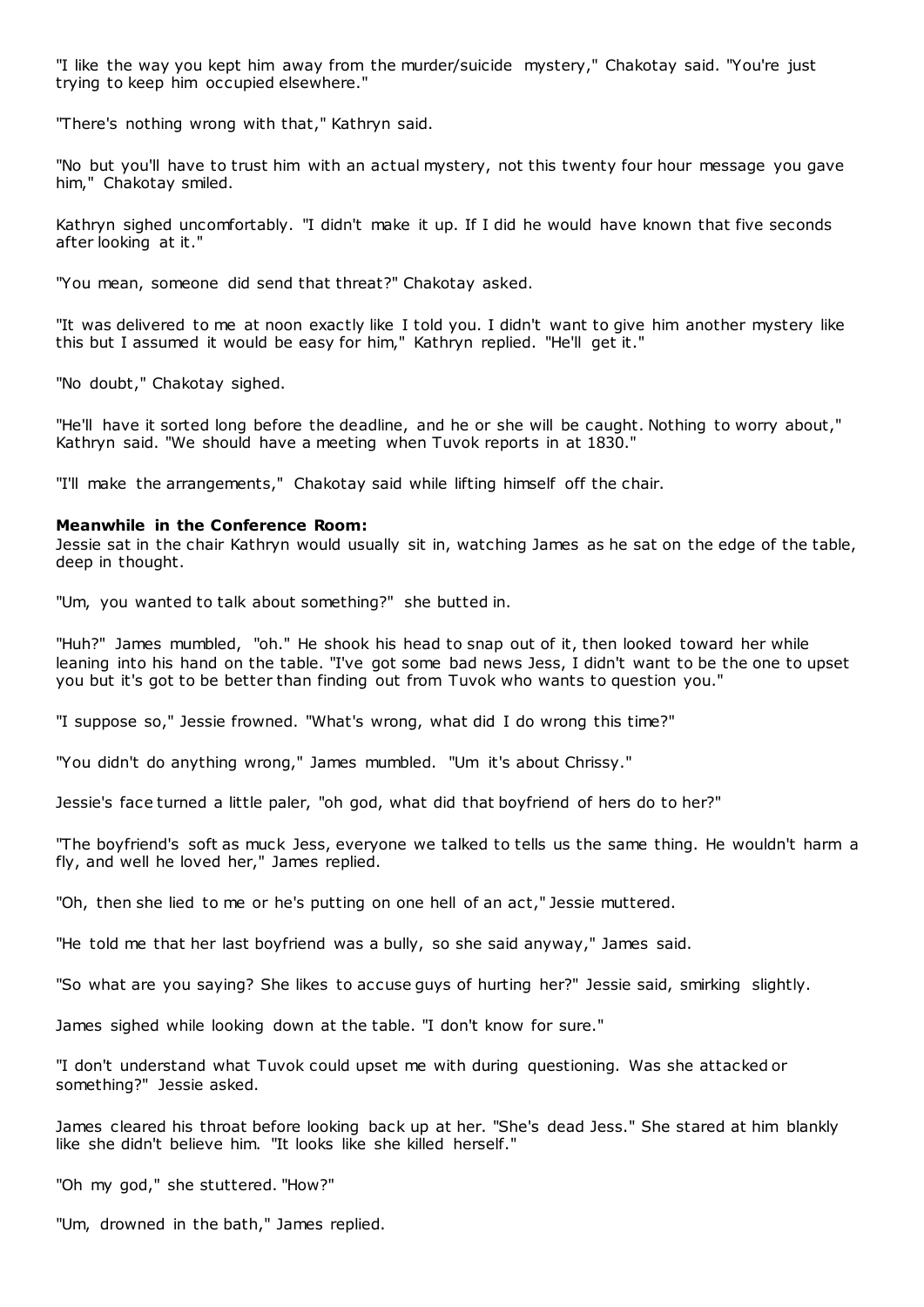"I like the way you kept him away from the murder/suicide mystery," Chakotay said. "You're just trying to keep him occupied elsewhere."

"There's nothing wrong with that," Kathryn said.

"No but you'll have to trust him with an actual mystery, not this twenty four hour message you gave him," Chakotay smiled.

Kathryn sighed uncomfortably. "I didn't make it up. If I did he would have known that five seconds after looking at it."

"You mean, someone did send that threat?" Chakotay asked.

"It was delivered to me at noon exactly like I told you. I didn't want to give him another mystery like this but I assumed it would be easy for him," Kathryn replied. "He'll get it."

"No doubt," Chakotay sighed.

"He'll have it sorted long before the deadline, and he or she will be caught. Nothing to worry about," Kathryn said. "We should have a meeting when Tuvok reports in at 1830."

"I'll make the arrangements," Chakotay said while lifting himself off the chair.

**Meanwhile in the Conference Room:**
Jessie sat in the chair Kathryn would usually sit in, watching James as he sat on the edge of the table, deep in thought.

"Um, you wanted to talk about something?" she butted in.

"Huh?" James mumbled, "oh." He shook his head to snap out of it, then looked toward her while leaning into his hand on the table. "I've got some bad news Jess, I didn't want to be the one to upset you but it's got to be better than finding out from Tuvok who wants to question you."

"I suppose so," Jessie frowned. "What's wrong, what did I do wrong this time?"

"You didn't do anything wrong," James mumbled. "Um it's about Chrissy."

Jessie's face turned a little paler, "oh god, what did that boyfriend of hers do to her?"

"The boyfriend's soft as muck Jess, everyone we talked to tells us the same thing. He wouldn't harm a fly, and well he loved her," James replied.

"Oh, then she lied to me or he's putting on one hell of an act," Jessie muttered.

"He told me that her last boyfriend was a bully, so she said anyway," James said.

"So what are you saying? She likes to accuse guys of hurting her?" Jessie said, smirking slightly.

James sighed while looking down at the table. "I don't know for sure."

"I don't understand what Tuvok could upset me with during questioning. Was she attacked or something?" Jessie asked.

James cleared his throat before looking back up at her. "She's dead Jess." She stared at him blankly like she didn't believe him. "It looks like she killed herself."

"Oh my god," she stuttered. "How?"

"Um, drowned in the bath," James replied.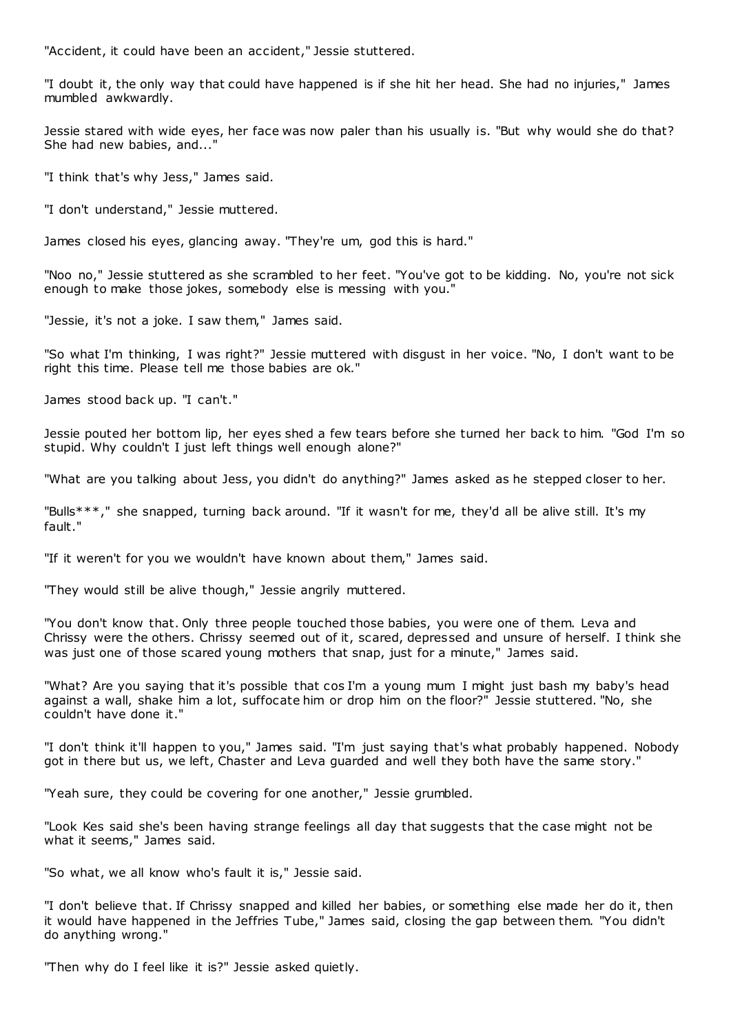"Accident, it could have been an accident," Jessie stuttered.

"I doubt it, the only way that could have happened is if she hit her head. She had no injuries," James mumbled awkwardly.

Jessie stared with wide eyes, her face was now paler than his usually is. "But why would she do that? She had new babies, and..."

"I think that's why Jess," James said.

"I don't understand," Jessie muttered.

James closed his eyes, glancing away. "They're um, god this is hard."

"Noo no," Jessie stuttered as she scrambled to her feet. "You've got to be kidding. No, you're not sick enough to make those jokes, somebody else is messing with you."

"Jessie, it's not a joke. I saw them," James said.

"So what I'm thinking, I was right?" Jessie muttered with disgust in her voice. "No, I don't want to be right this time. Please tell me those babies are ok."

James stood back up. "I can't."

Jessie pouted her bottom lip, her eyes shed a few tears before she turned her back to him. "God I'm so stupid. Why couldn't I just left things well enough alone?"

"What are you talking about Jess, you didn't do anything?" James asked as he stepped closer to her.

"Bulls***," she snapped, turning back around. "If it wasn't for me, they'd all be alive still. It's my fault."

"If it weren't for you we wouldn't have known about them," James said.

"They would still be alive though," Jessie angrily muttered.

"You don't know that. Only three people touched those babies, you were one of them. Leva and Chrissy were the others. Chrissy seemed out of it, scared, depressed and unsure of herself. I think she was just one of those scared young mothers that snap, just for a minute," James said.

"What? Are you saying that it's possible that cos I'm a young mum I might just bash my baby's head against a wall, shake him a lot, suffocate him or drop him on the floor?" Jessie stuttered. "No, she couldn't have done it."

"I don't think it'll happen to you," James said. "I'm just saying that's what probably happened. Nobody got in there but us, we left, Chaster and Leva guarded and well they both have the same story."

"Yeah sure, they could be covering for one another," Jessie grumbled.

"Look Kes said she's been having strange feelings all day that suggests that the case might not be what it seems," James said.

"So what, we all know who's fault it is," Jessie said.

"I don't believe that. If Chrissy snapped and killed her babies, or something else made her do it, then it would have happened in the Jeffries Tube," James said, closing the gap between them. "You didn't do anything wrong."

"Then why do I feel like it is?" Jessie asked quietly.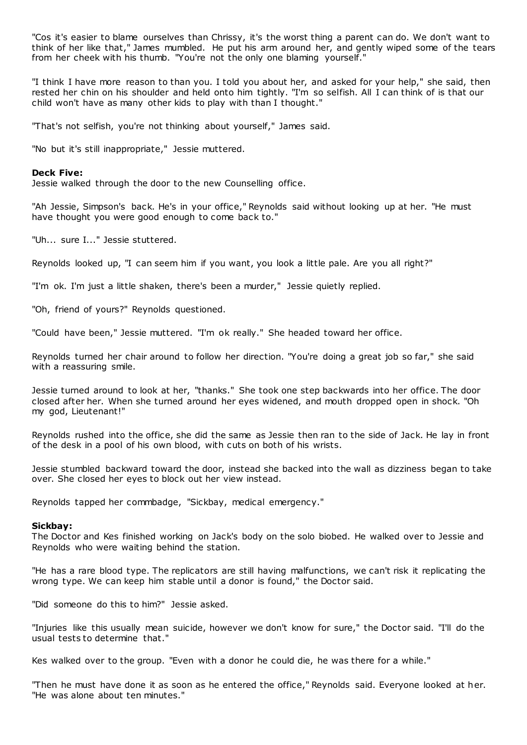"Cos it's easier to blame ourselves than Chrissy, it's the worst thing a parent can do. We don't want to think of her like that," James mumbled. He put his arm around her, and gently wiped some of the tears from her cheek with his thumb. "You're not the only one blaming yourself."

"I think I have more reason to than you. I told you about her, and asked for your help," she said, then rested her chin on his shoulder and held onto him tightly. "I'm so selfish. All I can think of is that our child won't have as many other kids to play with than I thought."

"That's not selfish, you're not thinking about yourself," James said.

"No but it's still inappropriate," Jessie muttered.

**Deck Five:**
Jessie walked through the door to the new Counselling office.

"Ah Jessie, Simpson's back. He's in your office," Reynolds said without looking up at her. "He must have thought you were good enough to come back to."

"Uh... sure I..." Jessie stuttered.

Reynolds looked up, "I can seem him if you want, you look a little pale. Are you all right?"

"I'm ok. I'm just a little shaken, there's been a murder," Jessie quietly replied.

"Oh, friend of yours?" Reynolds questioned.

"Could have been," Jessie muttered. "I'm ok really." She headed toward her office.

Reynolds turned her chair around to follow her direction. "You're doing a great job so far," she said with a reassuring smile.

Jessie turned around to look at her, "thanks." She took one step backwards into her office. The door closed after her. When she turned around her eyes widened, and mouth dropped open in shock. "Oh my god, Lieutenant!"

Reynolds rushed into the office, she did the same as Jessie then ran to the side of Jack. He lay in front of the desk in a pool of his own blood, with cuts on both of his wrists.

Jessie stumbled backward toward the door, instead she backed into the wall as dizziness began to take over. She closed her eyes to block out her view instead.

Reynolds tapped her commbadge, "Sickbay, medical emergency."

**Sickbay:**
The Doctor and Kes finished working on Jack's body on the solo biobed. He walked over to Jessie and Reynolds who were waiting behind the station.

"He has a rare blood type. The replicators are still having malfunctions, we can't risk it replicating the wrong type. We can keep him stable until a donor is found," the Doctor said.

"Did someone do this to him?" Jessie asked.

"Injuries like this usually mean suicide, however we don't know for sure," the Doctor said. "I'll do the usual tests to determine that."

Kes walked over to the group. "Even with a donor he could die, he was there for a while."

"Then he must have done it as soon as he entered the office," Reynolds said. Everyone looked at her. "He was alone about ten minutes."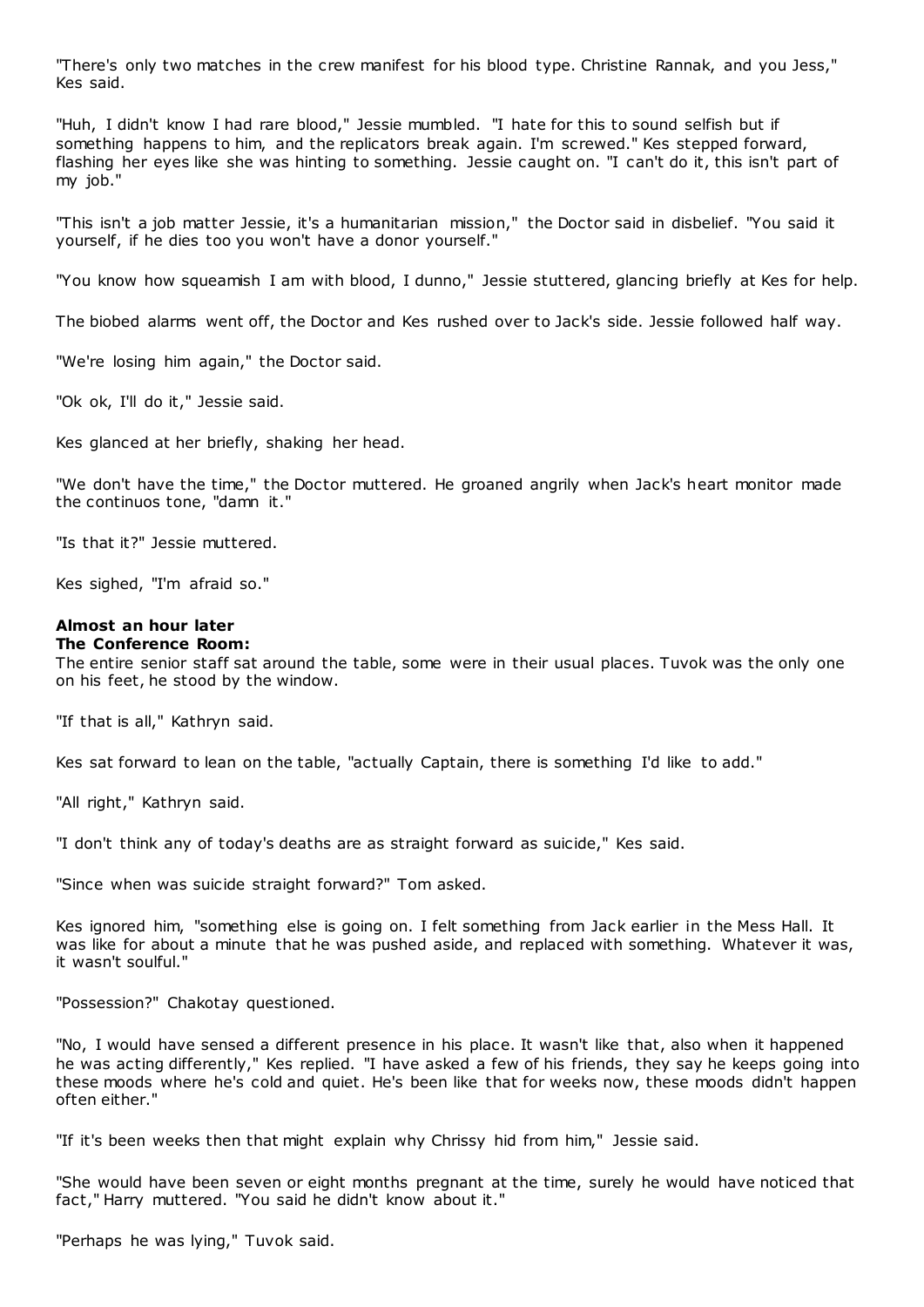"There's only two matches in the crew manifest for his blood type. Christine Rannak, and you Jess," Kes said.

"Huh, I didn't know I had rare blood," Jessie mumbled. "I hate for this to sound selfish but if something happens to him, and the replicators break again. I'm screwed." Kes stepped forward, flashing her eyes like she was hinting to something. Jessie caught on. "I can't do it, this isn't part of my job."

"This isn't a job matter Jessie, it's a humanitarian mission," the Doctor said in disbelief. "You said it yourself, if he dies too you won't have a donor yourself."

"You know how squeamish I am with blood, I dunno," Jessie stuttered, glancing briefly at Kes for help.

The biobed alarms went off, the Doctor and Kes rushed over to Jack's side. Jessie followed half way.

"We're losing him again," the Doctor said.

"Ok ok, I'll do it," Jessie said.

Kes glanced at her briefly, shaking her head.

"We don't have the time," the Doctor muttered. He groaned angrily when Jack's heart monitor made the continuos tone, "damn it."

"Is that it?" Jessie muttered.

Kes sighed, "I'm afraid so."

**Almost an hour later**
**The Conference Room:**
The entire senior staff sat around the table, some were in their usual places. Tuvok was the only one on his feet, he stood by the window.

"If that is all," Kathryn said.

Kes sat forward to lean on the table, "actually Captain, there is something I'd like to add."

"All right," Kathryn said.

"I don't think any of today's deaths are as straight forward as suicide," Kes said.

"Since when was suicide straight forward?" Tom asked.

Kes ignored him, "something else is going on. I felt something from Jack earlier in the Mess Hall. It was like for about a minute that he was pushed aside, and replaced with something. Whatever it was, it wasn't soulful."

"Possession?" Chakotay questioned.

"No, I would have sensed a different presence in his place. It wasn't like that, also when it happened he was acting differently," Kes replied. "I have asked a few of his friends, they say he keeps going into these moods where he's cold and quiet. He's been like that for weeks now, these moods didn't happen often either."

"If it's been weeks then that might explain why Chrissy hid from him," Jessie said.

"She would have been seven or eight months pregnant at the time, surely he would have noticed that fact," Harry muttered. "You said he didn't know about it."

"Perhaps he was lying," Tuvok said.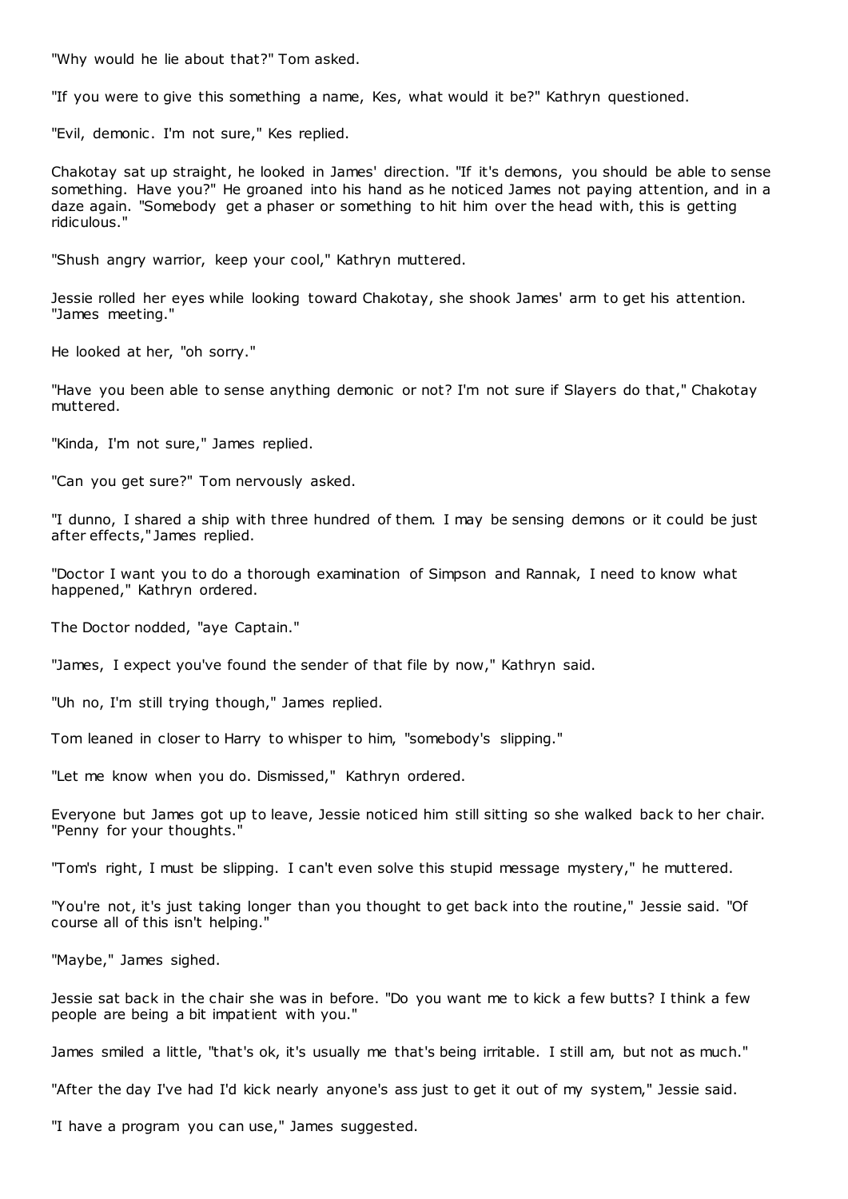"Why would he lie about that?" Tom asked.

"If you were to give this something a name, Kes, what would it be?" Kathryn questioned.

"Evil, demonic. I'm not sure," Kes replied.

Chakotay sat up straight, he looked in James' direction. "If it's demons, you should be able to sense something. Have you?" He groaned into his hand as he noticed James not paying attention, and in a daze again. "Somebody get a phaser or something to hit him over the head with, this is getting ridiculous."

"Shush angry warrior, keep your cool," Kathryn muttered.

Jessie rolled her eyes while looking toward Chakotay, she shook James' arm to get his attention. "James meeting."

He looked at her, "oh sorry."

"Have you been able to sense anything demonic or not? I'm not sure if Slayers do that," Chakotay muttered.

"Kinda, I'm not sure," James replied.

"Can you get sure?" Tom nervously asked.

"I dunno, I shared a ship with three hundred of them. I may be sensing demons or it could be just after effects," James replied.

"Doctor I want you to do a thorough examination of Simpson and Rannak, I need to know what happened," Kathryn ordered.

The Doctor nodded, "aye Captain."

"James, I expect you've found the sender of that file by now," Kathryn said.

"Uh no, I'm still trying though," James replied.

Tom leaned in closer to Harry to whisper to him, "somebody's slipping."

"Let me know when you do. Dismissed," Kathryn ordered.

Everyone but James got up to leave, Jessie noticed him still sitting so she walked back to her chair. "Penny for your thoughts."

"Tom's right, I must be slipping. I can't even solve this stupid message mystery," he muttered.

"You're not, it's just taking longer than you thought to get back into the routine," Jessie said. "Of course all of this isn't helping."

"Maybe," James sighed.

Jessie sat back in the chair she was in before. "Do you want me to kick a few butts? I think a few people are being a bit impatient with you."

James smiled a little, "that's ok, it's usually me that's being irritable. I still am, but not as much."

"After the day I've had I'd kick nearly anyone's ass just to get it out of my system," Jessie said.

"I have a program you can use," James suggested.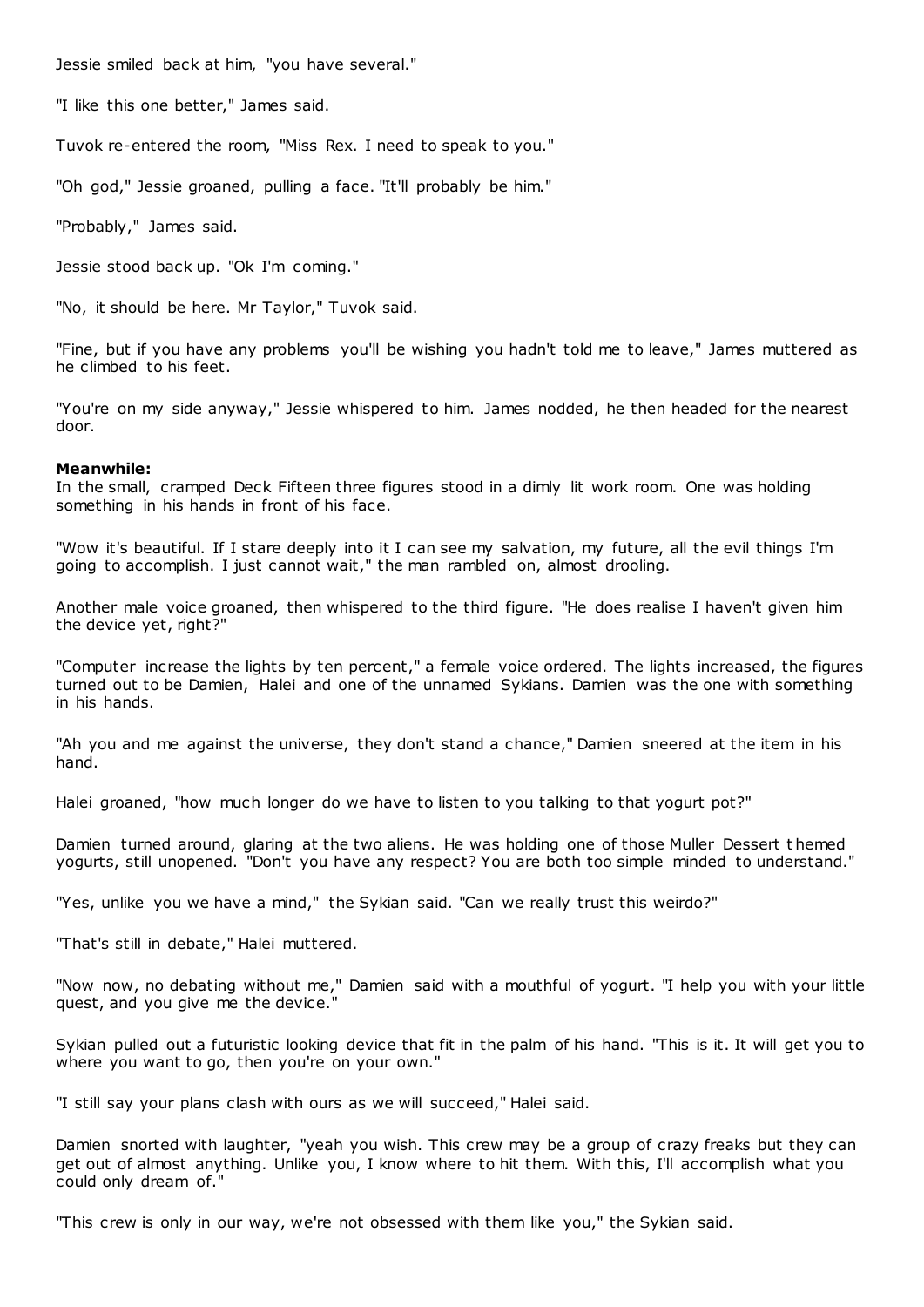Jessie smiled back at him, "you have several."

"I like this one better," James said.

Tuvok re-entered the room, "Miss Rex. I need to speak to you."

"Oh god," Jessie groaned, pulling a face. "It'll probably be him."

"Probably," James said.

Jessie stood back up. "Ok I'm coming."

"No, it should be here. Mr Taylor," Tuvok said.

"Fine, but if you have any problems you'll be wishing you hadn't told me to leave," James muttered as he climbed to his feet.

"You're on my side anyway," Jessie whispered to him. James nodded, he then headed for the nearest door.

**Meanwhile:**
In the small, cramped Deck Fifteen three figures stood in a dimly lit work room. One was holding something in his hands in front of his face.

"Wow it's beautiful. If I stare deeply into it I can see my salvation, my future, all the evil things I'm going to accomplish. I just cannot wait," the man rambled on, almost drooling.

Another male voice groaned, then whispered to the third figure. "He does realise I haven't given him the device yet, right?"

"Computer increase the lights by ten percent," a female voice ordered. The lights increased, the figures turned out to be Damien, Halei and one of the unnamed Sykians. Damien was the one with something in his hands.

"Ah you and me against the universe, they don't stand a chance," Damien sneered at the item in his hand.

Halei groaned, "how much longer do we have to listen to you talking to that yogurt pot?"

Damien turned around, glaring at the two aliens. He was holding one of those Muller Dessert themed yogurts, still unopened. "Don't you have any respect? You are both too simple minded to understand."

"Yes, unlike you we have a mind," the Sykian said. "Can we really trust this weirdo?"

"That's still in debate," Halei muttered.

"Now now, no debating without me," Damien said with a mouthful of yogurt. "I help you with your little quest, and you give me the device."

Sykian pulled out a futuristic looking device that fit in the palm of his hand. "This is it. It will get you to where you want to go, then you're on your own."

"I still say your plans clash with ours as we will succeed," Halei said.

Damien snorted with laughter, "yeah you wish. This crew may be a group of crazy freaks but they can get out of almost anything. Unlike you, I know where to hit them. With this, I'll accomplish what you could only dream of."

"This crew is only in our way, we're not obsessed with them like you," the Sykian said.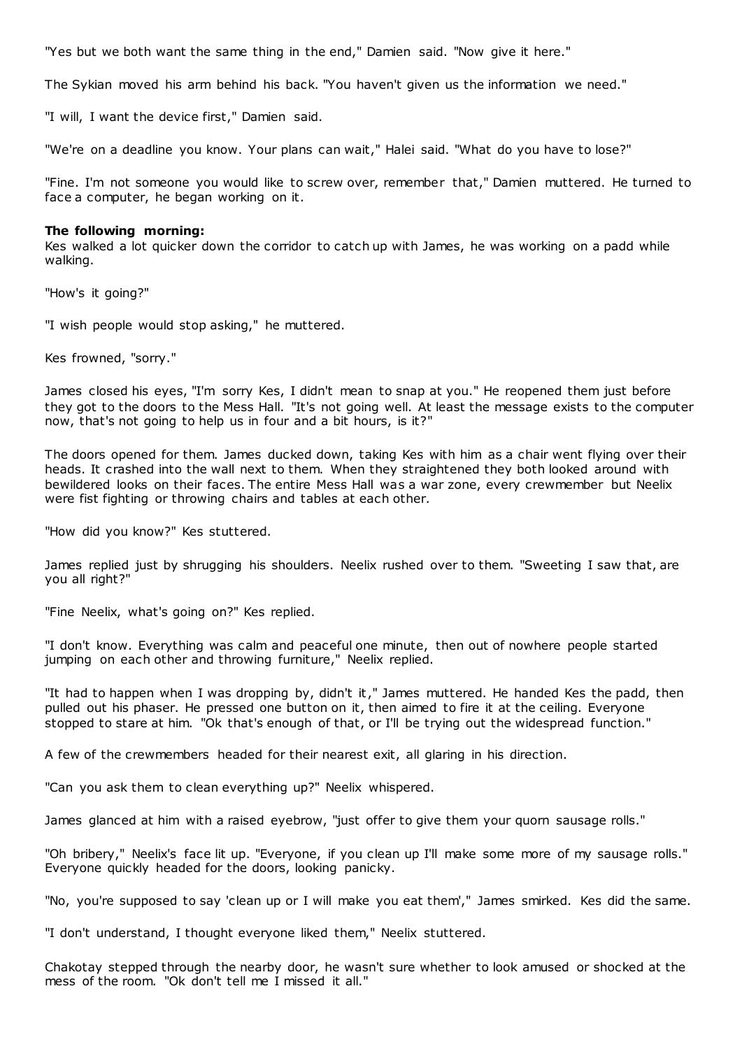"Yes but we both want the same thing in the end," Damien said. "Now give it here."

The Sykian moved his arm behind his back. "You haven't given us the information we need."

"I will, I want the device first," Damien said.

"We're on a deadline you know. Your plans can wait," Halei said. "What do you have to lose?"

"Fine. I'm not someone you would like to screw over, remember that," Damien muttered. He turned to face a computer, he began working on it.

**The following morning:**
Kes walked a lot quicker down the corridor to catch up with James, he was working on a padd while walking.

"How's it going?"

"I wish people would stop asking," he muttered.

Kes frowned, "sorry."

James closed his eyes, "I'm sorry Kes, I didn't mean to snap at you." He reopened them just before they got to the doors to the Mess Hall. "It's not going well. At least the message exists to the computer now, that's not going to help us in four and a bit hours, is it?"

The doors opened for them. James ducked down, taking Kes with him as a chair went flying over their heads. It crashed into the wall next to them. When they straightened they both looked around with bewildered looks on their faces. The entire Mess Hall was a war zone, every crewmember but Neelix were fist fighting or throwing chairs and tables at each other.

"How did you know?" Kes stuttered.

James replied just by shrugging his shoulders. Neelix rushed over to them. "Sweeting I saw that, are you all right?"

"Fine Neelix, what's going on?" Kes replied.

"I don't know. Everything was calm and peaceful one minute, then out of nowhere people started jumping on each other and throwing furniture," Neelix replied.

"It had to happen when I was dropping by, didn't it," James muttered. He handed Kes the padd, then pulled out his phaser. He pressed one button on it, then aimed to fire it at the ceiling. Everyone stopped to stare at him. "Ok that's enough of that, or I'll be trying out the widespread function."

A few of the crewmembers headed for their nearest exit, all glaring in his direction.

"Can you ask them to clean everything up?" Neelix whispered.

James glanced at him with a raised eyebrow, "just offer to give them your quorn sausage rolls."

"Oh bribery," Neelix's face lit up. "Everyone, if you clean up I'll make some more of my sausage rolls." Everyone quickly headed for the doors, looking panicky.

"No, you're supposed to say 'clean up or I will make you eat them'," James smirked. Kes did the same.

"I don't understand, I thought everyone liked them," Neelix stuttered.

Chakotay stepped through the nearby door, he wasn't sure whether to look amused or shocked at the mess of the room. "Ok don't tell me I missed it all."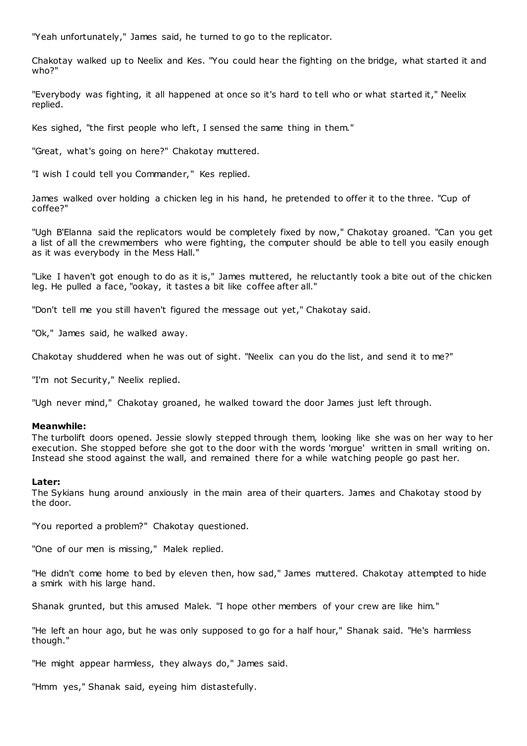"Yeah unfortunately," James said, he turned to go to the replicator.

Chakotay walked up to Neelix and Kes. "You could hear the fighting on the bridge, what started it and who?"

"Everybody was fighting, it all happened at once so it's hard to tell who or what started it," Neelix replied.

Kes sighed, "the first people who left, I sensed the same thing in them."

"Great, what's going on here?" Chakotay muttered.

"I wish I could tell you Commander," Kes replied.

James walked over holding a chicken leg in his hand, he pretended to offer it to the three. "Cup of coffee?"

"Ugh B'Elanna said the replicators would be completely fixed by now," Chakotay groaned. "Can you get a list of all the crewmembers who were fighting, the computer should be able to tell you easily enough as it was everybody in the Mess Hall."

"Like I haven't got enough to do as it is," James muttered, he reluctantly took a bite out of the chicken leg. He pulled a face, "ookay, it tastes a bit like coffee after all."

"Don't tell me you still haven't figured the message out yet," Chakotay said.

"Ok," James said, he walked away.

Chakotay shuddered when he was out of sight. "Neelix can you do the list, and send it to me?"

"I'm not Security," Neelix replied.

"Ugh never mind," Chakotay groaned, he walked toward the door James just left through.

**Meanwhile:**
The turbolift doors opened. Jessie slowly stepped through them, looking like she was on her way to her execution. She stopped before she got to the door with the words 'morgue' written in small writing on. Instead she stood against the wall, and remained there for a while watching people go past her.

**Later:**
The Sykians hung around anxiously in the main area of their quarters. James and Chakotay stood by the door.

"You reported a problem?" Chakotay questioned.

"One of our men is missing," Malek replied.

"He didn't come home to bed by eleven then, how sad," James muttered. Chakotay attempted to hide a smirk with his large hand.

Shanak grunted, but this amused Malek. "I hope other members of your crew are like him."

"He left an hour ago, but he was only supposed to go for a half hour," Shanak said. "He's harmless though."

"He might appear harmless, they always do," James said.

"Hmm yes," Shanak said, eyeing him distastefully.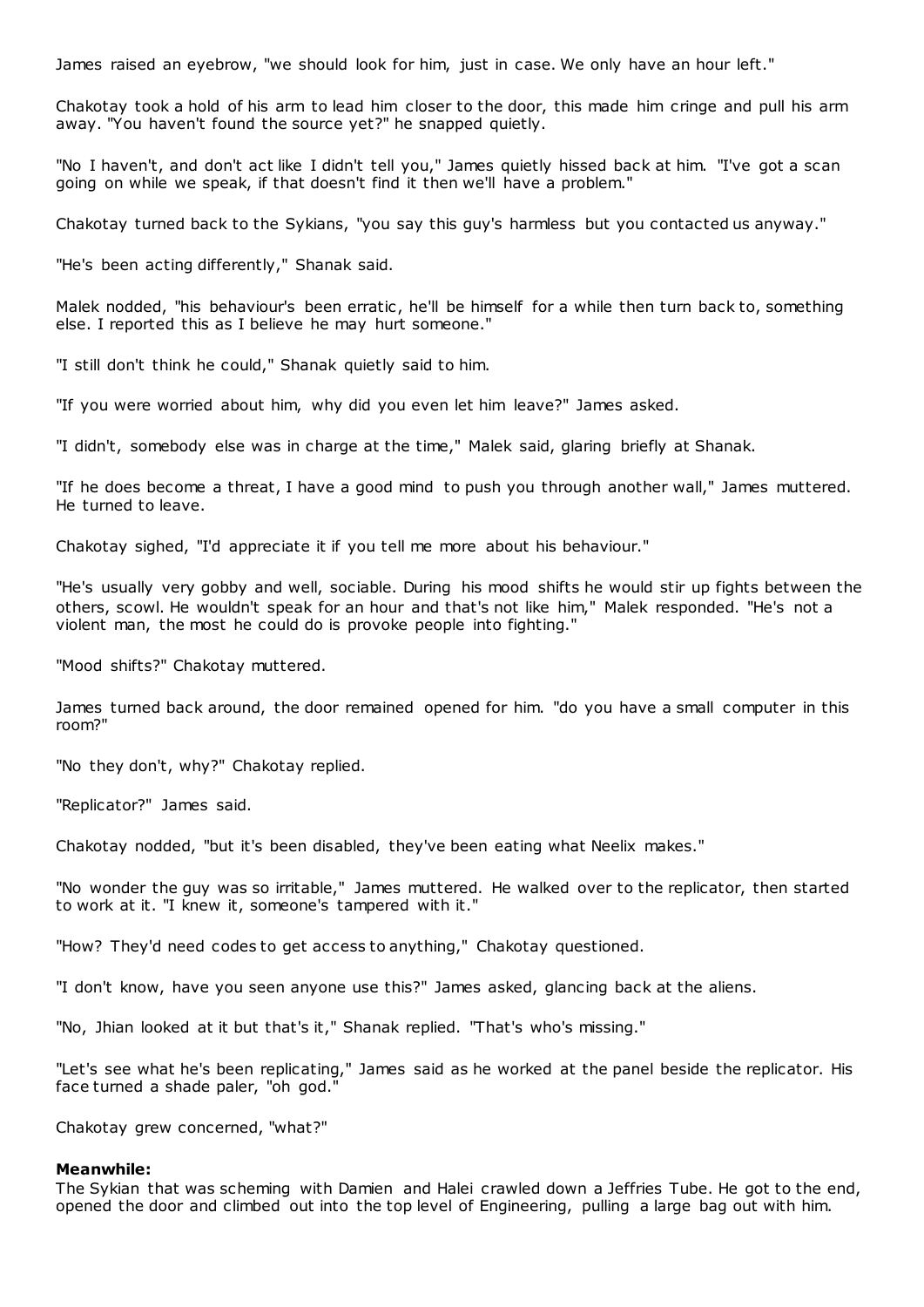James raised an eyebrow, "we should look for him, just in case. We only have an hour left."

Chakotay took a hold of his arm to lead him closer to the door, this made him cringe and pull his arm away. "You haven't found the source yet?" he snapped quietly.

"No I haven't, and don't act like I didn't tell you," James quietly hissed back at him. "I've got a scan going on while we speak, if that doesn't find it then we'll have a problem."

Chakotay turned back to the Sykians, "you say this guy's harmless but you contacted us anyway."

"He's been acting differently," Shanak said.

Malek nodded, "his behaviour's been erratic, he'll be himself for a while then turn back to, something else. I reported this as I believe he may hurt someone."

"I still don't think he could," Shanak quietly said to him.

"If you were worried about him, why did you even let him leave?" James asked.

"I didn't, somebody else was in charge at the time," Malek said, glaring briefly at Shanak.

"If he does become a threat, I have a good mind to push you through another wall," James muttered. He turned to leave.

Chakotay sighed, "I'd appreciate it if you tell me more about his behaviour."

"He's usually very gobby and well, sociable. During his mood shifts he would stir up fights between the others, scowl. He wouldn't speak for an hour and that's not like him," Malek responded. "He's not a violent man, the most he could do is provoke people into fighting."

"Mood shifts?" Chakotay muttered.

James turned back around, the door remained opened for him. "do you have a small computer in this room?"

"No they don't, why?" Chakotay replied.

"Replicator?" James said.

Chakotay nodded, "but it's been disabled, they've been eating what Neelix makes."

"No wonder the guy was so irritable," James muttered. He walked over to the replicator, then started to work at it. "I knew it, someone's tampered with it."

"How? They'd need codes to get access to anything," Chakotay questioned.

"I don't know, have you seen anyone use this?" James asked, glancing back at the aliens.

"No, Jhian looked at it but that's it," Shanak replied. "That's who's missing."

"Let's see what he's been replicating," James said as he worked at the panel beside the replicator. His face turned a shade paler, "oh god."

Chakotay grew concerned, "what?"

**Meanwhile:**
The Sykian that was scheming with Damien and Halei crawled down a Jeffries Tube. He got to the end, opened the door and climbed out into the top level of Engineering, pulling a large bag out with him.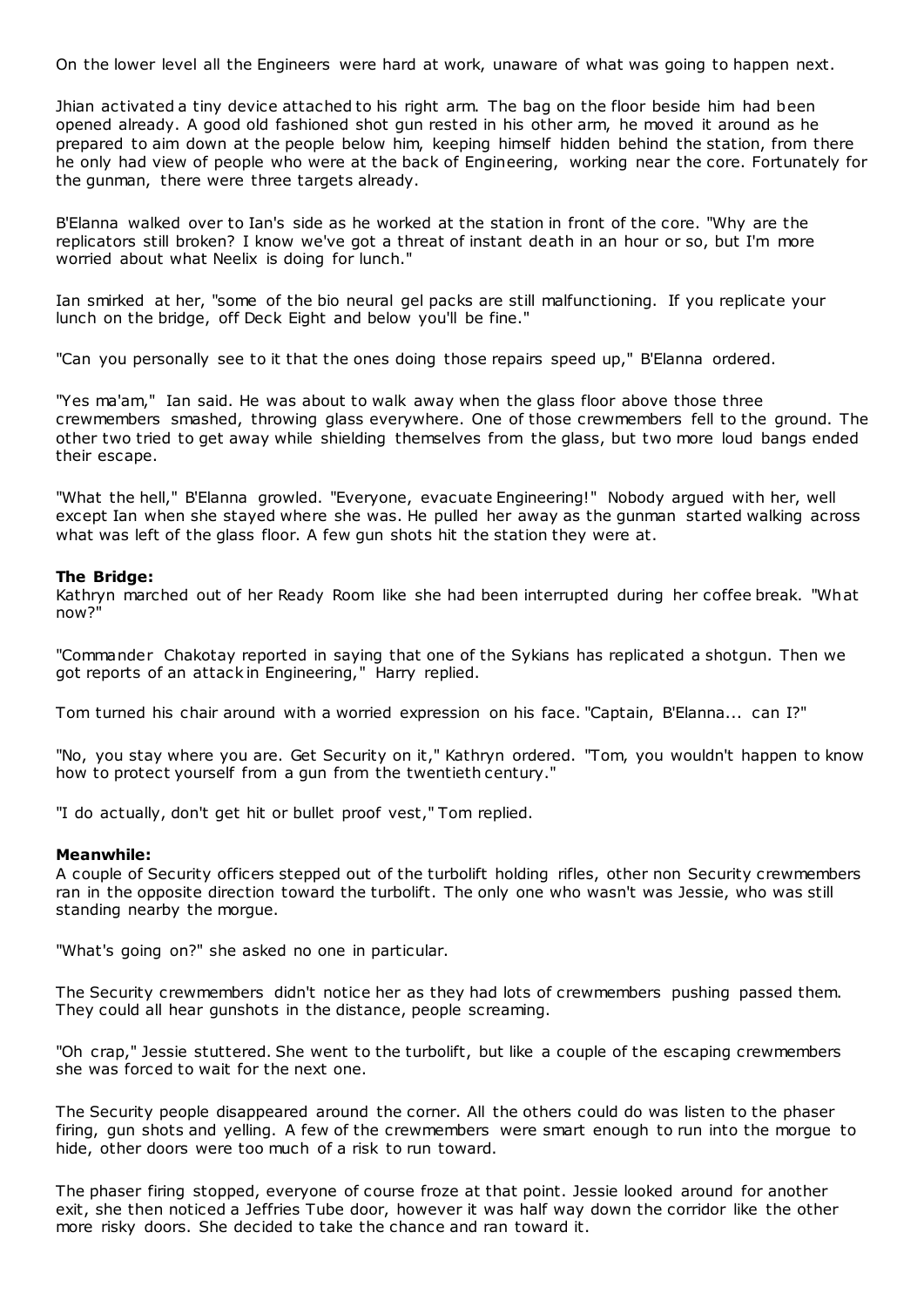On the lower level all the Engineers were hard at work, unaware of what was going to happen next.

Jhian activated a tiny device attached to his right arm. The bag on the floor beside him had been opened already. A good old fashioned shot gun rested in his other arm, he moved it around as he prepared to aim down at the people below him, keeping himself hidden behind the station, from there he only had view of people who were at the back of Engineering, working near the core. Fortunately for the gunman, there were three targets already.

B'Elanna walked over to Ian's side as he worked at the station in front of the core. "Why are the replicators still broken? I know we've got a threat of instant death in an hour or so, but I'm more worried about what Neelix is doing for lunch."

Ian smirked at her, "some of the bio neural gel packs are still malfunctioning. If you replicate your lunch on the bridge, off Deck Eight and below you'll be fine."

"Can you personally see to it that the ones doing those repairs speed up," B'Elanna ordered.

"Yes ma'am," Ian said. He was about to walk away when the glass floor above those three crewmembers smashed, throwing glass everywhere. One of those crewmembers fell to the ground. The other two tried to get away while shielding themselves from the glass, but two more loud bangs ended their escape.

"What the hell," B'Elanna growled. "Everyone, evacuate Engineering!" Nobody argued with her, well except Ian when she stayed where she was. He pulled her away as the gunman started walking across what was left of the glass floor. A few gun shots hit the station they were at.

**The Bridge:**
Kathryn marched out of her Ready Room like she had been interrupted during her coffee break. "What now?"

"Commander Chakotay reported in saying that one of the Sykians has replicated a shotgun. Then we got reports of an attack in Engineering," Harry replied.

Tom turned his chair around with a worried expression on his face. "Captain, B'Elanna... can I?"

"No, you stay where you are. Get Security on it," Kathryn ordered. "Tom, you wouldn't happen to know how to protect yourself from a gun from the twentieth century."

"I do actually, don't get hit or bullet proof vest," Tom replied.

**Meanwhile:**
A couple of Security officers stepped out of the turbolift holding rifles, other non Security crewmembers ran in the opposite direction toward the turbolift. The only one who wasn't was Jessie, who was still standing nearby the morgue.

"What's going on?" she asked no one in particular.

The Security crewmembers didn't notice her as they had lots of crewmembers pushing passed them. They could all hear gunshots in the distance, people screaming.

"Oh crap," Jessie stuttered. She went to the turbolift, but like a couple of the escaping crewmembers she was forced to wait for the next one.

The Security people disappeared around the corner. All the others could do was listen to the phaser firing, gun shots and yelling. A few of the crewmembers were smart enough to run into the morgue to hide, other doors were too much of a risk to run toward.

The phaser firing stopped, everyone of course froze at that point. Jessie looked around for another exit, she then noticed a Jeffries Tube door, however it was half way down the corridor like the other more risky doors. She decided to take the chance and ran toward it.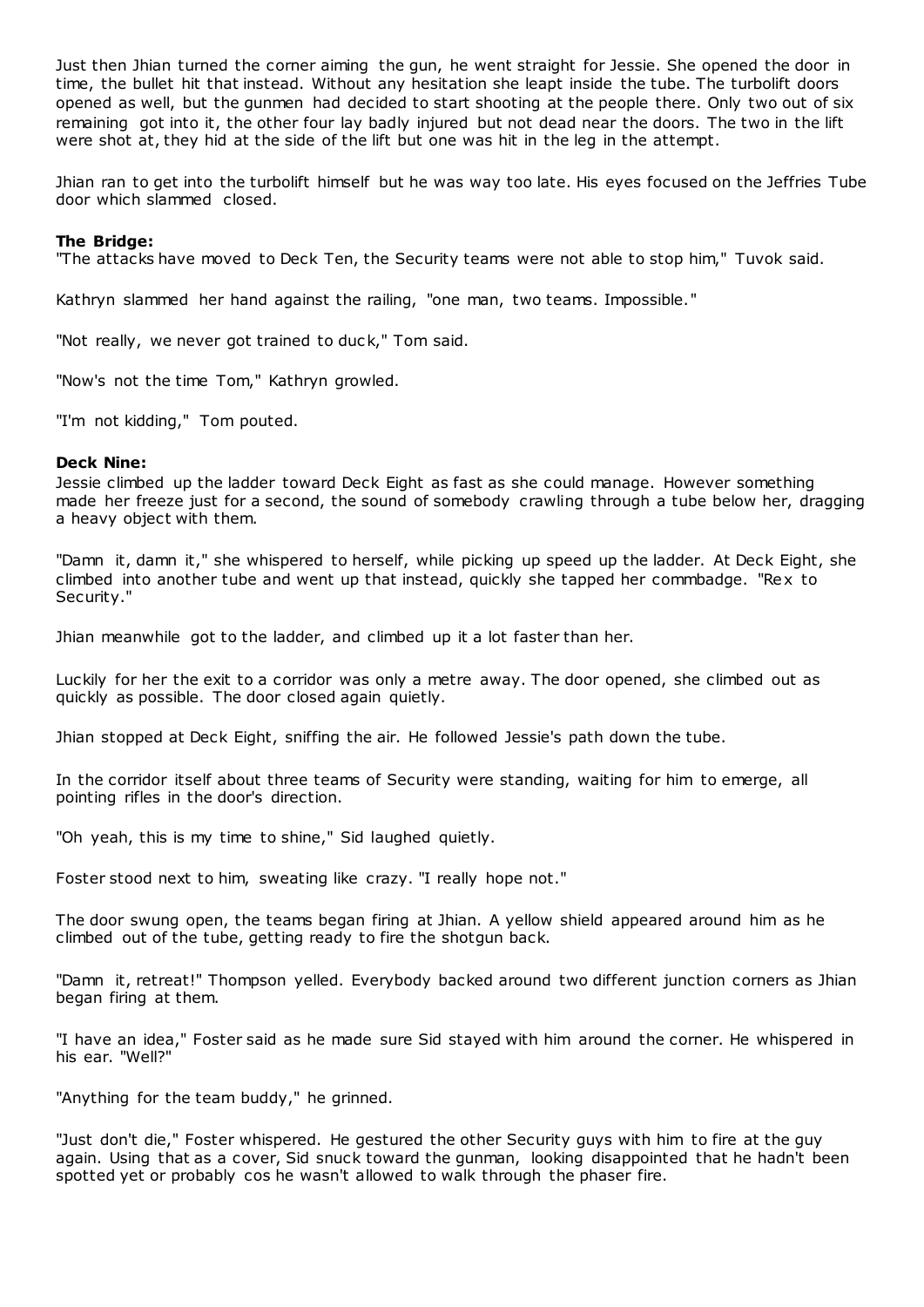Just then Jhian turned the corner aiming the gun, he went straight for Jessie. She opened the door in time, the bullet hit that instead. Without any hesitation she leapt inside the tube. The turbolift doors opened as well, but the gunmen had decided to start shooting at the people there. Only two out of six remaining got into it, the other four lay badly injured but not dead near the doors. The two in the lift were shot at, they hid at the side of the lift but one was hit in the leg in the attempt.

Jhian ran to get into the turbolift himself but he was way too late. His eyes focused on the Jeffries Tube door which slammed closed.

**The Bridge:**

"The attacks have moved to Deck Ten, the Security teams were not able to stop him," Tuvok said.

Kathryn slammed her hand against the railing, "one man, two teams. Impossible."

"Not really, we never got trained to duck," Tom said.

"Now's not the time Tom," Kathryn growled.

"I'm not kidding," Tom pouted.

**Deck Nine:**

Jessie climbed up the ladder toward Deck Eight as fast as she could manage. However something made her freeze just for a second, the sound of somebody crawling through a tube below her, dragging a heavy object with them.

"Damn it, damn it," she whispered to herself, while picking up speed up the ladder. At Deck Eight, she climbed into another tube and went up that instead, quickly she tapped her commbadge. "Rex to Security."

Jhian meanwhile got to the ladder, and climbed up it a lot faster than her.

Luckily for her the exit to a corridor was only a metre away. The door opened, she climbed out as quickly as possible. The door closed again quietly.

Jhian stopped at Deck Eight, sniffing the air. He followed Jessie's path down the tube.

In the corridor itself about three teams of Security were standing, waiting for him to emerge, all pointing rifles in the door's direction.

"Oh yeah, this is my time to shine," Sid laughed quietly.

Foster stood next to him, sweating like crazy. "I really hope not."

The door swung open, the teams began firing at Jhian. A yellow shield appeared around him as he climbed out of the tube, getting ready to fire the shotgun back.

"Damn it, retreat!" Thompson yelled. Everybody backed around two different junction corners as Jhian began firing at them.

"I have an idea," Foster said as he made sure Sid stayed with him around the corner. He whispered in his ear. "Well?"

"Anything for the team buddy," he grinned.

"Just don't die," Foster whispered. He gestured the other Security guys with him to fire at the guy again. Using that as a cover, Sid snuck toward the gunman, looking disappointed that he hadn't been spotted yet or probably cos he wasn't allowed to walk through the phaser fire.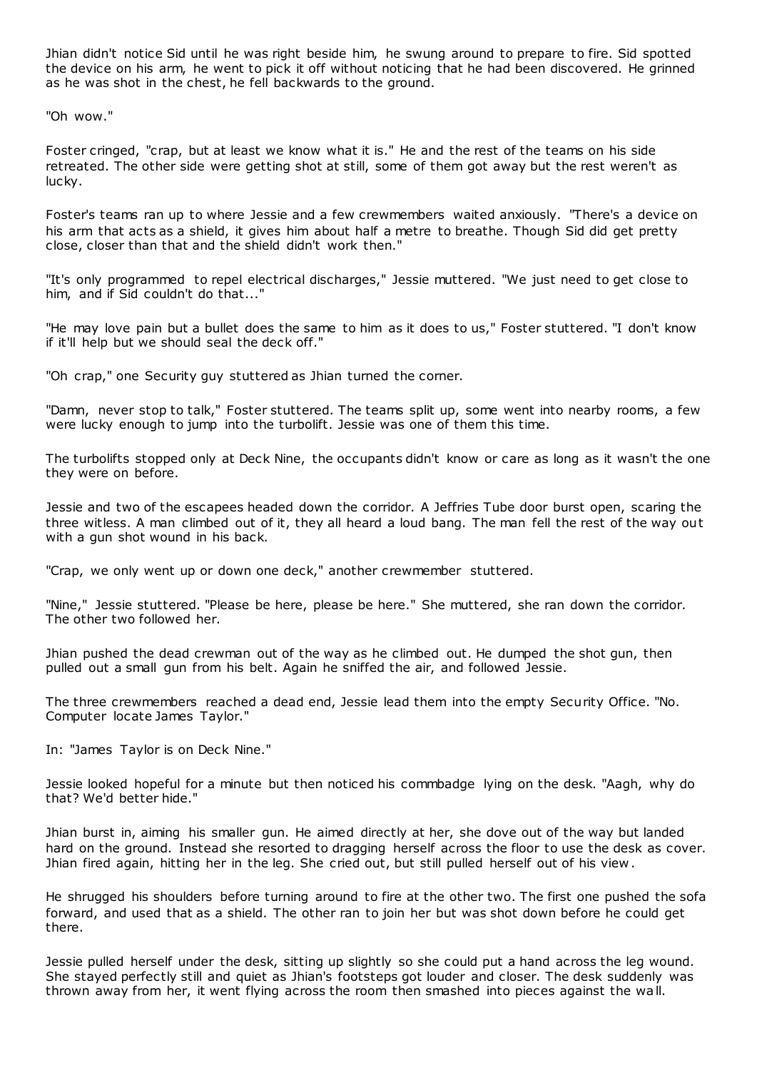Jhian didn't notice Sid until he was right beside him, he swung around to prepare to fire. Sid spotted the device on his arm, he went to pick it off without noticing that he had been discovered. He grinned as he was shot in the chest, he fell backwards to the ground.

"Oh wow."

Foster cringed, "crap, but at least we know what it is." He and the rest of the teams on his side retreated. The other side were getting shot at still, some of them got away but the rest weren't as lucky.

Foster's teams ran up to where Jessie and a few crewmembers waited anxiously. "There's a device on his arm that acts as a shield, it gives him about half a metre to breathe. Though Sid did get pretty close, closer than that and the shield didn't work then."

"It's only programmed to repel electrical discharges," Jessie muttered. "We just need to get close to him, and if Sid couldn't do that..."

"He may love pain but a bullet does the same to him as it does to us," Foster stuttered. "I don't know if it'll help but we should seal the deck off."

"Oh crap," one Security guy stuttered as Jhian turned the corner.

"Damn, never stop to talk," Foster stuttered. The teams split up, some went into nearby rooms, a few were lucky enough to jump into the turbolift. Jessie was one of them this time.

The turbolifts stopped only at Deck Nine, the occupants didn't know or care as long as it wasn't the one they were on before.

Jessie and two of the escapees headed down the corridor. A Jeffries Tube door burst open, scaring the three witless. A man climbed out of it, they all heard a loud bang. The man fell the rest of the way out with a gun shot wound in his back.

"Crap, we only went up or down one deck," another crewmember stuttered.

"Nine," Jessie stuttered. "Please be here, please be here." She muttered, she ran down the corridor. The other two followed her.

Jhian pushed the dead crewman out of the way as he climbed out. He dumped the shot gun, then pulled out a small gun from his belt. Again he sniffed the air, and followed Jessie.

The three crewmembers reached a dead end, Jessie lead them into the empty Security Office. "No. Computer locate James Taylor."

In: "James Taylor is on Deck Nine."

Jessie looked hopeful for a minute but then noticed his commbadge lying on the desk. "Aagh, why do that? We'd better hide."

Jhian burst in, aiming his smaller gun. He aimed directly at her, she dove out of the way but landed hard on the ground. Instead she resorted to dragging herself across the floor to use the desk as cover. Jhian fired again, hitting her in the leg. She cried out, but still pulled herself out of his view.

He shrugged his shoulders before turning around to fire at the other two. The first one pushed the sofa forward, and used that as a shield. The other ran to join her but was shot down before he could get there.

Jessie pulled herself under the desk, sitting up slightly so she could put a hand across the leg wound. She stayed perfectly still and quiet as Jhian's footsteps got louder and closer. The desk suddenly was thrown away from her, it went flying across the room then smashed into pieces against the wall.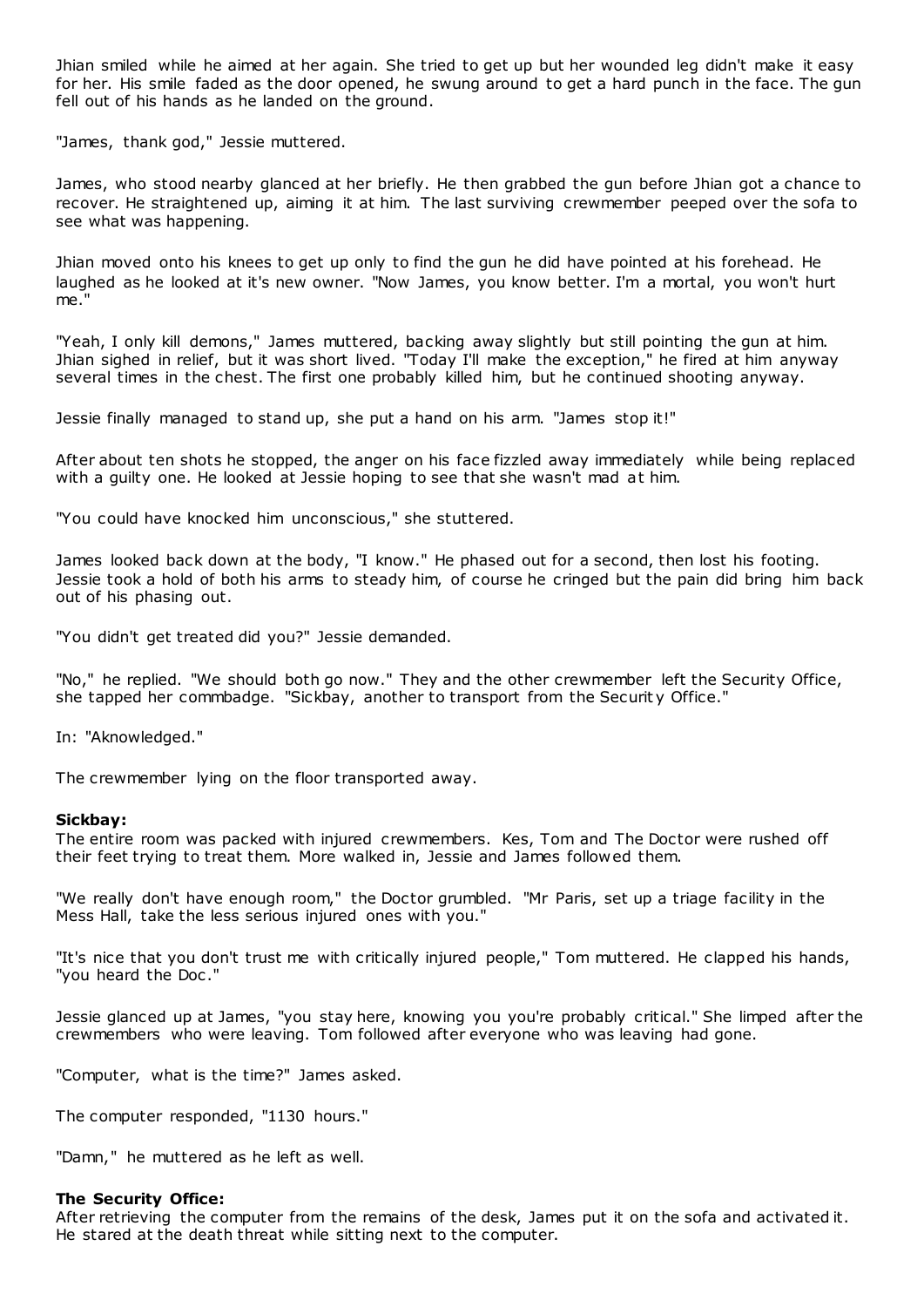Jhian smiled while he aimed at her again. She tried to get up but her wounded leg didn't make it easy for her. His smile faded as the door opened, he swung around to get a hard punch in the face. The gun fell out of his hands as he landed on the ground.

"James, thank god," Jessie muttered.

James, who stood nearby glanced at her briefly. He then grabbed the gun before Jhian got a chance to recover. He straightened up, aiming it at him. The last surviving crewmember peeped over the sofa to see what was happening.

Jhian moved onto his knees to get up only to find the gun he did have pointed at his forehead. He laughed as he looked at it's new owner. "Now James, you know better. I'm a mortal, you won't hurt me."

"Yeah, I only kill demons," James muttered, backing away slightly but still pointing the gun at him. Jhian sighed in relief, but it was short lived. "Today I'll make the exception," he fired at him anyway several times in the chest. The first one probably killed him, but he continued shooting anyway.

Jessie finally managed to stand up, she put a hand on his arm. "James stop it!"

After about ten shots he stopped, the anger on his face fizzled away immediately while being replaced with a guilty one. He looked at Jessie hoping to see that she wasn't mad at him.

"You could have knocked him unconscious," she stuttered.

James looked back down at the body, "I know." He phased out for a second, then lost his footing. Jessie took a hold of both his arms to steady him, of course he cringed but the pain did bring him back out of his phasing out.

"You didn't get treated did you?" Jessie demanded.

"No," he replied. "We should both go now." They and the other crewmember left the Security Office, she tapped her commbadge. "Sickbay, another to transport from the Security Office."

In: "Aknowledged."

The crewmember lying on the floor transported away.

**Sickbay:**
The entire room was packed with injured crewmembers. Kes, Tom and The Doctor were rushed off their feet trying to treat them. More walked in, Jessie and James followed them.

"We really don't have enough room," the Doctor grumbled. "Mr Paris, set up a triage facility in the Mess Hall, take the less serious injured ones with you."

"It's nice that you don't trust me with critically injured people," Tom muttered. He clapped his hands, "you heard the Doc."

Jessie glanced up at James, "you stay here, knowing you you're probably critical." She limped after the crewmembers who were leaving. Tom followed after everyone who was leaving had gone.

"Computer, what is the time?" James asked.

The computer responded, "1130 hours."

"Damn," he muttered as he left as well.

**The Security Office:**
After retrieving the computer from the remains of the desk, James put it on the sofa and activated it. He stared at the death threat while sitting next to the computer.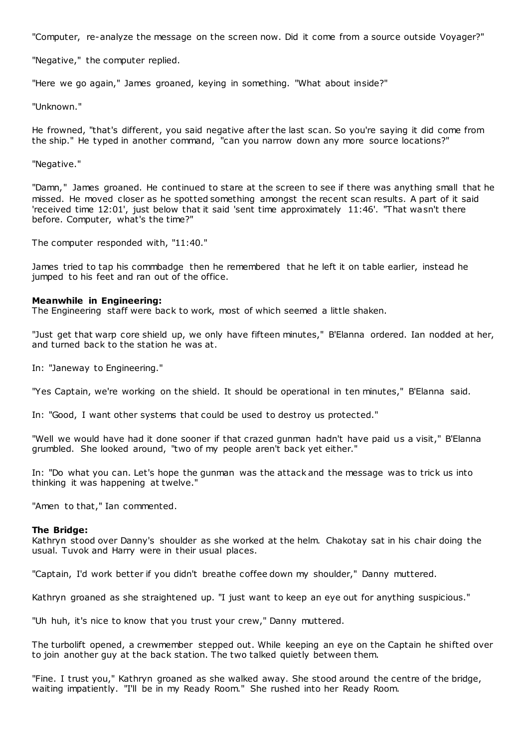"Computer, re-analyze the message on the screen now. Did it come from a source outside Voyager?"

"Negative," the computer replied.

"Here we go again," James groaned, keying in something. "What about inside?"

"Unknown."

He frowned, "that's different, you said negative after the last scan. So you're saying it did come from the ship." He typed in another command, "can you narrow down any more source locations?"

"Negative."

"Damn," James groaned. He continued to stare at the screen to see if there was anything small that he missed. He moved closer as he spotted something amongst the recent scan results. A part of it said 'received time 12:01', just below that it said 'sent time approximately 11:46'. "That wasn't there before. Computer, what's the time?"

The computer responded with, "11:40."

James tried to tap his commbadge then he remembered that he left it on table earlier, instead he jumped to his feet and ran out of the office.

**Meanwhile in Engineering:**
The Engineering staff were back to work, most of which seemed a little shaken.

"Just get that warp core shield up, we only have fifteen minutes," B'Elanna ordered. Ian nodded at her, and turned back to the station he was at.

In: "Janeway to Engineering."

"Yes Captain, we're working on the shield. It should be operational in ten minutes," B'Elanna said.

In: "Good, I want other systems that could be used to destroy us protected."

"Well we would have had it done sooner if that crazed gunman hadn't have paid us a visit," B'Elanna grumbled. She looked around, "two of my people aren't back yet either."

In: "Do what you can. Let's hope the gunman was the attack and the message was to trick us into thinking it was happening at twelve."

"Amen to that," Ian commented.

**The Bridge:**
Kathryn stood over Danny's shoulder as she worked at the helm. Chakotay sat in his chair doing the usual. Tuvok and Harry were in their usual places.

"Captain, I'd work better if you didn't breathe coffee down my shoulder," Danny muttered.

Kathryn groaned as she straightened up. "I just want to keep an eye out for anything suspicious."

"Uh huh, it's nice to know that you trust your crew," Danny muttered.

The turbolift opened, a crewmember stepped out. While keeping an eye on the Captain he shifted over to join another guy at the back station. The two talked quietly between them.

"Fine. I trust you," Kathryn groaned as she walked away. She stood around the centre of the bridge, waiting impatiently. "I'll be in my Ready Room." She rushed into her Ready Room.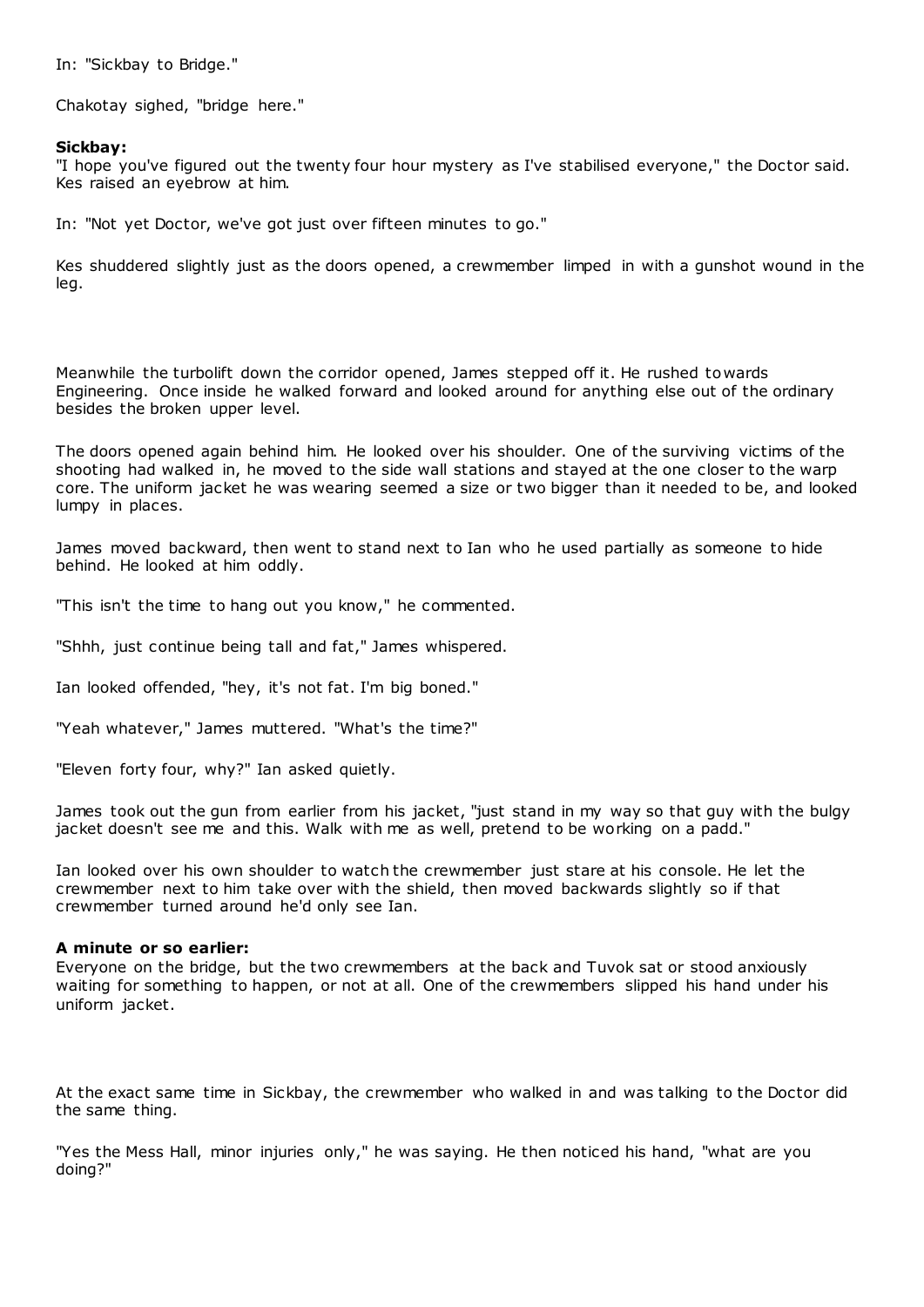In: "Sickbay to Bridge."

Chakotay sighed, "bridge here."

**Sickbay:**
"I hope you've figured out the twenty four hour mystery as I've stabilised everyone," the Doctor said. Kes raised an eyebrow at him.

In: "Not yet Doctor, we've got just over fifteen minutes to go."

Kes shuddered slightly just as the doors opened, a crewmember limped in with a gunshot wound in the leg.

Meanwhile the turbolift down the corridor opened, James stepped off it. He rushed towards Engineering. Once inside he walked forward and looked around for anything else out of the ordinary besides the broken upper level.

The doors opened again behind him. He looked over his shoulder. One of the surviving victims of the shooting had walked in, he moved to the side wall stations and stayed at the one closer to the warp core. The uniform jacket he was wearing seemed a size or two bigger than it needed to be, and looked lumpy in places.

James moved backward, then went to stand next to Ian who he used partially as someone to hide behind. He looked at him oddly.

"This isn't the time to hang out you know," he commented.

"Shhh, just continue being tall and fat," James whispered.

Ian looked offended, "hey, it's not fat. I'm big boned."

"Yeah whatever," James muttered. "What's the time?"

"Eleven forty four, why?" Ian asked quietly.

James took out the gun from earlier from his jacket, "just stand in my way so that guy with the bulgy jacket doesn't see me and this. Walk with me as well, pretend to be working on a padd."

Ian looked over his own shoulder to watch the crewmember just stare at his console. He let the crewmember next to him take over with the shield, then moved backwards slightly so if that crewmember turned around he'd only see Ian.

**A minute or so earlier:**
Everyone on the bridge, but the two crewmembers at the back and Tuvok sat or stood anxiously waiting for something to happen, or not at all. One of the crewmembers slipped his hand under his uniform jacket.

At the exact same time in Sickbay, the crewmember who walked in and was talking to the Doctor did the same thing.

"Yes the Mess Hall, minor injuries only," he was saying. He then noticed his hand, "what are you doing?"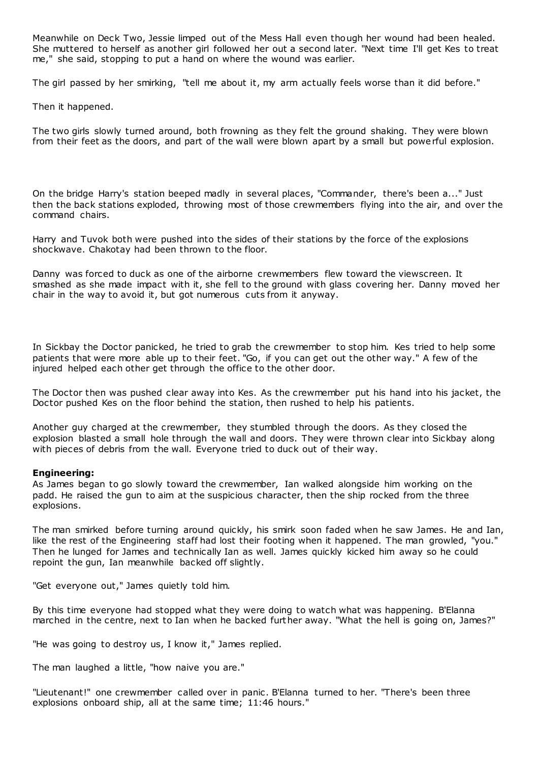Meanwhile on Deck Two, Jessie limped out of the Mess Hall even though her wound had been healed. She muttered to herself as another girl followed her out a second later. "Next time I'll get Kes to treat me," she said, stopping to put a hand on where the wound was earlier.

The girl passed by her smirking, "tell me about it, my arm actually feels worse than it did before."

Then it happened.

The two girls slowly turned around, both frowning as they felt the ground shaking. They were blown from their feet as the doors, and part of the wall were blown apart by a small but powerful explosion.

On the bridge Harry's station beeped madly in several places, "Commander, there's been a..." Just then the back stations exploded, throwing most of those crewmembers flying into the air, and over the command chairs.

Harry and Tuvok both were pushed into the sides of their stations by the force of the explosions shockwave. Chakotay had been thrown to the floor.

Danny was forced to duck as one of the airborne crewmembers flew toward the viewscreen. It smashed as she made impact with it, she fell to the ground with glass covering her. Danny moved her chair in the way to avoid it, but got numerous cuts from it anyway.

In Sickbay the Doctor panicked, he tried to grab the crewmember to stop him. Kes tried to help some patients that were more able up to their feet. "Go, if you can get out the other way." A few of the injured helped each other get through the office to the other door.

The Doctor then was pushed clear away into Kes. As the crewmember put his hand into his jacket, the Doctor pushed Kes on the floor behind the station, then rushed to help his patients.

Another guy charged at the crewmember, they stumbled through the doors. As they closed the explosion blasted a small hole through the wall and doors. They were thrown clear into Sickbay along with pieces of debris from the wall. Everyone tried to duck out of their way.

**Engineering:**
As James began to go slowly toward the crewmember, Ian walked alongside him working on the padd. He raised the gun to aim at the suspicious character, then the ship rocked from the three explosions.

The man smirked before turning around quickly, his smirk soon faded when he saw James. He and Ian, like the rest of the Engineering staff had lost their footing when it happened. The man growled, "you." Then he lunged for James and technically Ian as well. James quickly kicked him away so he could repoint the gun, Ian meanwhile backed off slightly.

"Get everyone out," James quietly told him.

By this time everyone had stopped what they were doing to watch what was happening. B'Elanna marched in the centre, next to Ian when he backed further away. "What the hell is going on, James?"

"He was going to destroy us, I know it," James replied.

The man laughed a little, "how naive you are."

"Lieutenant!" one crewmember called over in panic. B'Elanna turned to her. "There's been three explosions onboard ship, all at the same time; 11:46 hours."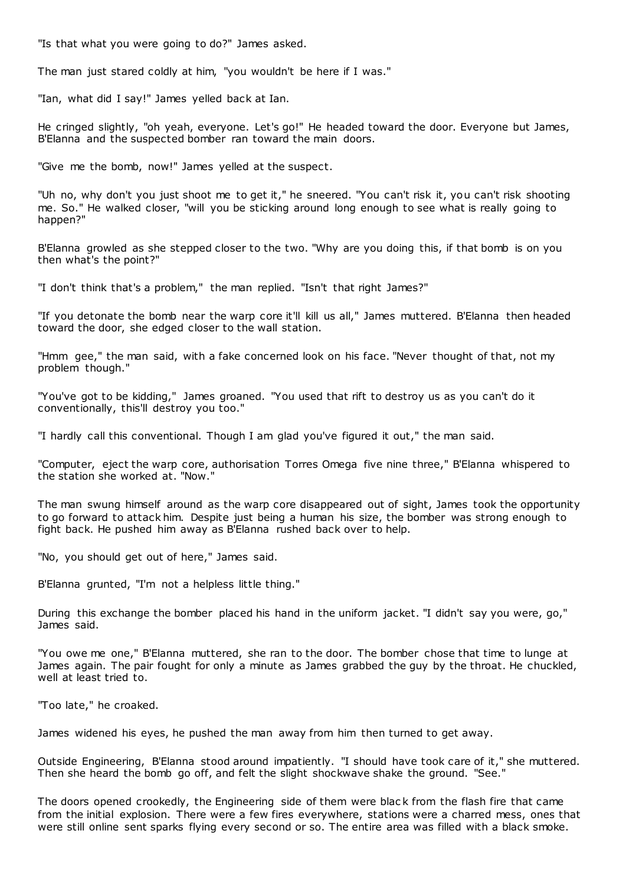"Is that what you were going to do?" James asked.

The man just stared coldly at him, "you wouldn't be here if I was."

"Ian, what did I say!" James yelled back at Ian.

He cringed slightly, "oh yeah, everyone. Let's go!" He headed toward the door. Everyone but James, B'Elanna and the suspected bomber ran toward the main doors.

"Give me the bomb, now!" James yelled at the suspect.

"Uh no, why don't you just shoot me to get it," he sneered. "You can't risk it, you can't risk shooting me. So." He walked closer, "will you be sticking around long enough to see what is really going to happen?"

B'Elanna growled as she stepped closer to the two. "Why are you doing this, if that bomb is on you then what's the point?"

"I don't think that's a problem," the man replied. "Isn't that right James?"

"If you detonate the bomb near the warp core it'll kill us all," James muttered. B'Elanna then headed toward the door, she edged closer to the wall station.

"Hmm gee," the man said, with a fake concerned look on his face. "Never thought of that, not my problem though."

"You've got to be kidding," James groaned. "You used that rift to destroy us as you can't do it conventionally, this'll destroy you too."

"I hardly call this conventional. Though I am glad you've figured it out," the man said.

"Computer, eject the warp core, authorisation Torres Omega five nine three," B'Elanna whispered to the station she worked at. "Now."

The man swung himself around as the warp core disappeared out of sight, James took the opportunity to go forward to attack him. Despite just being a human his size, the bomber was strong enough to fight back. He pushed him away as B'Elanna rushed back over to help.

"No, you should get out of here," James said.

B'Elanna grunted, "I'm not a helpless little thing."

During this exchange the bomber placed his hand in the uniform jacket. "I didn't say you were, go," James said.

"You owe me one," B'Elanna muttered, she ran to the door. The bomber chose that time to lunge at James again. The pair fought for only a minute as James grabbed the guy by the throat. He chuckled, well at least tried to.

"Too late," he croaked.

James widened his eyes, he pushed the man away from him then turned to get away.

Outside Engineering, B'Elanna stood around impatiently. "I should have took care of it," she muttered. Then she heard the bomb go off, and felt the slight shockwave shake the ground. "See."

The doors opened crookedly, the Engineering side of them were black from the flash fire that came from the initial explosion. There were a few fires everywhere, stations were a charred mess, ones that were still online sent sparks flying every second or so. The entire area was filled with a black smoke.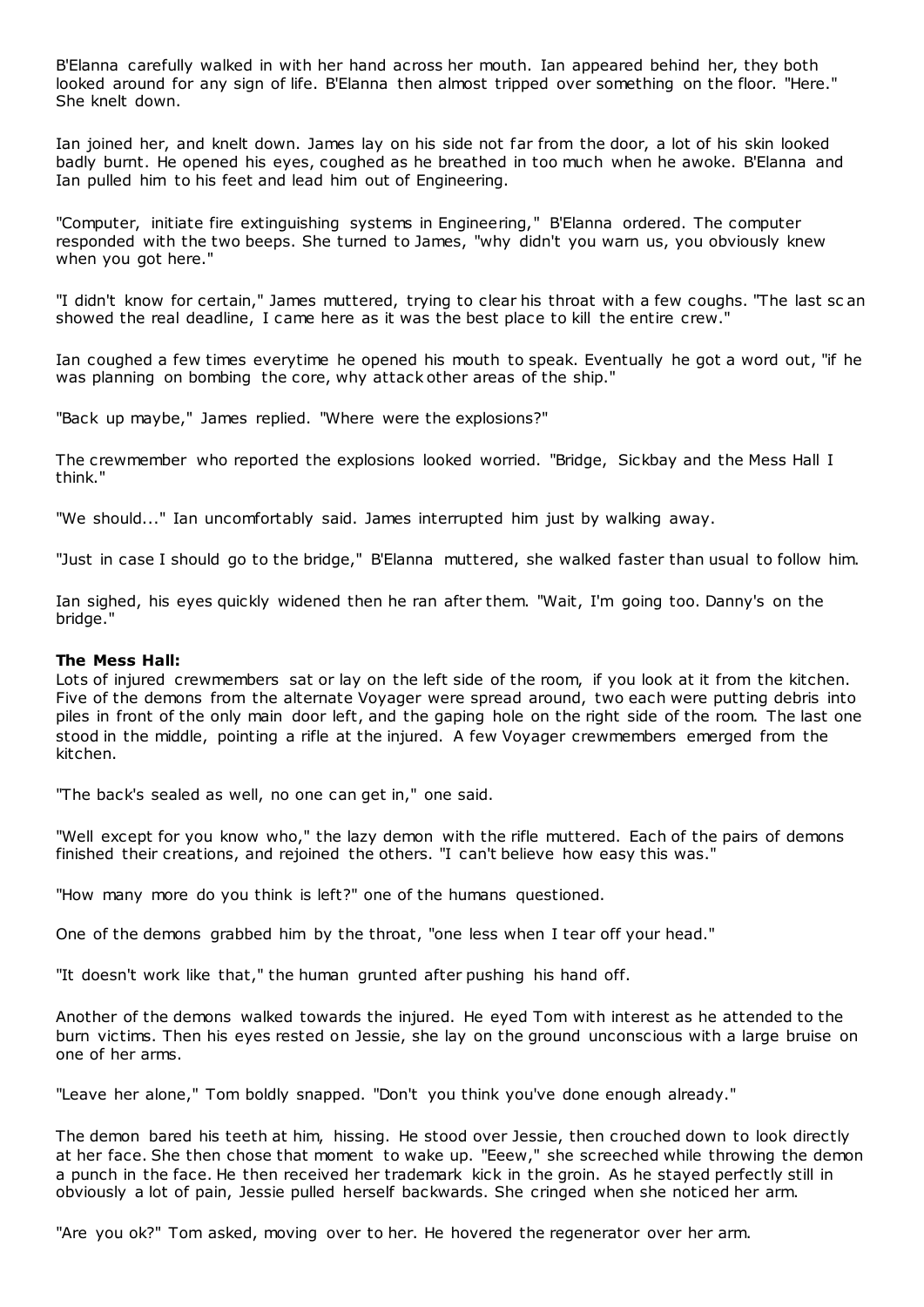B'Elanna carefully walked in with her hand across her mouth. Ian appeared behind her, they both looked around for any sign of life. B'Elanna then almost tripped over something on the floor. "Here." She knelt down.

Ian joined her, and knelt down. James lay on his side not far from the door, a lot of his skin looked badly burnt. He opened his eyes, coughed as he breathed in too much when he awoke. B'Elanna and Ian pulled him to his feet and lead him out of Engineering.

"Computer, initiate fire extinguishing systems in Engineering," B'Elanna ordered. The computer responded with the two beeps. She turned to James, "why didn't you warn us, you obviously knew when you got here."

"I didn't know for certain," James muttered, trying to clear his throat with a few coughs. "The last scan showed the real deadline, I came here as it was the best place to kill the entire crew."

Ian coughed a few times everytime he opened his mouth to speak. Eventually he got a word out, "if he was planning on bombing the core, why attack other areas of the ship."

"Back up maybe," James replied. "Where were the explosions?"

The crewmember who reported the explosions looked worried. "Bridge, Sickbay and the Mess Hall I think."

"We should..." Ian uncomfortably said. James interrupted him just by walking away.

"Just in case I should go to the bridge," B'Elanna muttered, she walked faster than usual to follow him.

Ian sighed, his eyes quickly widened then he ran after them. "Wait, I'm going too. Danny's on the bridge."

**The Mess Hall:**
Lots of injured crewmembers sat or lay on the left side of the room, if you look at it from the kitchen. Five of the demons from the alternate Voyager were spread around, two each were putting debris into piles in front of the only main door left, and the gaping hole on the right side of the room. The last one stood in the middle, pointing a rifle at the injured. A few Voyager crewmembers emerged from the kitchen.

"The back's sealed as well, no one can get in," one said.

"Well except for you know who," the lazy demon with the rifle muttered. Each of the pairs of demons finished their creations, and rejoined the others. "I can't believe how easy this was."

"How many more do you think is left?" one of the humans questioned.

One of the demons grabbed him by the throat, "one less when I tear off your head."

"It doesn't work like that," the human grunted after pushing his hand off.

Another of the demons walked towards the injured. He eyed Tom with interest as he attended to the burn victims. Then his eyes rested on Jessie, she lay on the ground unconscious with a large bruise on one of her arms.

"Leave her alone," Tom boldly snapped. "Don't you think you've done enough already."

The demon bared his teeth at him, hissing. He stood over Jessie, then crouched down to look directly at her face. She then chose that moment to wake up. "Eeew," she screeched while throwing the demon a punch in the face. He then received her trademark kick in the groin. As he stayed perfectly still in obviously a lot of pain, Jessie pulled herself backwards. She cringed when she noticed her arm.

"Are you ok?" Tom asked, moving over to her. He hovered the regenerator over her arm.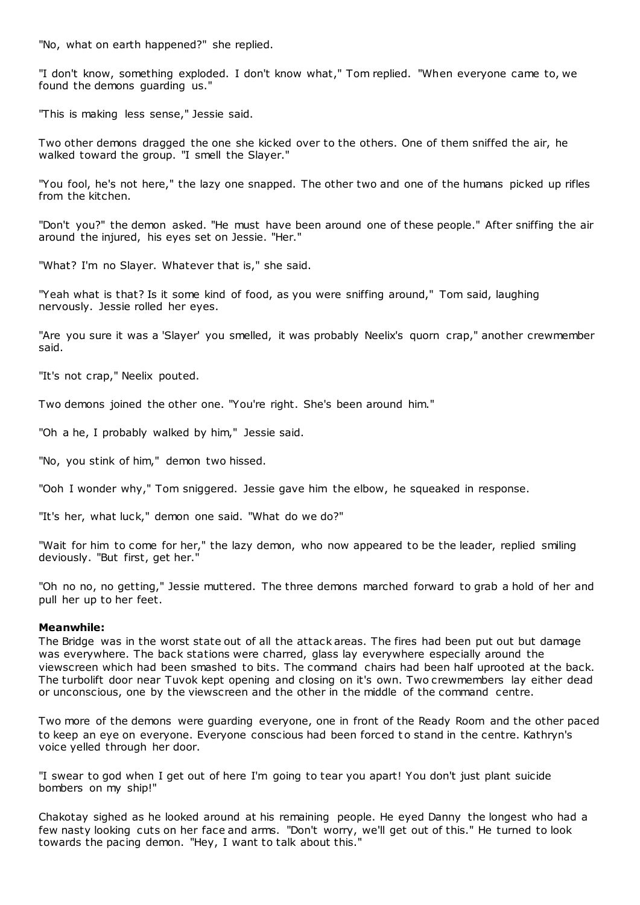"No, what on earth happened?" she replied.

"I don't know, something exploded. I don't know what," Tom replied. "When everyone came to, we found the demons guarding us."

"This is making less sense," Jessie said.

Two other demons dragged the one she kicked over to the others. One of them sniffed the air, he walked toward the group. "I smell the Slayer."

"You fool, he's not here," the lazy one snapped. The other two and one of the humans picked up rifles from the kitchen.

"Don't you?" the demon asked. "He must have been around one of these people." After sniffing the air around the injured, his eyes set on Jessie. "Her."

"What? I'm no Slayer. Whatever that is," she said.

"Yeah what is that? Is it some kind of food, as you were sniffing around," Tom said, laughing nervously. Jessie rolled her eyes.

"Are you sure it was a 'Slayer' you smelled, it was probably Neelix's quorn crap," another crewmember said.

"It's not crap," Neelix pouted.

Two demons joined the other one. "You're right. She's been around him."

"Oh a he, I probably walked by him," Jessie said.

"No, you stink of him," demon two hissed.

"Ooh I wonder why," Tom sniggered. Jessie gave him the elbow, he squeaked in response.

"It's her, what luck," demon one said. "What do we do?"

"Wait for him to come for her," the lazy demon, who now appeared to be the leader, replied smiling deviously. "But first, get her."

"Oh no no, no getting," Jessie muttered. The three demons marched forward to grab a hold of her and pull her up to her feet.

**Meanwhile:**

The Bridge was in the worst state out of all the attack areas. The fires had been put out but damage was everywhere. The back stations were charred, glass lay everywhere especially around the viewscreen which had been smashed to bits. The command chairs had been half uprooted at the back. The turbolift door near Tuvok kept opening and closing on it's own. Two crewmembers lay either dead or unconscious, one by the viewscreen and the other in the middle of the command centre.

Two more of the demons were guarding everyone, one in front of the Ready Room and the other paced to keep an eye on everyone. Everyone conscious had been forced to stand in the centre. Kathryn's voice yelled through her door.

"I swear to god when I get out of here I'm going to tear you apart! You don't just plant suicide bombers on my ship!"

Chakotay sighed as he looked around at his remaining people. He eyed Danny the longest who had a few nasty looking cuts on her face and arms. "Don't worry, we'll get out of this." He turned to look towards the pacing demon. "Hey, I want to talk about this."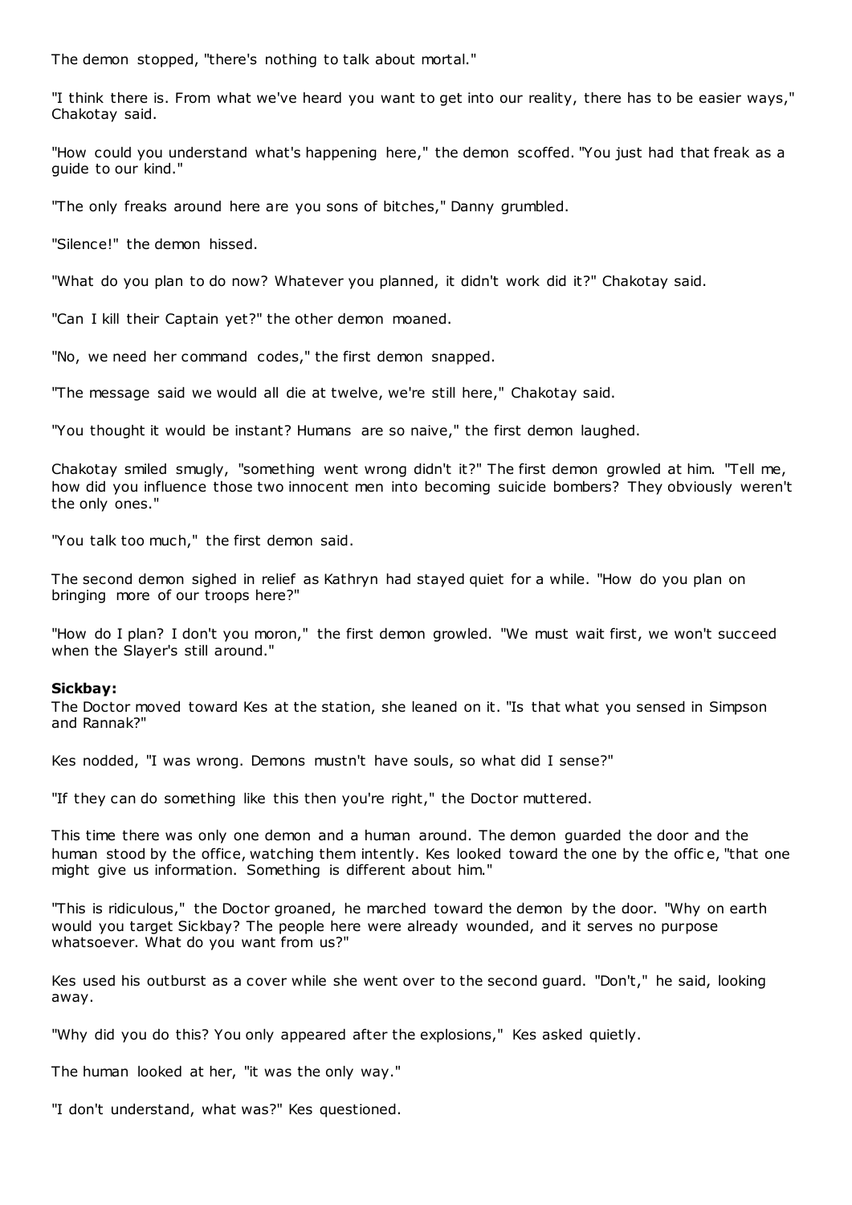The demon stopped, "there's nothing to talk about mortal."

"I think there is. From what we've heard you want to get into our reality, there has to be easier ways," Chakotay said.

"How could you understand what's happening here," the demon scoffed. "You just had that freak as a guide to our kind."

"The only freaks around here are you sons of bitches," Danny grumbled.

"Silence!" the demon hissed.

"What do you plan to do now? Whatever you planned, it didn't work did it?" Chakotay said.

"Can I kill their Captain yet?" the other demon moaned.

"No, we need her command codes," the first demon snapped.

"The message said we would all die at twelve, we're still here," Chakotay said.

"You thought it would be instant? Humans are so naive," the first demon laughed.

Chakotay smiled smugly, "something went wrong didn't it?" The first demon growled at him. "Tell me, how did you influence those two innocent men into becoming suicide bombers? They obviously weren't the only ones."

"You talk too much," the first demon said.

The second demon sighed in relief as Kathryn had stayed quiet for a while. "How do you plan on bringing more of our troops here?"

"How do I plan? I don't you moron," the first demon growled. "We must wait first, we won't succeed when the Slayer's still around."

**Sickbay:**
The Doctor moved toward Kes at the station, she leaned on it. "Is that what you sensed in Simpson and Rannak?"

Kes nodded, "I was wrong. Demons mustn't have souls, so what did I sense?"

"If they can do something like this then you're right," the Doctor muttered.

This time there was only one demon and a human around. The demon guarded the door and the human stood by the office, watching them intently. Kes looked toward the one by the office, "that one might give us information. Something is different about him."

"This is ridiculous," the Doctor groaned, he marched toward the demon by the door. "Why on earth would you target Sickbay? The people here were already wounded, and it serves no purpose whatsoever. What do you want from us?"

Kes used his outburst as a cover while she went over to the second guard. "Don't," he said, looking away.

"Why did you do this? You only appeared after the explosions," Kes asked quietly.

The human looked at her, "it was the only way."

"I don't understand, what was?" Kes questioned.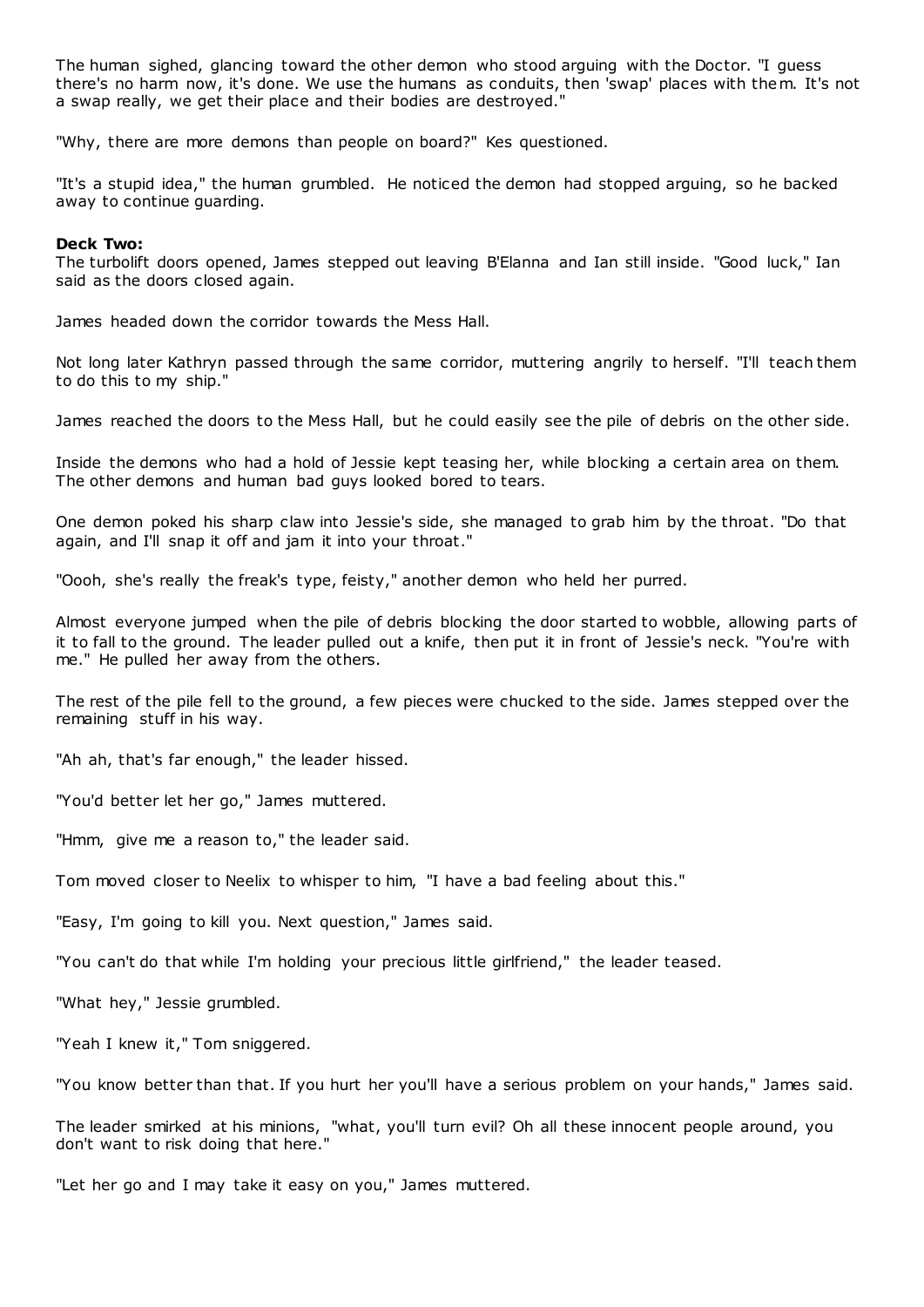The human sighed, glancing toward the other demon who stood arguing with the Doctor. "I guess there's no harm now, it's done. We use the humans as conduits, then 'swap' places with them. It's not a swap really, we get their place and their bodies are destroyed."

"Why, there are more demons than people on board?" Kes questioned.

"It's a stupid idea," the human grumbled. He noticed the demon had stopped arguing, so he backed away to continue guarding.

**Deck Two:**
The turbolift doors opened, James stepped out leaving B'Elanna and Ian still inside. "Good luck," Ian said as the doors closed again.

James headed down the corridor towards the Mess Hall.

Not long later Kathryn passed through the same corridor, muttering angrily to herself. "I'll teach them to do this to my ship."

James reached the doors to the Mess Hall, but he could easily see the pile of debris on the other side.

Inside the demons who had a hold of Jessie kept teasing her, while blocking a certain area on them. The other demons and human bad guys looked bored to tears.

One demon poked his sharp claw into Jessie's side, she managed to grab him by the throat. "Do that again, and I'll snap it off and jam it into your throat."

"Oooh, she's really the freak's type, feisty," another demon who held her purred.

Almost everyone jumped when the pile of debris blocking the door started to wobble, allowing parts of it to fall to the ground. The leader pulled out a knife, then put it in front of Jessie's neck. "You're with me." He pulled her away from the others.

The rest of the pile fell to the ground, a few pieces were chucked to the side. James stepped over the remaining stuff in his way.

"Ah ah, that's far enough," the leader hissed.

"You'd better let her go," James muttered.

"Hmm, give me a reason to," the leader said.

Tom moved closer to Neelix to whisper to him, "I have a bad feeling about this."

"Easy, I'm going to kill you. Next question," James said.

"You can't do that while I'm holding your precious little girlfriend," the leader teased.

"What hey," Jessie grumbled.

"Yeah I knew it," Tom sniggered.

"You know better than that. If you hurt her you'll have a serious problem on your hands," James said.

The leader smirked at his minions, "what, you'll turn evil? Oh all these innocent people around, you don't want to risk doing that here."

"Let her go and I may take it easy on you," James muttered.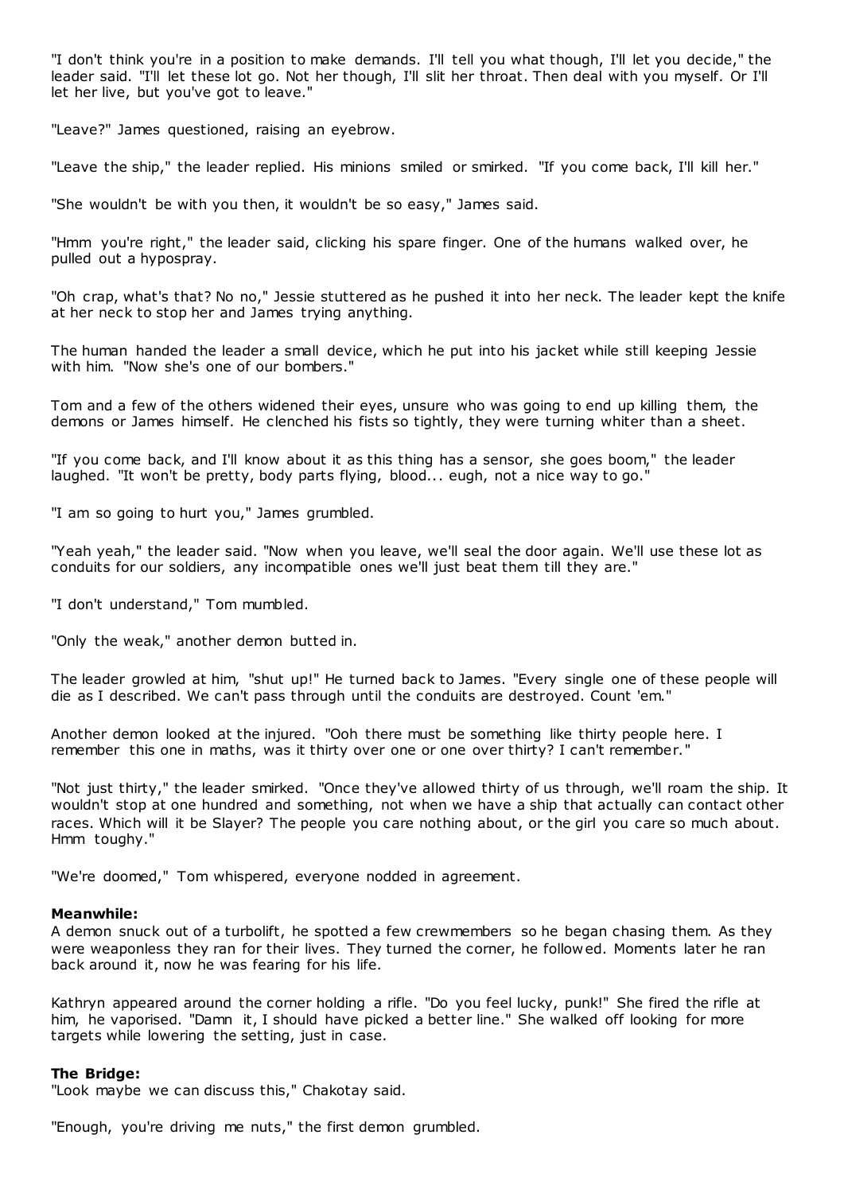"I don't think you're in a position to make demands. I'll tell you what though, I'll let you decide," the leader said. "I'll let these lot go. Not her though, I'll slit her throat. Then deal with you myself. Or I'll let her live, but you've got to leave."

"Leave?" James questioned, raising an eyebrow.

"Leave the ship," the leader replied. His minions smiled or smirked. "If you come back, I'll kill her."

"She wouldn't be with you then, it wouldn't be so easy," James said.

"Hmm you're right," the leader said, clicking his spare finger. One of the humans walked over, he pulled out a hypospray.

"Oh crap, what's that? No no," Jessie stuttered as he pushed it into her neck. The leader kept the knife at her neck to stop her and James trying anything.

The human handed the leader a small device, which he put into his jacket while still keeping Jessie with him. "Now she's one of our bombers."

Tom and a few of the others widened their eyes, unsure who was going to end up killing them, the demons or James himself. He clenched his fists so tightly, they were turning whiter than a sheet.

"If you come back, and I'll know about it as this thing has a sensor, she goes boom," the leader laughed. "It won't be pretty, body parts flying, blood... eugh, not a nice way to go."

"I am so going to hurt you," James grumbled.

"Yeah yeah," the leader said. "Now when you leave, we'll seal the door again. We'll use these lot as conduits for our soldiers, any incompatible ones we'll just beat them till they are."

"I don't understand," Tom mumbled.

"Only the weak," another demon butted in.

The leader growled at him, "shut up!" He turned back to James. "Every single one of these people will die as I described. We can't pass through until the conduits are destroyed. Count 'em."

Another demon looked at the injured. "Ooh there must be something like thirty people here. I remember this one in maths, was it thirty over one or one over thirty? I can't remember."

"Not just thirty," the leader smirked. "Once they've allowed thirty of us through, we'll roam the ship. It wouldn't stop at one hundred and something, not when we have a ship that actually can contact other races. Which will it be Slayer? The people you care nothing about, or the girl you care so much about. Hmm toughy."

"We're doomed," Tom whispered, everyone nodded in agreement.

**Meanwhile:**
A demon snuck out of a turbolift, he spotted a few crewmembers so he began chasing them. As they were weaponless they ran for their lives. They turned the corner, he followed. Moments later he ran back around it, now he was fearing for his life.

Kathryn appeared around the corner holding a rifle. "Do you feel lucky, punk!" She fired the rifle at him, he vaporised. "Damn it, I should have picked a better line." She walked off looking for more targets while lowering the setting, just in case.

**The Bridge:**
"Look maybe we can discuss this," Chakotay said.

"Enough, you're driving me nuts," the first demon grumbled.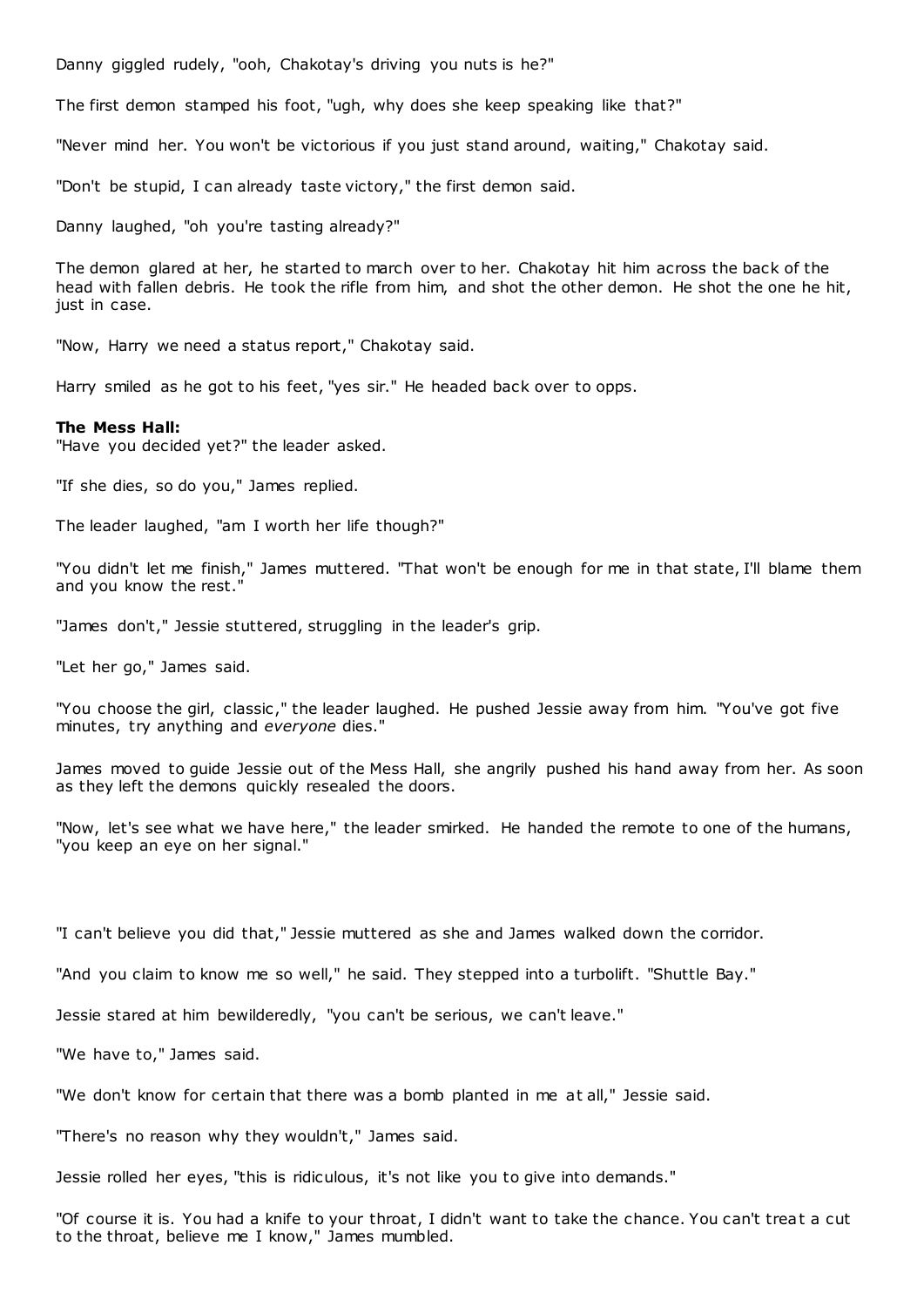Danny giggled rudely, "ooh, Chakotay's driving you nuts is he?"

The first demon stamped his foot, "ugh, why does she keep speaking like that?"

"Never mind her. You won't be victorious if you just stand around, waiting," Chakotay said.

"Don't be stupid, I can already taste victory," the first demon said.

Danny laughed, "oh you're tasting already?"

The demon glared at her, he started to march over to her. Chakotay hit him across the back of the head with fallen debris. He took the rifle from him, and shot the other demon. He shot the one he hit, just in case.

"Now, Harry we need a status report," Chakotay said.

Harry smiled as he got to his feet, "yes sir." He headed back over to opps.

**The Mess Hall:**
"Have you decided yet?" the leader asked.

"If she dies, so do you," James replied.

The leader laughed, "am I worth her life though?"

"You didn't let me finish," James muttered. "That won't be enough for me in that state, I'll blame them and you know the rest."

"James don't," Jessie stuttered, struggling in the leader's grip.

"Let her go," James said.

"You choose the girl, classic," the leader laughed. He pushed Jessie away from him. "You've got five minutes, try anything and *everyone* dies."

James moved to guide Jessie out of the Mess Hall, she angrily pushed his hand away from her. As soon as they left the demons quickly resealed the doors.

"Now, let's see what we have here," the leader smirked. He handed the remote to one of the humans, "you keep an eye on her signal."

"I can't believe you did that," Jessie muttered as she and James walked down the corridor.

"And you claim to know me so well," he said. They stepped into a turbolift. "Shuttle Bay."

Jessie stared at him bewilderedly, "you can't be serious, we can't leave."

"We have to," James said.

"We don't know for certain that there was a bomb planted in me at all," Jessie said.

"There's no reason why they wouldn't," James said.

Jessie rolled her eyes, "this is ridiculous, it's not like you to give into demands."

"Of course it is. You had a knife to your throat, I didn't want to take the chance. You can't treat a cut to the throat, believe me I know," James mumbled.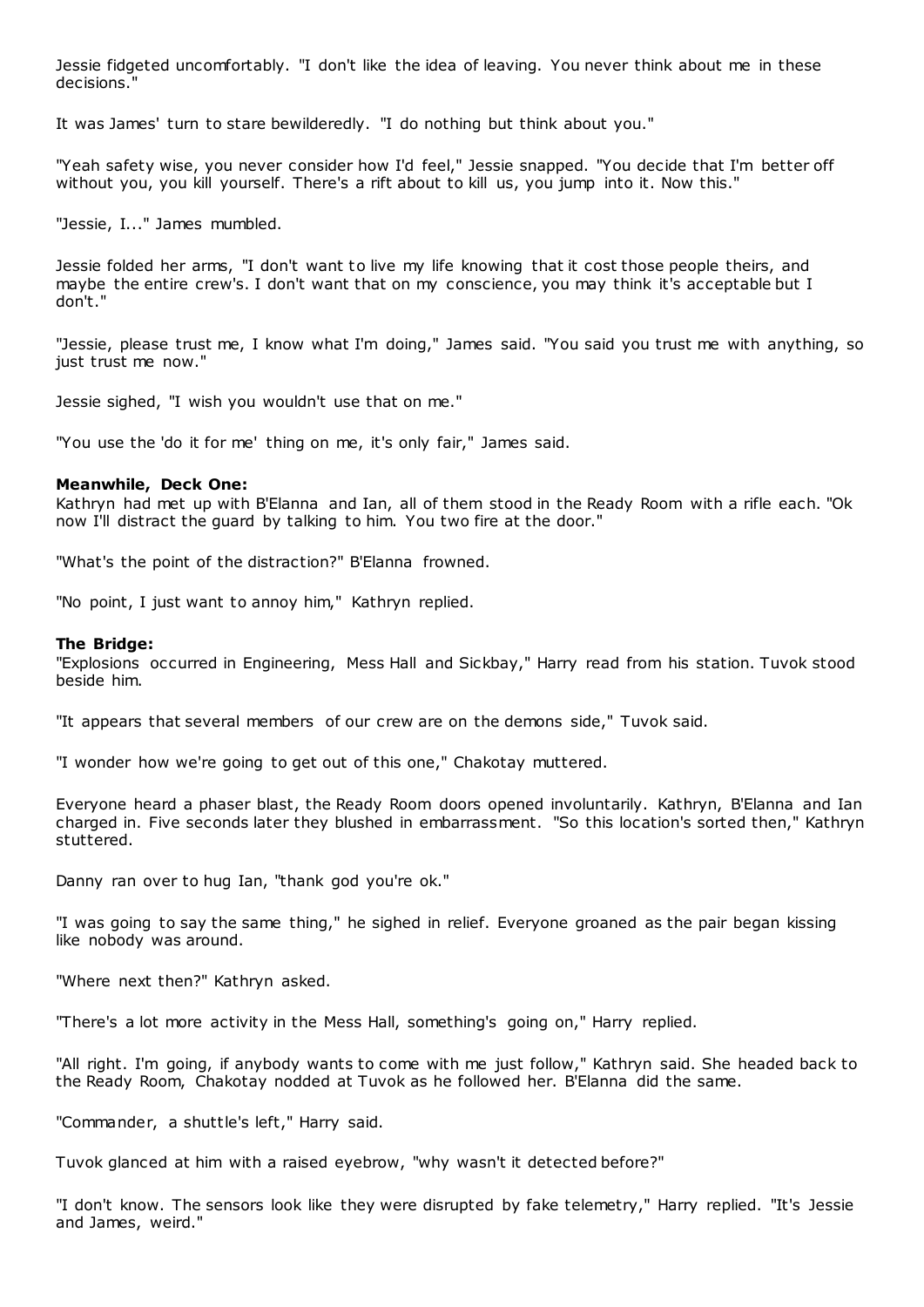Jessie fidgeted uncomfortably. "I don't like the idea of leaving. You never think about me in these decisions."

It was James' turn to stare bewilderedly. "I do nothing but think about you."

"Yeah safety wise, you never consider how I'd feel," Jessie snapped. "You decide that I'm better off without you, you kill yourself. There's a rift about to kill us, you jump into it. Now this."

"Jessie, I..." James mumbled.

Jessie folded her arms, "I don't want to live my life knowing that it cost those people theirs, and maybe the entire crew's. I don't want that on my conscience, you may think it's acceptable but I don't."

"Jessie, please trust me, I know what I'm doing," James said. "You said you trust me with anything, so just trust me now."

Jessie sighed, "I wish you wouldn't use that on me."

"You use the 'do it for me' thing on me, it's only fair," James said.

**Meanwhile, Deck One:**
Kathryn had met up with B'Elanna and Ian, all of them stood in the Ready Room with a rifle each. "Ok now I'll distract the guard by talking to him. You two fire at the door."

"What's the point of the distraction?" B'Elanna frowned.

"No point, I just want to annoy him," Kathryn replied.

**The Bridge:**
"Explosions occurred in Engineering, Mess Hall and Sickbay," Harry read from his station. Tuvok stood beside him.

"It appears that several members of our crew are on the demons side," Tuvok said.

"I wonder how we're going to get out of this one," Chakotay muttered.

Everyone heard a phaser blast, the Ready Room doors opened involuntarily. Kathryn, B'Elanna and Ian charged in. Five seconds later they blushed in embarrassment. "So this location's sorted then," Kathryn stuttered.

Danny ran over to hug Ian, "thank god you're ok."

"I was going to say the same thing," he sighed in relief. Everyone groaned as the pair began kissing like nobody was around.

"Where next then?" Kathryn asked.

"There's a lot more activity in the Mess Hall, something's going on," Harry replied.

"All right. I'm going, if anybody wants to come with me just follow," Kathryn said. She headed back to the Ready Room, Chakotay nodded at Tuvok as he followed her. B'Elanna did the same.

"Commander, a shuttle's left," Harry said.

Tuvok glanced at him with a raised eyebrow, "why wasn't it detected before?"

"I don't know. The sensors look like they were disrupted by fake telemetry," Harry replied. "It's Jessie and James, weird."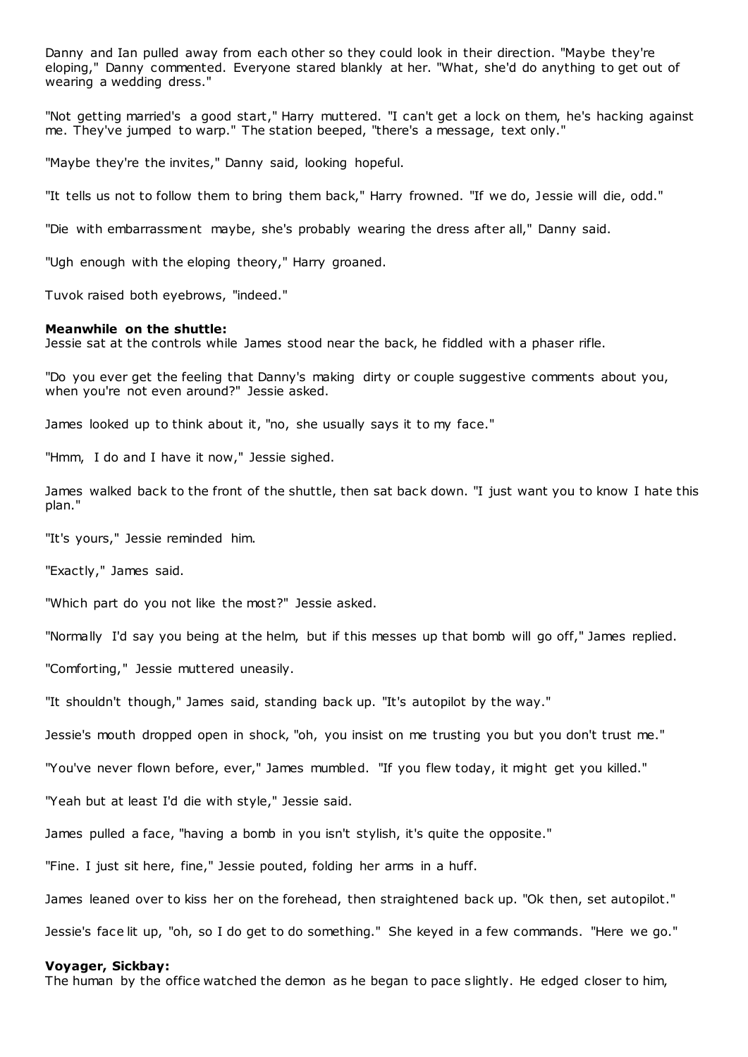Danny and Ian pulled away from each other so they could look in their direction. "Maybe they're eloping," Danny commented. Everyone stared blankly at her. "What, she'd do anything to get out of wearing a wedding dress."

"Not getting married's a good start," Harry muttered. "I can't get a lock on them, he's hacking against me. They've jumped to warp." The station beeped, "there's a message, text only."

"Maybe they're the invites," Danny said, looking hopeful.

"It tells us not to follow them to bring them back," Harry frowned. "If we do, Jessie will die, odd."

"Die with embarrassment maybe, she's probably wearing the dress after all," Danny said.

"Ugh enough with the eloping theory," Harry groaned.

Tuvok raised both eyebrows, "indeed."

**Meanwhile on the shuttle:**
Jessie sat at the controls while James stood near the back, he fiddled with a phaser rifle.

"Do you ever get the feeling that Danny's making dirty or couple suggestive comments about you, when you're not even around?" Jessie asked.

James looked up to think about it, "no, she usually says it to my face."

"Hmm, I do and I have it now," Jessie sighed.

James walked back to the front of the shuttle, then sat back down. "I just want you to know I hate this plan."

"It's yours," Jessie reminded him.

"Exactly," James said.

"Which part do you not like the most?" Jessie asked.

"Normally I'd say you being at the helm, but if this messes up that bomb will go off," James replied.

"Comforting," Jessie muttered uneasily.

"It shouldn't though," James said, standing back up. "It's autopilot by the way."

Jessie's mouth dropped open in shock, "oh, you insist on me trusting you but you don't trust me."

"You've never flown before, ever," James mumbled. "If you flew today, it might get you killed."

"Yeah but at least I'd die with style," Jessie said.

James pulled a face, "having a bomb in you isn't stylish, it's quite the opposite."

"Fine. I just sit here, fine," Jessie pouted, folding her arms in a huff.

James leaned over to kiss her on the forehead, then straightened back up. "Ok then, set autopilot."

Jessie's face lit up, "oh, so I do get to do something." She keyed in a few commands. "Here we go."

**Voyager, Sickbay:**
The human by the office watched the demon as he began to pace slightly. He edged closer to him,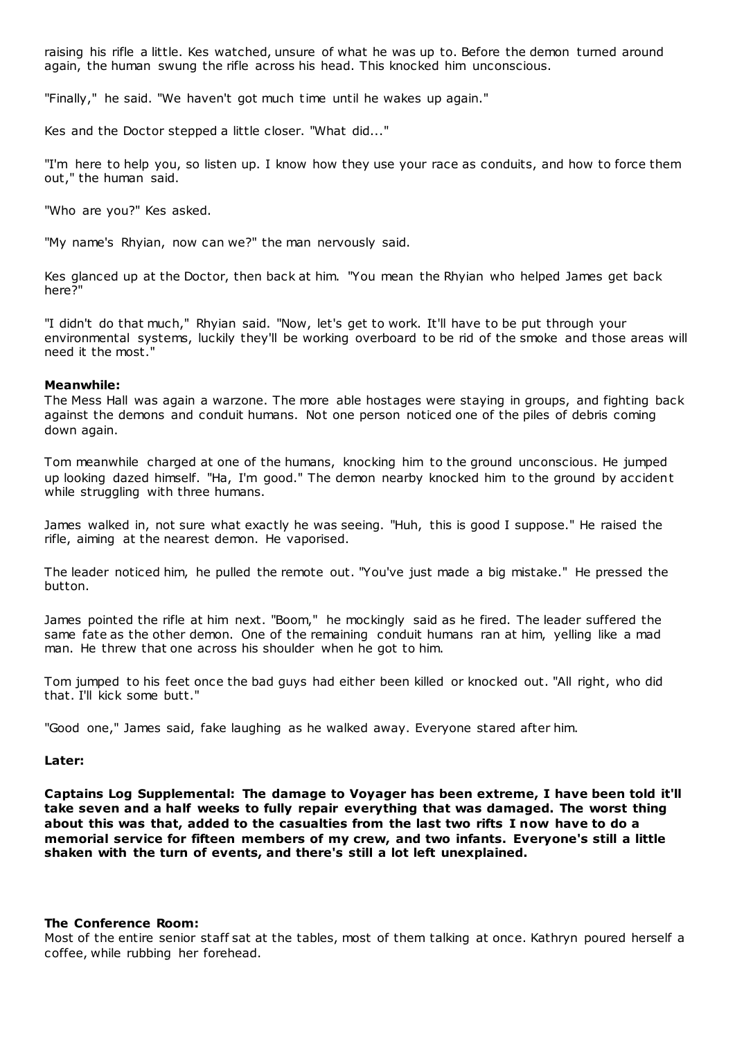raising his rifle a little. Kes watched, unsure of what he was up to. Before the demon turned around again, the human swung the rifle across his head. This knocked him unconscious.

"Finally," he said. "We haven't got much time until he wakes up again."

Kes and the Doctor stepped a little closer. "What did..."

"I'm here to help you, so listen up. I know how they use your race as conduits, and how to force them out," the human said.

"Who are you?" Kes asked.

"My name's Rhyian, now can we?" the man nervously said.

Kes glanced up at the Doctor, then back at him. "You mean the Rhyian who helped James get back here?"

"I didn't do that much," Rhyian said. "Now, let's get to work. It'll have to be put through your environmental systems, luckily they'll be working overboard to be rid of the smoke and those areas will need it the most."

**Meanwhile:**
The Mess Hall was again a warzone. The more able hostages were staying in groups, and fighting back against the demons and conduit humans. Not one person noticed one of the piles of debris coming down again.

Tom meanwhile charged at one of the humans, knocking him to the ground unconscious. He jumped up looking dazed himself. "Ha, I'm good." The demon nearby knocked him to the ground by accident while struggling with three humans.

James walked in, not sure what exactly he was seeing. "Huh, this is good I suppose." He raised the rifle, aiming at the nearest demon. He vaporised.

The leader noticed him, he pulled the remote out. "You've just made a big mistake." He pressed the button.

James pointed the rifle at him next. "Boom," he mockingly said as he fired. The leader suffered the same fate as the other demon. One of the remaining conduit humans ran at him, yelling like a mad man. He threw that one across his shoulder when he got to him.

Tom jumped to his feet once the bad guys had either been killed or knocked out. "All right, who did that. I'll kick some butt."

"Good one," James said, fake laughing as he walked away. Everyone stared after him.

**Later:**

**Captains Log Supplemental: The damage to Voyager has been extreme, I have been told it'll take seven and a half weeks to fully repair everything that was damaged. The worst thing about this was that, added to the casualties from the last two rifts I now have to do a memorial service for fifteen members of my crew, and two infants. Everyone's still a little shaken with the turn of events, and there's still a lot left unexplained.**

**The Conference Room:**
Most of the entire senior staff sat at the tables, most of them talking at once. Kathryn poured herself a coffee, while rubbing her forehead.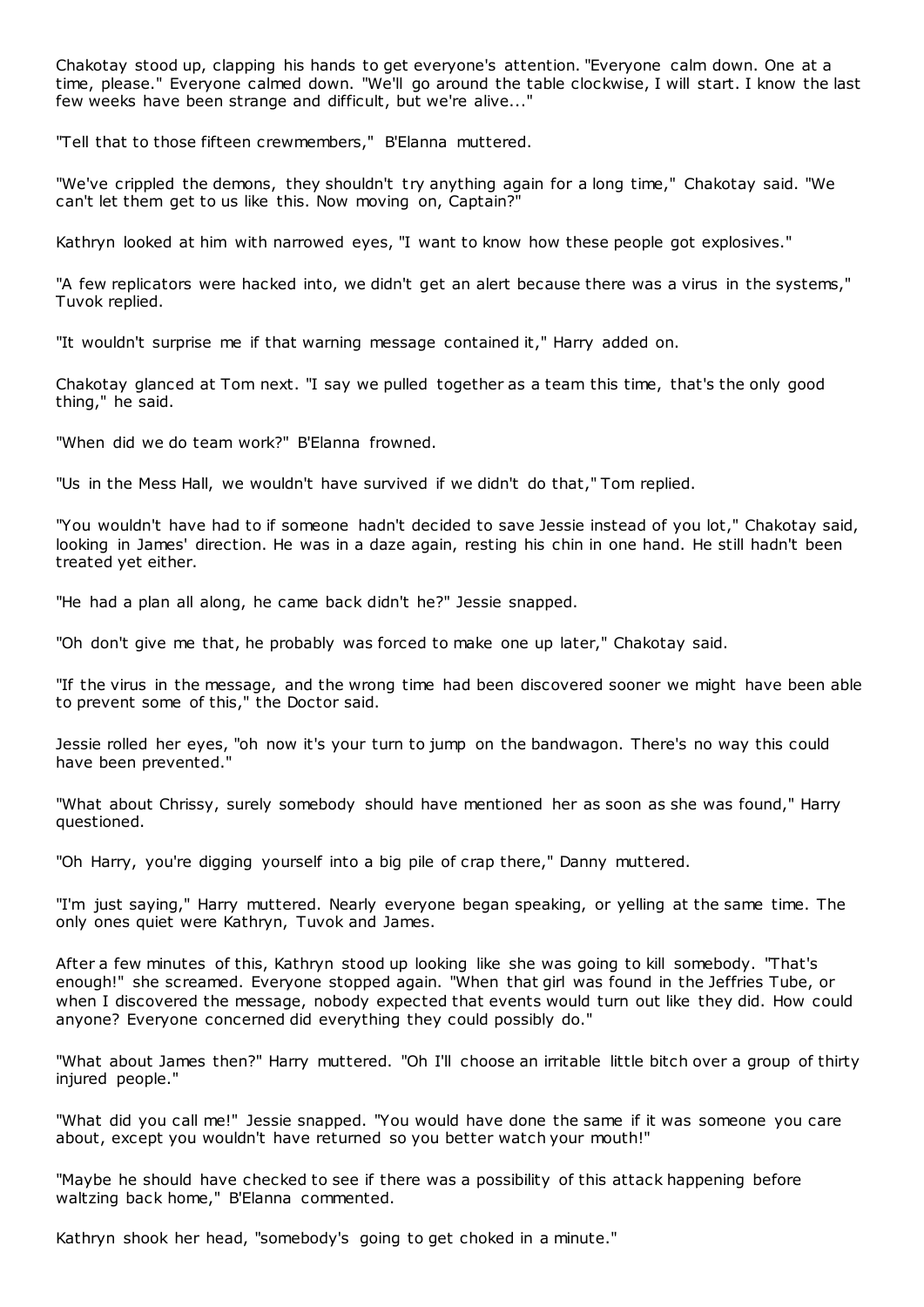Chakotay stood up, clapping his hands to get everyone's attention. "Everyone calm down. One at a time, please." Everyone calmed down. "We'll go around the table clockwise, I will start. I know the last few weeks have been strange and difficult, but we're alive..."

"Tell that to those fifteen crewmembers," B'Elanna muttered.

"We've crippled the demons, they shouldn't try anything again for a long time," Chakotay said. "We can't let them get to us like this. Now moving on, Captain?"

Kathryn looked at him with narrowed eyes, "I want to know how these people got explosives."

"A few replicators were hacked into, we didn't get an alert because there was a virus in the systems," Tuvok replied.

"It wouldn't surprise me if that warning message contained it," Harry added on.

Chakotay glanced at Tom next. "I say we pulled together as a team this time, that's the only good thing," he said.

"When did we do team work?" B'Elanna frowned.

"Us in the Mess Hall, we wouldn't have survived if we didn't do that," Tom replied.

"You wouldn't have had to if someone hadn't decided to save Jessie instead of you lot," Chakotay said, looking in James' direction. He was in a daze again, resting his chin in one hand. He still hadn't been treated yet either.

"He had a plan all along, he came back didn't he?" Jessie snapped.

"Oh don't give me that, he probably was forced to make one up later," Chakotay said.

"If the virus in the message, and the wrong time had been discovered sooner we might have been able to prevent some of this," the Doctor said.

Jessie rolled her eyes, "oh now it's your turn to jump on the bandwagon. There's no way this could have been prevented."

"What about Chrissy, surely somebody should have mentioned her as soon as she was found," Harry questioned.

"Oh Harry, you're digging yourself into a big pile of crap there," Danny muttered.

"I'm just saying," Harry muttered. Nearly everyone began speaking, or yelling at the same time. The only ones quiet were Kathryn, Tuvok and James.

After a few minutes of this, Kathryn stood up looking like she was going to kill somebody. "That's enough!" she screamed. Everyone stopped again. "When that girl was found in the Jeffries Tube, or when I discovered the message, nobody expected that events would turn out like they did. How could anyone? Everyone concerned did everything they could possibly do."

"What about James then?" Harry muttered. "Oh I'll choose an irritable little bitch over a group of thirty injured people."

"What did you call me!" Jessie snapped. "You would have done the same if it was someone you care about, except you wouldn't have returned so you better watch your mouth!"

"Maybe he should have checked to see if there was a possibility of this attack happening before waltzing back home," B'Elanna commented.

Kathryn shook her head, "somebody's going to get choked in a minute."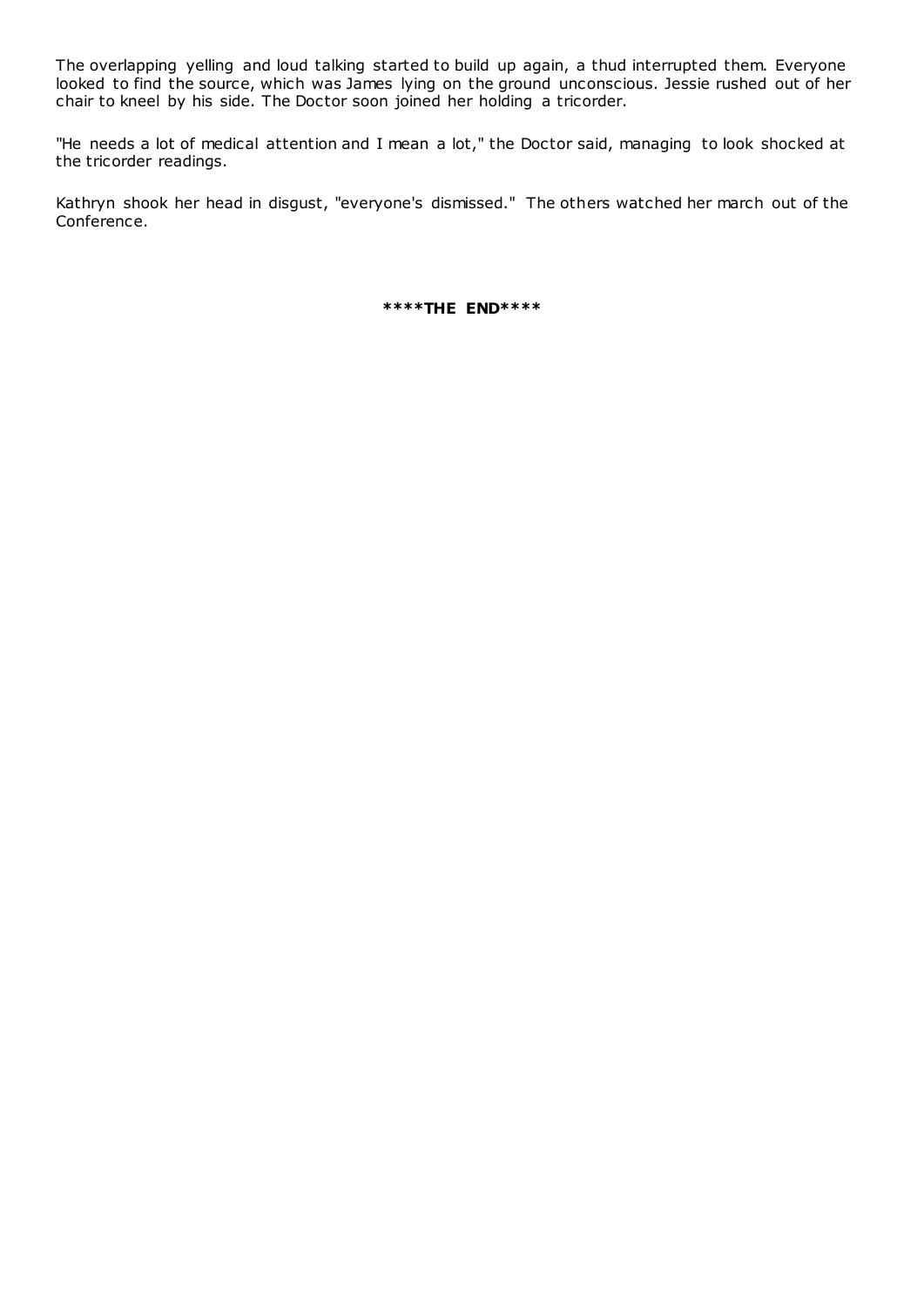The overlapping yelling and loud talking started to build up again, a thud interrupted them. Everyone looked to find the source, which was James lying on the ground unconscious. Jessie rushed out of her chair to kneel by his side. The Doctor soon joined her holding a tricorder.

"He needs a lot of medical attention and I mean a lot," the Doctor said, managing to look shocked at the tricorder readings.

Kathryn shook her head in disgust, "everyone's dismissed." The others watched her march out of the Conference.

**\*\*\*\*THE END\*\*\*\***